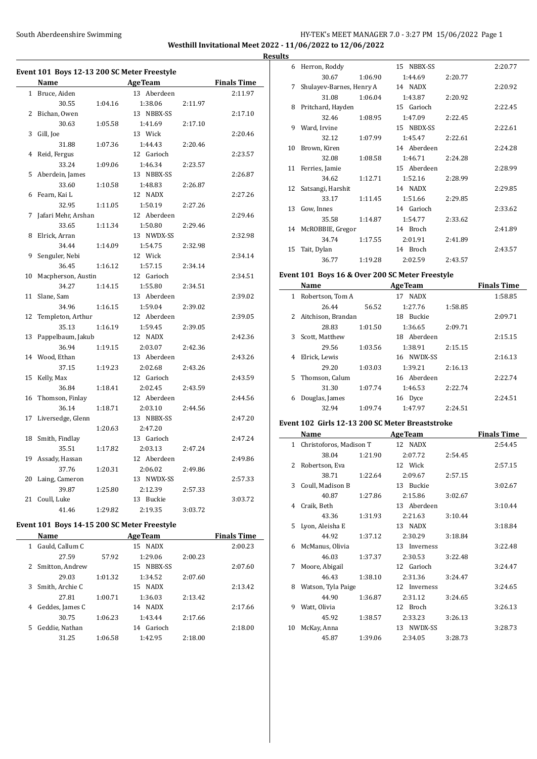**Westhill Invitational Meet 2022 - 11/06/2022 to 12/06/2022**

**Results**

### Event 101 Boys 12-13 200 SC Meter Freestyle

| | Name | Age | Team | | Finals Time |
|---|---|---|---|---|---|
| 1 | Bruce, Aiden | 13 | Aberdeen | | 2:11.97 |
| | 30.55 | 1:04.16 | 1:38.06 | 2:11.97 | |
| 2 | Bichan, Owen | 13 | NBBX-SS | | 2:17.10 |
| | 30.63 | 1:05.58 | 1:41.69 | 2:17.10 | |
| 3 | Gill, Joe | 13 | Wick | | 2:20.46 |
| | 31.88 | 1:07.36 | 1:44.43 | 2:20.46 | |
| 4 | Reid, Fergus | 12 | Garioch | | 2:23.57 |
| | 33.24 | 1:09.06 | 1:46.34 | 2:23.57 | |
| 5 | Aberdein, James | 13 | NBBX-SS | | 2:26.87 |
| | 33.60 | 1:10.58 | 1:48.83 | 2:26.87 | |
| 6 | Fearn, Kai L | 12 | NADX | | 2:27.26 |
| | 32.95 | 1:11.05 | 1:50.19 | 2:27.26 | |
| 7 | Jafari Mehr, Arshan | 12 | Aberdeen | | 2:29.46 |
| | 33.65 | 1:11.34 | 1:50.80 | 2:29.46 | |
| 8 | Elrick, Arran | 13 | NWDX-SS | | 2:32.98 |
| | 34.44 | 1:14.09 | 1:54.75 | 2:32.98 | |
| 9 | Senguler, Nebi | 12 | Wick | | 2:34.14 |
| | 36.45 | 1:16.12 | 1:57.15 | 2:34.14 | |
| 10 | Macpherson, Austin | 12 | Garioch | | 2:34.51 |
| | 34.27 | 1:14.15 | 1:55.80 | 2:34.51 | |
| 11 | Slane, Sam | 13 | Aberdeen | | 2:39.02 |
| | 34.96 | 1:16.15 | 1:59.04 | 2:39.02 | |
| 12 | Templeton, Arthur | 12 | Aberdeen | | 2:39.05 |
| | 35.13 | 1:16.19 | 1:59.45 | 2:39.05 | |
| 13 | Pappelbaum, Jakub | 12 | NADX | | 2:42.36 |
| | 36.94 | 1:19.15 | 2:03.07 | 2:42.36 | |
| 14 | Wood, Ethan | 13 | Aberdeen | | 2:43.26 |
| | 37.15 | 1:19.23 | 2:02.68 | 2:43.26 | |
| 15 | Kelly, Max | 12 | Garioch | | 2:43.59 |
| | 36.84 | 1:18.41 | 2:02.45 | 2:43.59 | |
| 16 | Thomson, Finlay | 12 | Aberdeen | | 2:44.56 |
| | 36.14 | 1:18.71 | 2:03.10 | 2:44.56 | |
| 17 | Liversedge, Glenn | 13 | NBBX-SS | | 2:47.20 |
| | | 1:20.63 | 2:47.20 | | |
| 18 | Smith, Findlay | 13 | Garioch | | 2:47.24 |
| | 35.51 | 1:17.82 | 2:03.13 | 2:47.24 | |
| 19 | Assady, Hassan | 12 | Aberdeen | | 2:49.86 |
| | 37.76 | 1:20.31 | 2:06.02 | 2:49.86 | |
| 20 | Laing, Cameron | 13 | NWDX-SS | | 2:57.33 |
| | 39.87 | 1:25.80 | 2:12.39 | 2:57.33 | |
| 21 | Coull, Luke | 13 | Buckie | | 3:03.72 |
| | 41.46 | 1:29.82 | 2:19.35 | 3:03.72 | |

### Event 101 Boys 14-15 200 SC Meter Freestyle

| | Name | Age | Team | | Finals Time |
|---|---|---|---|---|---|
| 1 | Gauld, Callum C | 15 | NADX | | 2:00.23 |
| | 27.59 | 57.92 | 1:29.06 | 2:00.23 | |
| 2 | Smitton, Andrew | 15 | NBBX-SS | | 2:07.60 |
| | 29.03 | 1:01.32 | 1:34.52 | 2:07.60 | |
| 3 | Smith, Archie C | 15 | NADX | | 2:13.42 |
| | 27.81 | 1:00.71 | 1:36.03 | 2:13.42 | |
| 4 | Geddes, James C | 14 | NADX | | 2:17.66 |
| | 30.75 | 1:06.23 | 1:43.44 | 2:17.66 | |
| 5 | Geddie, Nathan | 14 | Garioch | | 2:18.00 |
| | 31.25 | 1:06.58 | 1:42.95 | 2:18.00 | |
| 6 | Herron, Roddy | 15 | NBBX-SS | | 2:20.77 |
| | 30.67 | 1:06.90 | 1:44.69 | 2:20.77 | |
| 7 | Shulayev-Barnes, Henry A | 14 | NADX | | 2:20.92 |
| | 31.08 | 1:06.04 | 1:43.87 | 2:20.92 | |
| 8 | Pritchard, Hayden | 15 | Garioch | | 2:22.45 |
| | 32.46 | 1:08.95 | 1:47.09 | 2:22.45 | |
| 9 | Ward, Irvine | 15 | NBDX-SS | | 2:22.61 |
| | 32.12 | 1:07.99 | 1:45.47 | 2:22.61 | |
| 10 | Brown, Kiren | 14 | Aberdeen | | 2:24.28 |
| | 32.08 | 1:08.58 | 1:46.71 | 2:24.28 | |
| 11 | Ferries, Jamie | 15 | Aberdeen | | 2:28.99 |
| | 34.62 | 1:12.71 | 1:52.16 | 2:28.99 | |
| 12 | Satsangi, Harshit | 14 | NADX | | 2:29.85 |
| | 33.17 | 1:11.45 | 1:51.66 | 2:29.85 | |
| 13 | Gow, Innes | 14 | Garioch | | 2:33.62 |
| | 35.58 | 1:14.87 | 1:54.77 | 2:33.62 | |
| 14 | McROBBIE, Gregor | 14 | Broch | | 2:41.89 |
| | 34.74 | 1:17.55 | 2:01.91 | 2:41.89 | |
| 15 | Tait, Dylan | 14 | Broch | | 2:43.57 |
| | 36.77 | 1:19.28 | 2:02.59 | 2:43.57 | |

### Event 101 Boys 16 & Over 200 SC Meter Freestyle

| | Name | Age | Team | | Finals Time |
|---|---|---|---|---|---|
| 1 | Robertson, Tom A | 17 | NADX | | 1:58.85 |
| | 26.44 | 56.52 | 1:27.76 | 1:58.85 | |
| 2 | Aitchison, Brandan | 18 | Buckie | | 2:09.71 |
| | 28.83 | 1:01.50 | 1:36.65 | 2:09.71 | |
| 3 | Scott, Matthew | 18 | Aberdeen | | 2:15.15 |
| | 29.56 | 1:03.56 | 1:38.91 | 2:15.15 | |
| 4 | Elrick, Lewis | 16 | NWDX-SS | | 2:16.13 |
| | 29.20 | 1:03.03 | 1:39.21 | 2:16.13 | |
| 5 | Thomson, Calum | 16 | Aberdeen | | 2:22.74 |
| | 31.30 | 1:07.74 | 1:46.53 | 2:22.74 | |
| 6 | Douglas, James | 16 | Dyce | | 2:24.51 |
| | 32.94 | 1:09.74 | 1:47.97 | 2:24.51 | |

### Event 102 Girls 12-13 200 SC Meter Breaststroke

| | Name | Age | Team | | Finals Time |
|---|---|---|---|---|---|
| 1 | Christoforos, Madison T | 12 | NADX | | 2:54.45 |
| | 38.04 | 1:21.90 | 2:07.72 | 2:54.45 | |
| 2 | Robertson, Eva | 12 | Wick | | 2:57.15 |
| | 38.71 | 1:22.64 | 2:09.67 | 2:57.15 | |
| 3 | Coull, Madison B | 13 | Buckie | | 3:02.67 |
| | 40.87 | 1:27.86 | 2:15.86 | 3:02.67 | |
| 4 | Craik, Beth | 13 | Aberdeen | | 3:10.44 |
| | 43.36 | 1:31.93 | 2:21.63 | 3:10.44 | |
| 5 | Lyon, Aleisha E | 13 | NADX | | 3:18.84 |
| | 44.92 | 1:37.12 | 2:30.29 | 3:18.84 | |
| 6 | McManus, Olivia | 13 | Inverness | | 3:22.48 |
| | 46.03 | 1:37.37 | 2:30.53 | 3:22.48 | |
| 7 | Moore, Abigail | 12 | Garioch | | 3:24.47 |
| | 46.43 | 1:38.10 | 2:31.36 | 3:24.47 | |
| 8 | Watson, Tyla Paige | 12 | Inverness | | 3:24.65 |
| | 44.90 | 1:36.87 | 2:31.12 | 3:24.65 | |
| 9 | Watt, Olivia | 12 | Broch | | 3:26.13 |
| | 45.92 | 1:38.57 | 2:33.23 | 3:26.13 | |
| 10 | McKay, Anna | 13 | NWDX-SS | | 3:28.73 |
| | 45.87 | 1:39.06 | 2:34.05 | 3:28.73 | |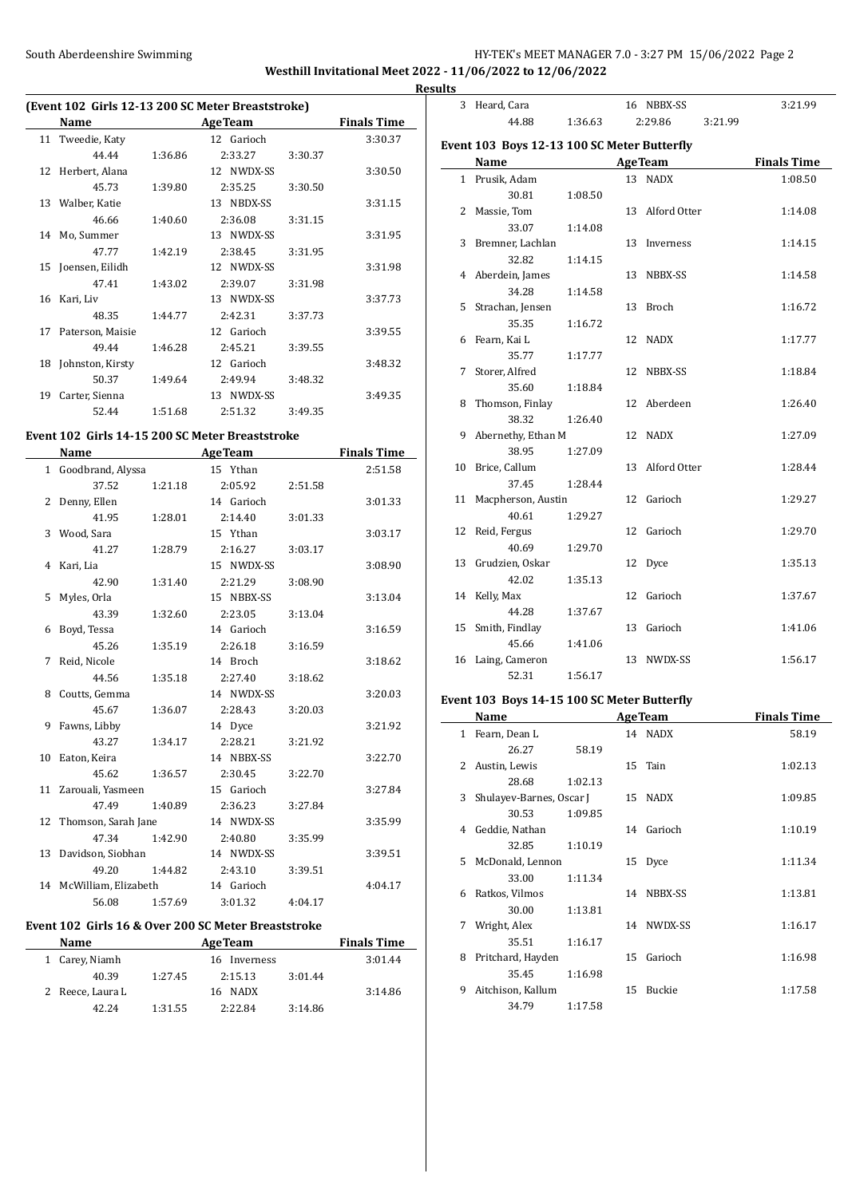**Westhill Invitational Meet 2022 - 11/06/2022 to 12/06/2022**

**Results**

### (Event 102 Girls 12-13 200 SC Meter Breaststroke)

| | Name | Age | Team | | Finals Time |
|---|---|---|---|---|---|
| 11 | Tweedie, Katy | 12 | Garioch | | 3:30.37 |
| | 44.44 | 1:36.86 | 2:33.27 | 3:30.37 | |
| 12 | Herbert, Alana | 12 | NWDX-SS | | 3:30.50 |
| | 45.73 | 1:39.80 | 2:35.25 | 3:30.50 | |
| 13 | Walber, Katie | 13 | NBDX-SS | | 3:31.15 |
| | 46.66 | 1:40.60 | 2:36.08 | 3:31.15 | |
| 14 | Mo, Summer | 13 | NWDX-SS | | 3:31.95 |
| | 47.77 | 1:42.19 | 2:38.45 | 3:31.95 | |
| 15 | Joensen, Eilidh | 12 | NWDX-SS | | 3:31.98 |
| | 47.41 | 1:43.02 | 2:39.07 | 3:31.98 | |
| 16 | Kari, Liv | 13 | NWDX-SS | | 3:37.73 |
| | 48.35 | 1:44.77 | 2:42.31 | 3:37.73 | |
| 17 | Paterson, Maisie | 12 | Garioch | | 3:39.55 |
| | 49.44 | 1:46.28 | 2:45.21 | 3:39.55 | |
| 18 | Johnston, Kirsty | 12 | Garioch | | 3:48.32 |
| | 50.37 | 1:49.64 | 2:49.94 | 3:48.32 | |
| 19 | Carter, Sienna | 13 | NWDX-SS | | 3:49.35 |
| | 52.44 | 1:51.68 | 2:51.32 | 3:49.35 | |

### Event 102 Girls 14-15 200 SC Meter Breaststroke

| | Name | Age | Team | | Finals Time |
|---|---|---|---|---|---|
| 1 | Goodbrand, Alyssa | 15 | Ythan | | 2:51.58 |
| | 37.52 | 1:21.18 | 2:05.92 | 2:51.58 | |
| 2 | Denny, Ellen | 14 | Garioch | | 3:01.33 |
| | 41.95 | 1:28.01 | 2:14.40 | 3:01.33 | |
| 3 | Wood, Sara | 15 | Ythan | | 3:03.17 |
| | 41.27 | 1:28.79 | 2:16.27 | 3:03.17 | |
| 4 | Kari, Lia | 15 | NWDX-SS | | 3:08.90 |
| | 42.90 | 1:31.40 | 2:21.29 | 3:08.90 | |
| 5 | Myles, Orla | 15 | NBBX-SS | | 3:13.04 |
| | 43.39 | 1:32.60 | 2:23.05 | 3:13.04 | |
| 6 | Boyd, Tessa | 14 | Garioch | | 3:16.59 |
| | 45.26 | 1:35.19 | 2:26.18 | 3:16.59 | |
| 7 | Reid, Nicole | 14 | Broch | | 3:18.62 |
| | 44.56 | 1:35.18 | 2:27.40 | 3:18.62 | |
| 8 | Coutts, Gemma | 14 | NWDX-SS | | 3:20.03 |
| | 45.67 | 1:36.07 | 2:28.43 | 3:20.03 | |
| 9 | Fawns, Libby | 14 | Dyce | | 3:21.92 |
| | 43.27 | 1:34.17 | 2:28.21 | 3:21.92 | |
| 10 | Eaton, Keira | 14 | NBBX-SS | | 3:22.70 |
| | 45.62 | 1:36.57 | 2:30.45 | 3:22.70 | |
| 11 | Zarouali, Yasmeen | 15 | Garioch | | 3:27.84 |
| | 47.49 | 1:40.89 | 2:36.23 | 3:27.84 | |
| 12 | Thomson, Sarah Jane | 14 | NWDX-SS | | 3:35.99 |
| | 47.34 | 1:42.90 | 2:40.80 | 3:35.99 | |
| 13 | Davidson, Siobhan | 14 | NWDX-SS | | 3:39.51 |
| | 49.20 | 1:44.82 | 2:43.10 | 3:39.51 | |
| 14 | McWilliam, Elizabeth | 14 | Garioch | | 4:04.17 |
| | 56.08 | 1:57.69 | 3:01.32 | 4:04.17 | |

### Event 102 Girls 16 & Over 200 SC Meter Breaststroke

| | Name | Age | Team | | Finals Time |
|---|---|---|---|---|---|
| 1 | Carey, Niamh | 16 | Inverness | | 3:01.44 |
| | 40.39 | 1:27.45 | 2:15.13 | 3:01.44 | |
| 2 | Reece, Laura L | 16 | NADX | | 3:14.86 |
| | 42.24 | 1:31.55 | 2:22.84 | 3:14.86 | |
| 3 | Heard, Cara | 16 | NBBX-SS | | 3:21.99 |
| | 44.88 | 1:36.63 | 2:29.86 | 3:21.99 | |

### Event 103 Boys 12-13 100 SC Meter Butterfly

| | Name | Age | Team | Finals Time |
|---|---|---|---|---|
| 1 | Prusik, Adam | 13 | NADX | 1:08.50 |
| | 30.81 | 1:08.50 | | |
| 2 | Massie, Tom | 13 | Alford Otter | 1:14.08 |
| | 33.07 | 1:14.08 | | |
| 3 | Bremner, Lachlan | 13 | Inverness | 1:14.15 |
| | 32.82 | 1:14.15 | | |
| 4 | Aberdein, James | 13 | NBBX-SS | 1:14.58 |
| | 34.28 | 1:14.58 | | |
| 5 | Strachan, Jensen | 13 | Broch | 1:16.72 |
| | 35.35 | 1:16.72 | | |
| 6 | Fearn, Kai L | 12 | NADX | 1:17.77 |
| | 35.77 | 1:17.77 | | |
| 7 | Storer, Alfred | 12 | NBBX-SS | 1:18.84 |
| | 35.60 | 1:18.84 | | |
| 8 | Thomson, Finlay | 12 | Aberdeen | 1:26.40 |
| | 38.32 | 1:26.40 | | |
| 9 | Abernethy, Ethan M | 12 | NADX | 1:27.09 |
| | 38.95 | 1:27.09 | | |
| 10 | Brice, Callum | 13 | Alford Otter | 1:28.44 |
| | 37.45 | 1:28.44 | | |
| 11 | Macpherson, Austin | 12 | Garioch | 1:29.27 |
| | 40.61 | 1:29.27 | | |
| 12 | Reid, Fergus | 12 | Garioch | 1:29.70 |
| | 40.69 | 1:29.70 | | |
| 13 | Grudzien, Oskar | 12 | Dyce | 1:35.13 |
| | 42.02 | 1:35.13 | | |
| 14 | Kelly, Max | 12 | Garioch | 1:37.67 |
| | 44.28 | 1:37.67 | | |
| 15 | Smith, Findlay | 13 | Garioch | 1:41.06 |
| | 45.66 | 1:41.06 | | |
| 16 | Laing, Cameron | 13 | NWDX-SS | 1:56.17 |
| | 52.31 | 1:56.17 | | |

### Event 103 Boys 14-15 100 SC Meter Butterfly

| | Name | Age | Team | Finals Time |
|---|---|---|---|---|
| 1 | Fearn, Dean L | 14 | NADX | 58.19 |
| | 26.27 | 58.19 | | |
| 2 | Austin, Lewis | 15 | Tain | 1:02.13 |
| | 28.68 | 1:02.13 | | |
| 3 | Shulayev-Barnes, Oscar J | 15 | NADX | 1:09.85 |
| | 30.53 | 1:09.85 | | |
| 4 | Geddie, Nathan | 14 | Garioch | 1:10.19 |
| | 32.85 | 1:10.19 | | |
| 5 | McDonald, Lennon | 15 | Dyce | 1:11.34 |
| | 33.00 | 1:11.34 | | |
| 6 | Ratkos, Vilmos | 14 | NBBX-SS | 1:13.81 |
| | 30.00 | 1:13.81 | | |
| 7 | Wright, Alex | 14 | NWDX-SS | 1:16.17 |
| | 35.51 | 1:16.17 | | |
| 8 | Pritchard, Hayden | 15 | Garioch | 1:16.98 |
| | 35.45 | 1:16.98 | | |
| 9 | Aitchison, Kallum | 15 | Buckie | 1:17.58 |
| | 34.79 | 1:17.58 | | |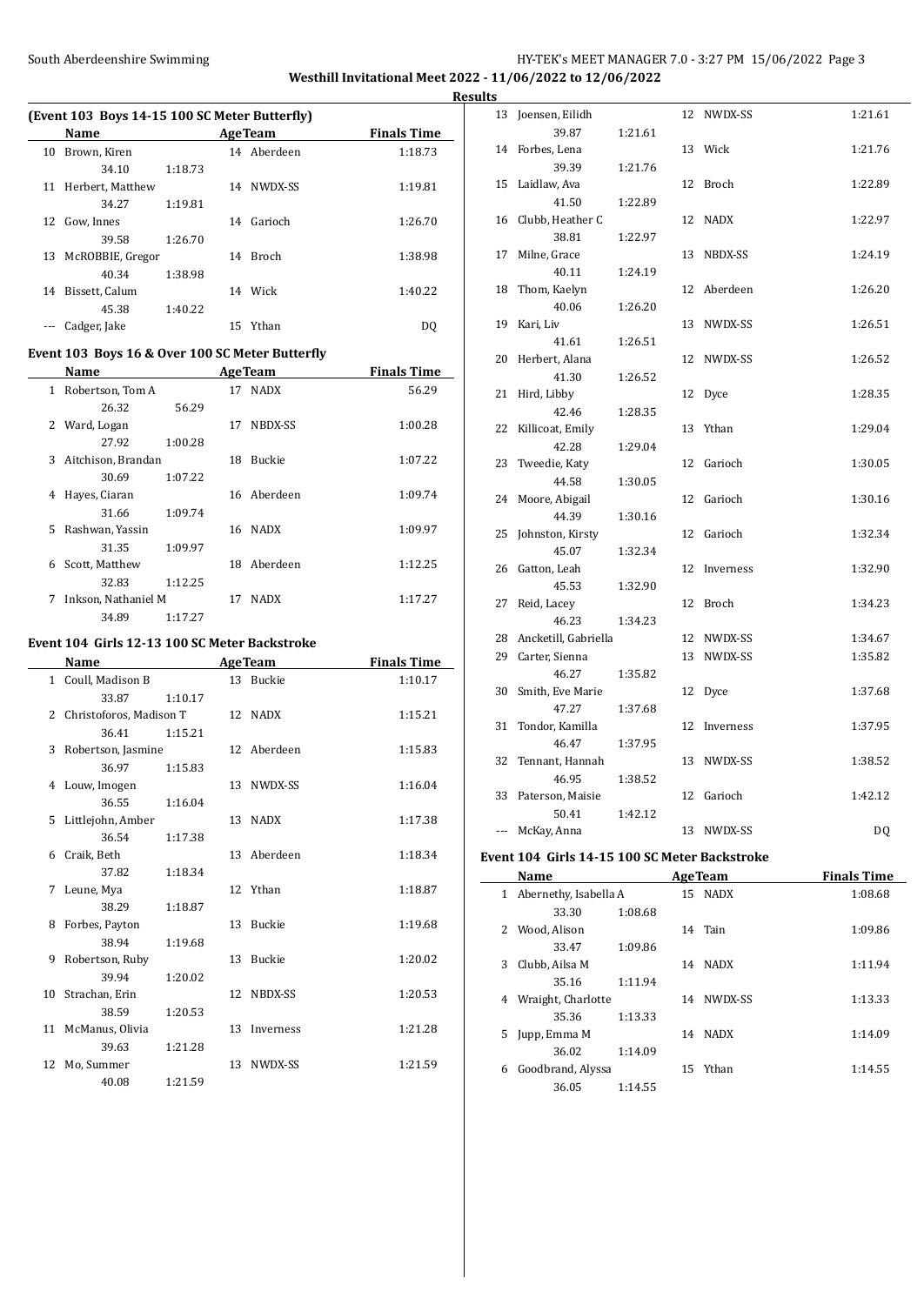**Results**

### (Event 103 Boys 14-15 100 SC Meter Butterfly)

| | Name | | Age | Team | Finals Time |
|---|---|---|---|---|---|
| 10 | Brown, Kiren | | 14 | Aberdeen | 1:18.73 |
| | 34.10 | 1:18.73 | | | |
| 11 | Herbert, Matthew | | 14 | NWDX-SS | 1:19.81 |
| | 34.27 | 1:19.81 | | | |
| 12 | Gow, Innes | | 14 | Garioch | 1:26.70 |
| | 39.58 | 1:26.70 | | | |
| 13 | McROBBIE, Gregor | | 14 | Broch | 1:38.98 |
| | 40.34 | 1:38.98 | | | |
| 14 | Bissett, Calum | | 14 | Wick | 1:40.22 |
| | 45.38 | 1:40.22 | | | |
| --- | Cadger, Jake | | 15 | Ythan | DQ |

### Event 103 Boys 16 & Over 100 SC Meter Butterfly

| | Name | | Age | Team | Finals Time |
|---|---|---|---|---|---|
| 1 | Robertson, Tom A | | 17 | NADX | 56.29 |
| | 26.32 | 56.29 | | | |
| 2 | Ward, Logan | | 17 | NBDX-SS | 1:00.28 |
| | 27.92 | 1:00.28 | | | |
| 3 | Aitchison, Brandan | | 18 | Buckie | 1:07.22 |
| | 30.69 | 1:07.22 | | | |
| 4 | Hayes, Ciaran | | 16 | Aberdeen | 1:09.74 |
| | 31.66 | 1:09.74 | | | |
| 5 | Rashwan, Yassin | | 16 | NADX | 1:09.97 |
| | 31.35 | 1:09.97 | | | |
| 6 | Scott, Matthew | | 18 | Aberdeen | 1:12.25 |
| | 32.83 | 1:12.25 | | | |
| 7 | Inkson, Nathaniel M | | 17 | NADX | 1:17.27 |
| | 34.89 | 1:17.27 | | | |

### Event 104 Girls 12-13 100 SC Meter Backstroke

| | Name | | Age | Team | Finals Time |
|---|---|---|---|---|---|
| 1 | Coull, Madison B | | 13 | Buckie | 1:10.17 |
| | 33.87 | 1:10.17 | | | |
| 2 | Christoforos, Madison T | | 12 | NADX | 1:15.21 |
| | 36.41 | 1:15.21 | | | |
| 3 | Robertson, Jasmine | | 12 | Aberdeen | 1:15.83 |
| | 36.97 | 1:15.83 | | | |
| 4 | Louw, Imogen | | 13 | NWDX-SS | 1:16.04 |
| | 36.55 | 1:16.04 | | | |
| 5 | Littlejohn, Amber | | 13 | NADX | 1:17.38 |
| | 36.54 | 1:17.38 | | | |
| 6 | Craik, Beth | | 13 | Aberdeen | 1:18.34 |
| | 37.82 | 1:18.34 | | | |
| 7 | Leune, Mya | | 12 | Ythan | 1:18.87 |
| | 38.29 | 1:18.87 | | | |
| 8 | Forbes, Payton | | 13 | Buckie | 1:19.68 |
| | 38.94 | 1:19.68 | | | |
| 9 | Robertson, Ruby | | 13 | Buckie | 1:20.02 |
| | 39.94 | 1:20.02 | | | |
| 10 | Strachan, Erin | | 12 | NBDX-SS | 1:20.53 |
| | 38.59 | 1:20.53 | | | |
| 11 | McManus, Olivia | | 13 | Inverness | 1:21.28 |
| | 39.63 | 1:21.28 | | | |
| 12 | Mo, Summer | | 13 | NWDX-SS | 1:21.59 |
| | 40.08 | 1:21.59 | | | |
| 13 | Joensen, Eilidh | | 12 | NWDX-SS | 1:21.61 |
| | 39.87 | 1:21.61 | | | |
| 14 | Forbes, Lena | | 13 | Wick | 1:21.76 |
| | 39.39 | 1:21.76 | | | |
| 15 | Laidlaw, Ava | | 12 | Broch | 1:22.89 |
| | 41.50 | 1:22.89 | | | |
| 16 | Clubb, Heather C | | 12 | NADX | 1:22.97 |
| | 38.81 | 1:22.97 | | | |
| 17 | Milne, Grace | | 13 | NBDX-SS | 1:24.19 |
| | 40.11 | 1:24.19 | | | |
| 18 | Thom, Kaelyn | | 12 | Aberdeen | 1:26.20 |
| | 40.06 | 1:26.20 | | | |
| 19 | Kari, Liv | | 13 | NWDX-SS | 1:26.51 |
| | 41.61 | 1:26.51 | | | |
| 20 | Herbert, Alana | | 12 | NWDX-SS | 1:26.52 |
| | 41.30 | 1:26.52 | | | |
| 21 | Hird, Libby | | 12 | Dyce | 1:28.35 |
| | 42.46 | 1:28.35 | | | |
| 22 | Killicoat, Emily | | 13 | Ythan | 1:29.04 |
| | 42.28 | 1:29.04 | | | |
| 23 | Tweedie, Katy | | 12 | Garioch | 1:30.05 |
| | 44.58 | 1:30.05 | | | |
| 24 | Moore, Abigail | | 12 | Garioch | 1:30.16 |
| | 44.39 | 1:30.16 | | | |
| 25 | Johnston, Kirsty | | 12 | Garioch | 1:32.34 |
| | 45.07 | 1:32.34 | | | |
| 26 | Gatton, Leah | | 12 | Inverness | 1:32.90 |
| | 45.53 | 1:32.90 | | | |
| 27 | Reid, Lacey | | 12 | Broch | 1:34.23 |
| | 46.23 | 1:34.23 | | | |
| 28 | Ancketill, Gabriella | | 12 | NWDX-SS | 1:34.67 |
| 29 | Carter, Sienna | | 13 | NWDX-SS | 1:35.82 |
| | 46.27 | 1:35.82 | | | |
| 30 | Smith, Eve Marie | | 12 | Dyce | 1:37.68 |
| | 47.27 | 1:37.68 | | | |
| 31 | Tondor, Kamilla | | 12 | Inverness | 1:37.95 |
| | 46.47 | 1:37.95 | | | |
| 32 | Tennant, Hannah | | 13 | NWDX-SS | 1:38.52 |
| | 46.95 | 1:38.52 | | | |
| 33 | Paterson, Maisie | | 12 | Garioch | 1:42.12 |
| | 50.41 | 1:42.12 | | | |
| --- | McKay, Anna | | 13 | NWDX-SS | DQ |

### Event 104 Girls 14-15 100 SC Meter Backstroke

| | Name | | Age | Team | Finals Time |
|---|---|---|---|---|---|
| 1 | Abernethy, Isabella A | | 15 | NADX | 1:08.68 |
| | 33.30 | 1:08.68 | | | |
| 2 | Wood, Alison | | 14 | Tain | 1:09.86 |
| | 33.47 | 1:09.86 | | | |
| 3 | Clubb, Ailsa M | | 14 | NADX | 1:11.94 |
| | 35.16 | 1:11.94 | | | |
| 4 | Wraight, Charlotte | | 14 | NWDX-SS | 1:13.33 |
| | 35.36 | 1:13.33 | | | |
| 5 | Jupp, Emma M | | 14 | NADX | 1:14.09 |
| | 36.02 | 1:14.09 | | | |
| 6 | Goodbrand, Alyssa | | 15 | Ythan | 1:14.55 |
| | 36.05 | 1:14.55 | | | |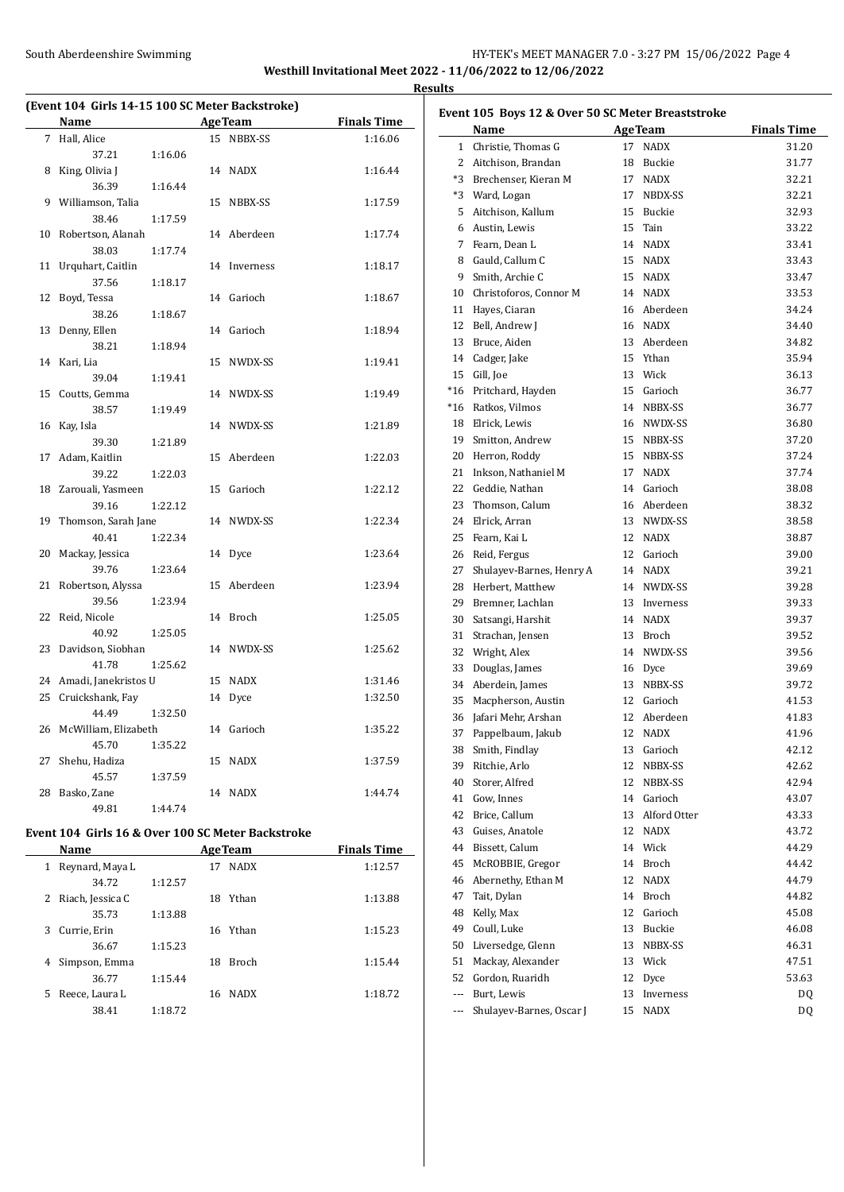## Westhill Invitational Meet 2022 - 11/06/2022 to 12/06/2022

### Results

#### (Event 104 Girls 14-15 100 SC Meter Backstroke)

| | Name | Age | Team | Finals Time |
|---|---|---|---|---|
| 7 | Hall, Alice | 15 | NBBX-SS | 1:16.06 |
| | 37.21 1:16.06 | | | |
| 8 | King, Olivia J | 14 | NADX | 1:16.44 |
| | 36.39 1:16.44 | | | |
| 9 | Williamson, Talia | 15 | NBBX-SS | 1:17.59 |
| | 38.46 1:17.59 | | | |
| 10 | Robertson, Alanah | 14 | Aberdeen | 1:17.74 |
| | 38.03 1:17.74 | | | |
| 11 | Urquhart, Caitlin | 14 | Inverness | 1:18.17 |
| | 37.56 1:18.17 | | | |
| 12 | Boyd, Tessa | 14 | Garioch | 1:18.67 |
| | 38.26 1:18.67 | | | |
| 13 | Denny, Ellen | 14 | Garioch | 1:18.94 |
| | 38.21 1:18.94 | | | |
| 14 | Kari, Lia | 15 | NWDX-SS | 1:19.41 |
| | 39.04 1:19.41 | | | |
| 15 | Coutts, Gemma | 14 | NWDX-SS | 1:19.49 |
| | 38.57 1:19.49 | | | |
| 16 | Kay, Isla | 14 | NWDX-SS | 1:21.89 |
| | 39.30 1:21.89 | | | |
| 17 | Adam, Kaitlin | 15 | Aberdeen | 1:22.03 |
| | 39.22 1:22.03 | | | |
| 18 | Zarouali, Yasmeen | 15 | Garioch | 1:22.12 |
| | 39.16 1:22.12 | | | |
| 19 | Thomson, Sarah Jane | 14 | NWDX-SS | 1:22.34 |
| | 40.41 1:22.34 | | | |
| 20 | Mackay, Jessica | 14 | Dyce | 1:23.64 |
| | 39.76 1:23.64 | | | |
| 21 | Robertson, Alyssa | 15 | Aberdeen | 1:23.94 |
| | 39.56 1:23.94 | | | |
| 22 | Reid, Nicole | 14 | Broch | 1:25.05 |
| | 40.92 1:25.05 | | | |
| 23 | Davidson, Siobhan | 14 | NWDX-SS | 1:25.62 |
| | 41.78 1:25.62 | | | |
| 24 | Amadi, Janekristos U | 15 | NADX | 1:31.46 |
| 25 | Cruickshank, Fay | 14 | Dyce | 1:32.50 |
| | 44.49 1:32.50 | | | |
| 26 | McWilliam, Elizabeth | 14 | Garioch | 1:35.22 |
| | 45.70 1:35.22 | | | |
| 27 | Shehu, Hadiza | 15 | NADX | 1:37.59 |
| | 45.57 1:37.59 | | | |
| 28 | Basko, Zane | 14 | NADX | 1:44.74 |
| | 49.81 1:44.74 | | | |

#### Event 104 Girls 16 & Over 100 SC Meter Backstroke

| | Name | Age | Team | Finals Time |
|---|---|---|---|---|
| 1 | Reynard, Maya L | 17 | NADX | 1:12.57 |
| | 34.72 1:12.57 | | | |
| 2 | Riach, Jessica C | 18 | Ythan | 1:13.88 |
| | 35.73 1:13.88 | | | |
| 3 | Currie, Erin | 16 | Ythan | 1:15.23 |
| | 36.67 1:15.23 | | | |
| 4 | Simpson, Emma | 18 | Broch | 1:15.44 |
| | 36.77 1:15.44 | | | |
| 5 | Reece, Laura L | 16 | NADX | 1:18.72 |
| | 38.41 1:18.72 | | | |

#### Event 105 Boys 12 & Over 50 SC Meter Breaststroke

| | Name | Age | Team | Finals Time |
|---|---|---|---|---|
| 1 | Christie, Thomas G | 17 | NADX | 31.20 |
| 2 | Aitchison, Brandan | 18 | Buckie | 31.77 |
| *3 | Brechenser, Kieran M | 17 | NADX | 32.21 |
| *3 | Ward, Logan | 17 | NBDX-SS | 32.21 |
| 5 | Aitchison, Kallum | 15 | Buckie | 32.93 |
| 6 | Austin, Lewis | 15 | Tain | 33.22 |
| 7 | Fearn, Dean L | 14 | NADX | 33.41 |
| 8 | Gauld, Callum C | 15 | NADX | 33.43 |
| 9 | Smith, Archie C | 15 | NADX | 33.47 |
| 10 | Christoforos, Connor M | 14 | NADX | 33.53 |
| 11 | Hayes, Ciaran | 16 | Aberdeen | 34.24 |
| 12 | Bell, Andrew J | 16 | NADX | 34.40 |
| 13 | Bruce, Aiden | 13 | Aberdeen | 34.82 |
| 14 | Cadger, Jake | 15 | Ythan | 35.94 |
| 15 | Gill, Joe | 13 | Wick | 36.13 |
| *16 | Pritchard, Hayden | 15 | Garioch | 36.77 |
| *16 | Ratkos, Vilmos | 14 | NBBX-SS | 36.77 |
| 18 | Elrick, Lewis | 16 | NWDX-SS | 36.80 |
| 19 | Smitton, Andrew | 15 | NBBX-SS | 37.20 |
| 20 | Herron, Roddy | 15 | NBBX-SS | 37.24 |
| 21 | Inkson, Nathaniel M | 17 | NADX | 37.74 |
| 22 | Geddie, Nathan | 14 | Garioch | 38.08 |
| 23 | Thomson, Calum | 16 | Aberdeen | 38.32 |
| 24 | Elrick, Arran | 13 | NWDX-SS | 38.58 |
| 25 | Fearn, Kai L | 12 | NADX | 38.87 |
| 26 | Reid, Fergus | 12 | Garioch | 39.00 |
| 27 | Shulayev-Barnes, Henry A | 14 | NADX | 39.21 |
| 28 | Herbert, Matthew | 14 | NWDX-SS | 39.28 |
| 29 | Bremner, Lachlan | 13 | Inverness | 39.33 |
| 30 | Satsangi, Harshit | 14 | NADX | 39.37 |
| 31 | Strachan, Jensen | 13 | Broch | 39.52 |
| 32 | Wright, Alex | 14 | NWDX-SS | 39.56 |
| 33 | Douglas, James | 16 | Dyce | 39.69 |
| 34 | Aberdein, James | 13 | NBBX-SS | 39.72 |
| 35 | Macpherson, Austin | 12 | Garioch | 41.53 |
| 36 | Jafari Mehr, Arshan | 12 | Aberdeen | 41.83 |
| 37 | Pappelbaum, Jakub | 12 | NADX | 41.96 |
| 38 | Smith, Findlay | 13 | Garioch | 42.12 |
| 39 | Ritchie, Arlo | 12 | NBBX-SS | 42.62 |
| 40 | Storer, Alfred | 12 | NBBX-SS | 42.94 |
| 41 | Gow, Innes | 14 | Garioch | 43.07 |
| 42 | Brice, Callum | 13 | Alford Otter | 43.33 |
| 43 | Guises, Anatole | 12 | NADX | 43.72 |
| 44 | Bissett, Calum | 14 | Wick | 44.29 |
| 45 | McROBBIE, Gregor | 14 | Broch | 44.42 |
| 46 | Abernethy, Ethan M | 12 | NADX | 44.79 |
| 47 | Tait, Dylan | 14 | Broch | 44.82 |
| 48 | Kelly, Max | 12 | Garioch | 45.08 |
| 49 | Coull, Luke | 13 | Buckie | 46.08 |
| 50 | Liversedge, Glenn | 13 | NBBX-SS | 46.31 |
| 51 | Mackay, Alexander | 13 | Wick | 47.51 |
| 52 | Gordon, Ruaridh | 12 | Dyce | 53.63 |
| --- | Burt, Lewis | 13 | Inverness | DQ |
| --- | Shulayev-Barnes, Oscar J | 15 | NADX | DQ |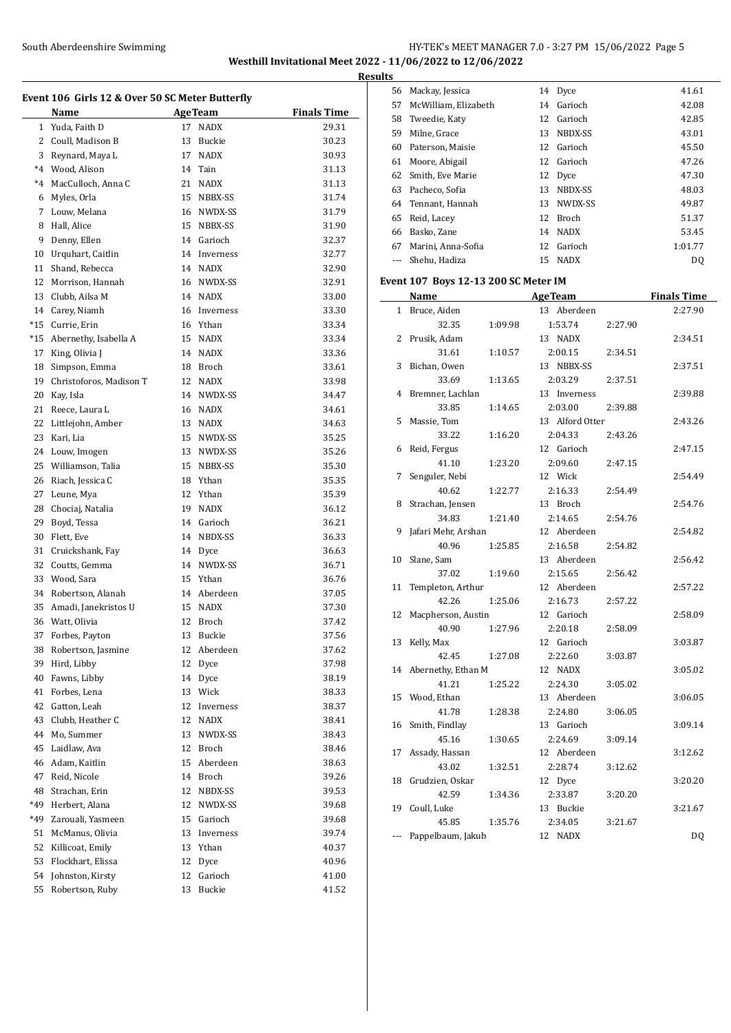Westhill Invitational Meet 2022 - 11/06/2022 to 12/06/2022

Results

### Event 106 Girls 12 & Over 50 SC Meter Butterfly

| | Name | Age | Team | Finals Time |
|---|---|---|---|---|
| 1 | Yuda, Faith D | 17 | NADX | 29.31 |
| 2 | Coull, Madison B | 13 | Buckie | 30.23 |
| 3 | Reynard, Maya L | 17 | NADX | 30.93 |
| *4 | Wood, Alison | 14 | Tain | 31.13 |
| *4 | MacCulloch, Anna C | 21 | NADX | 31.13 |
| 6 | Myles, Orla | 15 | NBBX-SS | 31.74 |
| 7 | Louw, Melana | 16 | NWDX-SS | 31.79 |
| 8 | Hall, Alice | 15 | NBBX-SS | 31.90 |
| 9 | Denny, Ellen | 14 | Garioch | 32.37 |
| 10 | Urquhart, Caitlin | 14 | Inverness | 32.77 |
| 11 | Shand, Rebecca | 14 | NADX | 32.90 |
| 12 | Morrison, Hannah | 16 | NWDX-SS | 32.91 |
| 13 | Clubb, Ailsa M | 14 | NADX | 33.00 |
| 14 | Carey, Niamh | 16 | Inverness | 33.30 |
| *15 | Currie, Erin | 16 | Ythan | 33.34 |
| *15 | Abernethy, Isabella A | 15 | NADX | 33.34 |
| 17 | King, Olivia J | 14 | NADX | 33.36 |
| 18 | Simpson, Emma | 18 | Broch | 33.61 |
| 19 | Christoforos, Madison T | 12 | NADX | 33.98 |
| 20 | Kay, Isla | 14 | NWDX-SS | 34.47 |
| 21 | Reece, Laura L | 16 | NADX | 34.61 |
| 22 | Littlejohn, Amber | 13 | NADX | 34.63 |
| 23 | Kari, Lia | 15 | NWDX-SS | 35.25 |
| 24 | Louw, Imogen | 13 | NWDX-SS | 35.26 |
| 25 | Williamson, Talia | 15 | NBBX-SS | 35.30 |
| 26 | Riach, Jessica C | 18 | Ythan | 35.35 |
| 27 | Leune, Mya | 12 | Ythan | 35.39 |
| 28 | Chociaj, Natalia | 19 | NADX | 36.12 |
| 29 | Boyd, Tessa | 14 | Garioch | 36.21 |
| 30 | Flett, Eve | 14 | NBDX-SS | 36.33 |
| 31 | Cruickshank, Fay | 14 | Dyce | 36.63 |
| 32 | Coutts, Gemma | 14 | NWDX-SS | 36.71 |
| 33 | Wood, Sara | 15 | Ythan | 36.76 |
| 34 | Robertson, Alanah | 14 | Aberdeen | 37.05 |
| 35 | Amadi, Janekristos U | 15 | NADX | 37.30 |
| 36 | Watt, Olivia | 12 | Broch | 37.42 |
| 37 | Forbes, Payton | 13 | Buckie | 37.56 |
| 38 | Robertson, Jasmine | 12 | Aberdeen | 37.62 |
| 39 | Hird, Libby | 12 | Dyce | 37.98 |
| 40 | Fawns, Libby | 14 | Dyce | 38.19 |
| 41 | Forbes, Lena | 13 | Wick | 38.33 |
| 42 | Gatton, Leah | 12 | Inverness | 38.37 |
| 43 | Clubb, Heather C | 12 | NADX | 38.41 |
| 44 | Mo, Summer | 13 | NWDX-SS | 38.43 |
| 45 | Laidlaw, Ava | 12 | Broch | 38.46 |
| 46 | Adam, Kaitlin | 15 | Aberdeen | 38.63 |
| 47 | Reid, Nicole | 14 | Broch | 39.26 |
| 48 | Strachan, Erin | 12 | NBDX-SS | 39.53 |
| *49 | Herbert, Alana | 12 | NWDX-SS | 39.68 |
| *49 | Zarouali, Yasmeen | 15 | Garioch | 39.68 |
| 51 | McManus, Olivia | 13 | Inverness | 39.74 |
| 52 | Killicoat, Emily | 13 | Ythan | 40.37 |
| 53 | Flockhart, Elissa | 12 | Dyce | 40.96 |
| 54 | Johnston, Kirsty | 12 | Garioch | 41.00 |
| 55 | Robertson, Ruby | 13 | Buckie | 41.52 |
| 56 | Mackay, Jessica | 14 | Dyce | 41.61 |
| 57 | McWilliam, Elizabeth | 14 | Garioch | 42.08 |
| 58 | Tweedie, Katy | 12 | Garioch | 42.85 |
| 59 | Milne, Grace | 13 | NBDX-SS | 43.01 |
| 60 | Paterson, Maisie | 12 | Garioch | 45.50 |
| 61 | Moore, Abigail | 12 | Garioch | 47.26 |
| 62 | Smith, Eve Marie | 12 | Dyce | 47.30 |
| 63 | Pacheco, Sofia | 13 | NBDX-SS | 48.03 |
| 64 | Tennant, Hannah | 13 | NWDX-SS | 49.87 |
| 65 | Reid, Lacey | 12 | Broch | 51.37 |
| 66 | Basko, Zane | 14 | NADX | 53.45 |
| 67 | Marini, Anna-Sofia | 12 | Garioch | 1:01.77 |
| --- | Shehu, Hadiza | 15 | NADX | DQ |

### Event 107 Boys 12-13 200 SC Meter IM

| | Name | Age | Team | Splits | | | | Finals Time |
|---|---|---|---|---|---|---|---|---|
| 1 | Bruce, Aiden | 13 | Aberdeen | 32.35 | 1:09.98 | 1:53.74 | 2:27.90 | 2:27.90 |
| 2 | Prusik, Adam | 13 | NADX | 31.61 | 1:10.57 | 2:00.15 | 2:34.51 | 2:34.51 |
| 3 | Bichan, Owen | 13 | NBBX-SS | 33.69 | 1:13.65 | 2:03.29 | 2:37.51 | 2:37.51 |
| 4 | Bremner, Lachlan | 13 | Inverness | 33.85 | 1:14.65 | 2:03.00 | 2:39.88 | 2:39.88 |
| 5 | Massie, Tom | 13 | Alford Otter | 33.22 | 1:16.20 | 2:04.33 | 2:43.26 | 2:43.26 |
| 6 | Reid, Fergus | 12 | Garioch | 41.10 | 1:23.20 | 2:09.60 | 2:47.15 | 2:47.15 |
| 7 | Senguler, Nebi | 12 | Wick | 40.62 | 1:22.77 | 2:16.33 | 2:54.49 | 2:54.49 |
| 8 | Strachan, Jensen | 13 | Broch | 34.83 | 1:21.40 | 2:14.65 | 2:54.76 | 2:54.76 |
| 9 | Jafari Mehr, Arshan | 12 | Aberdeen | 40.96 | 1:25.85 | 2:16.58 | 2:54.82 | 2:54.82 |
| 10 | Slane, Sam | 13 | Aberdeen | 37.02 | 1:19.60 | 2:15.65 | 2:56.42 | 2:56.42 |
| 11 | Templeton, Arthur | 12 | Aberdeen | 42.26 | 1:25.06 | 2:16.73 | 2:57.22 | 2:57.22 |
| 12 | Macpherson, Austin | 12 | Garioch | 40.90 | 1:27.96 | 2:20.18 | 2:58.09 | 2:58.09 |
| 13 | Kelly, Max | 12 | Garioch | 42.45 | 1:27.08 | 2:22.60 | 3:03.87 | 3:03.87 |
| 14 | Abernethy, Ethan M | 12 | NADX | 41.21 | 1:25.22 | 2:24.30 | 3:05.02 | 3:05.02 |
| 15 | Wood, Ethan | 13 | Aberdeen | 41.78 | 1:28.38 | 2:24.80 | 3:06.05 | 3:06.05 |
| 16 | Smith, Findlay | 13 | Garioch | 45.16 | 1:30.65 | 2:24.69 | 3:09.14 | 3:09.14 |
| 17 | Assady, Hassan | 12 | Aberdeen | 43.02 | 1:32.51 | 2:28.74 | 3:12.62 | 3:12.62 |
| 18 | Grudzien, Oskar | 12 | Dyce | 42.59 | 1:34.36 | 2:33.87 | 3:20.20 | 3:20.20 |
| 19 | Coull, Luke | 13 | Buckie | 45.85 | 1:35.76 | 2:34.05 | 3:21.67 | 3:21.67 |
| --- | Pappelbaum, Jakub | 12 | NADX | | | | | DQ |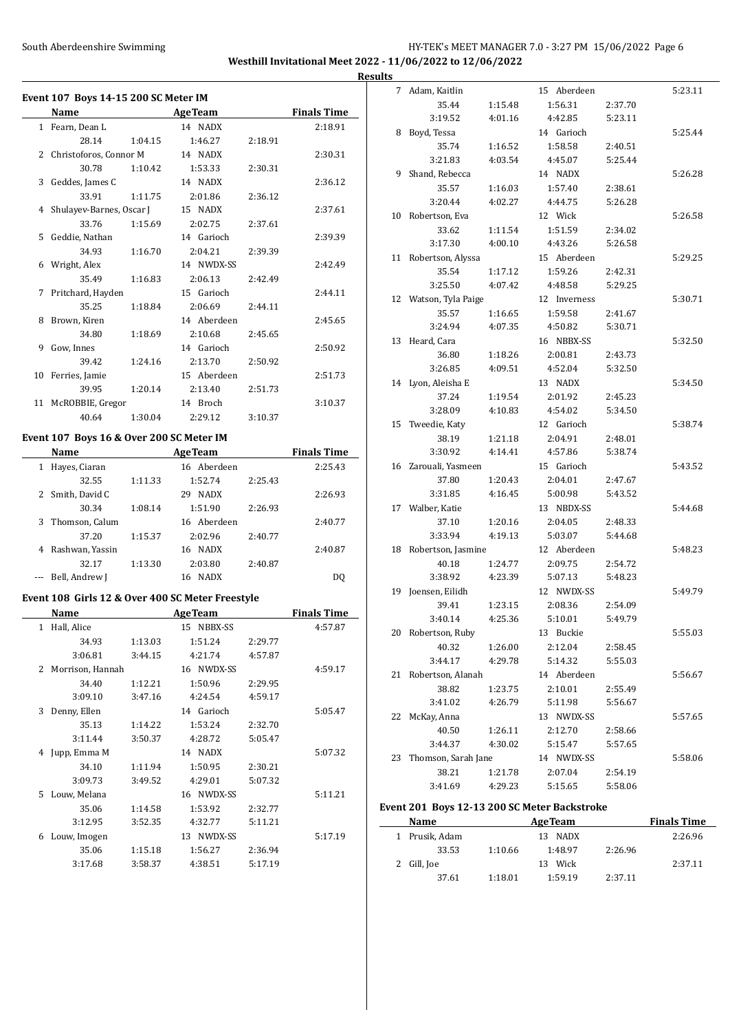## Results

### Event 107 Boys 14-15 200 SC Meter IM

| | Name | Age | Team | Finals Time |
|---|---|---|---|---|
| 1 | Fearn, Dean L | 14 | NADX | 2:18.91 |
| | 28.14 1:04.15 1:46.27 2:18.91 | | | |
| 2 | Christoforos, Connor M | 14 | NADX | 2:30.31 |
| | 30.78 1:10.42 1:53.33 2:30.31 | | | |
| 3 | Geddes, James C | 14 | NADX | 2:36.12 |
| | 33.91 1:11.75 2:01.86 2:36.12 | | | |
| 4 | Shulayev-Barnes, Oscar J | 15 | NADX | 2:37.61 |
| | 33.76 1:15.69 2:02.75 2:37.61 | | | |
| 5 | Geddie, Nathan | 14 | Garioch | 2:39.39 |
| | 34.93 1:16.70 2:04.21 2:39.39 | | | |
| 6 | Wright, Alex | 14 | NWDX-SS | 2:42.49 |
| | 35.49 1:16.83 2:06.13 2:42.49 | | | |
| 7 | Pritchard, Hayden | 15 | Garioch | 2:44.11 |
| | 35.25 1:18.84 2:06.69 2:44.11 | | | |
| 8 | Brown, Kiren | 14 | Aberdeen | 2:45.65 |
| | 34.80 1:18.69 2:10.68 2:45.65 | | | |
| 9 | Gow, Innes | 14 | Garioch | 2:50.92 |
| | 39.42 1:24.16 2:13.70 2:50.92 | | | |
| 10 | Ferries, Jamie | 15 | Aberdeen | 2:51.73 |
| | 39.95 1:20.14 2:13.40 2:51.73 | | | |
| 11 | McROBBIE, Gregor | 14 | Broch | 3:10.37 |
| | 40.64 1:30.04 2:29.12 3:10.37 | | | |

### Event 107 Boys 16 & Over 200 SC Meter IM

| | Name | Age | Team | Finals Time |
|---|---|---|---|---|
| 1 | Hayes, Ciaran | 16 | Aberdeen | 2:25.43 |
| | 32.55 1:11.33 1:52.74 2:25.43 | | | |
| 2 | Smith, David C | 29 | NADX | 2:26.93 |
| | 30.34 1:08.14 1:51.90 2:26.93 | | | |
| 3 | Thomson, Calum | 16 | Aberdeen | 2:40.77 |
| | 37.20 1:15.37 2:02.96 2:40.77 | | | |
| 4 | Rashwan, Yassin | 16 | NADX | 2:40.87 |
| | 32.17 1:13.30 2:03.80 2:40.87 | | | |
| --- | Bell, Andrew J | 16 | NADX | DQ |

### Event 108 Girls 12 & Over 400 SC Meter Freestyle

| | Name | Age | Team | Finals Time |
|---|---|---|---|---|
| 1 | Hall, Alice | 15 | NBBX-SS | 4:57.87 |
| | 34.93 1:13.03 1:51.24 2:29.77 3:06.81 3:44.15 4:21.74 4:57.87 | | | |
| 2 | Morrison, Hannah | 16 | NWDX-SS | 4:59.17 |
| | 34.40 1:12.21 1:50.96 2:29.95 3:09.10 3:47.16 4:24.54 4:59.17 | | | |
| 3 | Denny, Ellen | 14 | Garioch | 5:05.47 |
| | 35.13 1:14.22 1:53.24 2:32.70 3:11.44 3:50.37 4:28.72 5:05.47 | | | |
| 4 | Jupp, Emma M | 14 | NADX | 5:07.32 |
| | 34.10 1:11.94 1:50.95 2:30.21 3:09.73 3:49.52 4:29.01 5:07.32 | | | |
| 5 | Louw, Melana | 16 | NWDX-SS | 5:11.21 |
| | 35.06 1:14.58 1:53.92 2:32.77 3:12.95 3:52.35 4:32.77 5:11.21 | | | |
| 6 | Louw, Imogen | 13 | NWDX-SS | 5:17.19 |
| | 35.06 1:15.18 1:56.27 2:36.94 3:17.68 3:58.37 4:38.51 5:17.19 | | | |
| 7 | Adam, Kaitlin | 15 | Aberdeen | 5:23.11 |
| | 35.44 1:15.48 1:56.31 2:37.70 3:19.52 4:01.16 4:42.85 5:23.11 | | | |
| 8 | Boyd, Tessa | 14 | Garioch | 5:25.44 |
| | 35.74 1:16.52 1:58.58 2:40.51 3:21.83 4:03.54 4:45.07 5:25.44 | | | |
| 9 | Shand, Rebecca | 14 | NADX | 5:26.28 |
| | 35.57 1:16.03 1:57.40 2:38.61 3:20.44 4:02.27 4:44.75 5:26.28 | | | |
| 10 | Robertson, Eva | 12 | Wick | 5:26.58 |
| | 33.62 1:11.54 1:51.59 2:34.02 3:17.30 4:00.10 4:43.26 5:26.58 | | | |
| 11 | Robertson, Alyssa | 15 | Aberdeen | 5:29.25 |
| | 35.54 1:17.12 1:59.26 2:42.31 3:25.50 4:07.42 4:48.58 5:29.25 | | | |
| 12 | Watson, Tyla Paige | 12 | Inverness | 5:30.71 |
| | 35.57 1:16.65 1:59.58 2:41.67 3:24.94 4:07.35 4:50.82 5:30.71 | | | |
| 13 | Heard, Cara | 16 | NBBX-SS | 5:32.50 |
| | 36.80 1:18.26 2:00.81 2:43.73 3:26.85 4:09.51 4:52.04 5:32.50 | | | |
| 14 | Lyon, Aleisha E | 13 | NADX | 5:34.50 |
| | 37.24 1:19.54 2:01.92 2:45.23 3:28.09 4:10.83 4:54.02 5:34.50 | | | |
| 15 | Tweedie, Katy | 12 | Garioch | 5:38.74 |
| | 38.19 1:21.18 2:04.91 2:48.01 3:30.92 4:14.41 4:57.86 5:38.74 | | | |
| 16 | Zarouali, Yasmeen | 15 | Garioch | 5:43.52 |
| | 37.80 1:20.43 2:04.01 2:47.67 3:31.85 4:16.45 5:00.98 5:43.52 | | | |
| 17 | Walber, Katie | 13 | NBDX-SS | 5:44.68 |
| | 37.10 1:20.16 2:04.05 2:48.33 3:33.94 4:19.13 5:03.07 5:44.68 | | | |
| 18 | Robertson, Jasmine | 12 | Aberdeen | 5:48.23 |
| | 40.18 1:24.77 2:09.75 2:54.72 3:38.92 4:23.39 5:07.13 5:48.23 | | | |
| 19 | Joensen, Eilidh | 12 | NWDX-SS | 5:49.79 |
| | 39.41 1:23.15 2:08.36 2:54.09 3:40.14 4:25.36 5:10.01 5:49.79 | | | |
| 20 | Robertson, Ruby | 13 | Buckie | 5:55.03 |
| | 40.32 1:26.00 2:12.04 2:58.45 3:44.17 4:29.78 5:14.32 5:55.03 | | | |
| 21 | Robertson, Alanah | 14 | Aberdeen | 5:56.67 |
| | 38.82 1:23.75 2:10.01 2:55.49 3:41.02 4:26.79 5:11.98 5:56.67 | | | |
| 22 | McKay, Anna | 13 | NWDX-SS | 5:57.65 |
| | 40.50 1:26.11 2:12.70 2:58.66 3:44.37 4:30.02 5:15.47 5:57.65 | | | |
| 23 | Thomson, Sarah Jane | 14 | NWDX-SS | 5:58.06 |
| | 38.21 1:21.78 2:07.04 2:54.19 3:41.69 4:29.23 5:15.65 5:58.06 | | | |

### Event 201 Boys 12-13 200 SC Meter Backstroke

| | Name | Age | Team | Finals Time |
|---|---|---|---|---|
| 1 | Prusik, Adam | 13 | NADX | 2:26.96 |
| | 33.53 1:10.66 1:48.97 2:26.96 | | | |
| 2 | Gill, Joe | 13 | Wick | 2:37.11 |
| | 37.61 1:18.01 1:59.19 2:37.11 | | | |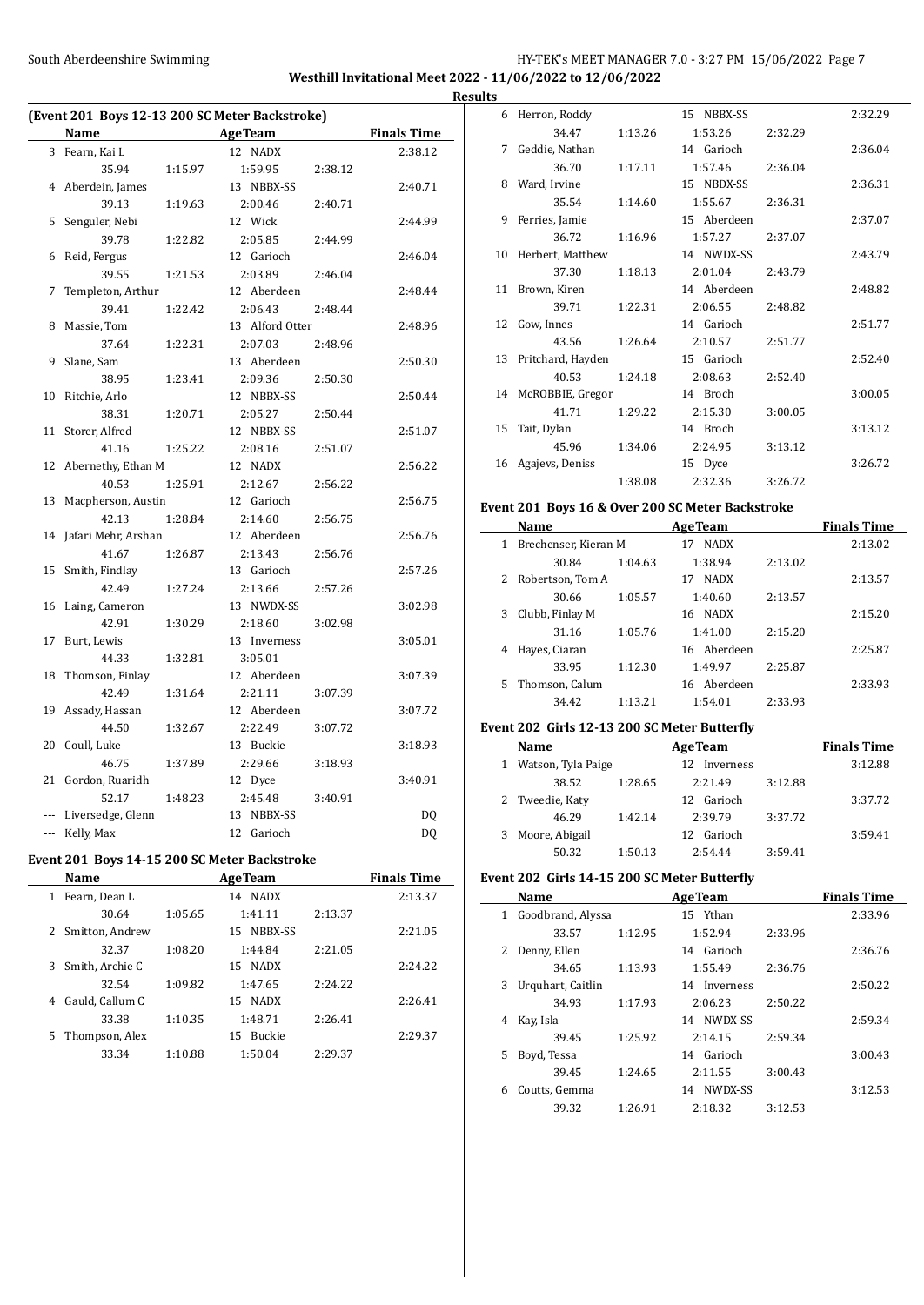Westhill Invitational Meet 2022 - 11/06/2022 to 12/06/2022

Results

### (Event 201 Boys 12-13 200 SC Meter Backstroke)

| | Name | Age | Team | | | | Finals Time |
|---|---|---|---|---|---|---|---|
| 3 | Fearn, Kai L | 12 | NADX | | | | 2:38.12 |
| | | | | 35.94 | 1:15.97 | 1:59.95 | 2:38.12 |
| 4 | Aberdein, James | 13 | NBBX-SS | | | | 2:40.71 |
| | | | | 39.13 | 1:19.63 | 2:00.46 | 2:40.71 |
| 5 | Senguler, Nebi | 12 | Wick | | | | 2:44.99 |
| | | | | 39.78 | 1:22.82 | 2:05.85 | 2:44.99 |
| 6 | Reid, Fergus | 12 | Garioch | | | | 2:46.04 |
| | | | | 39.55 | 1:21.53 | 2:03.89 | 2:46.04 |
| 7 | Templeton, Arthur | 12 | Aberdeen | | | | 2:48.44 |
| | | | | 39.41 | 1:22.42 | 2:06.43 | 2:48.44 |
| 8 | Massie, Tom | 13 | Alford Otter | | | | 2:48.96 |
| | | | | 37.64 | 1:22.31 | 2:07.03 | 2:48.96 |
| 9 | Slane, Sam | 13 | Aberdeen | | | | 2:50.30 |
| | | | | 38.95 | 1:23.41 | 2:09.36 | 2:50.30 |
| 10 | Ritchie, Arlo | 12 | NBBX-SS | | | | 2:50.44 |
| | | | | 38.31 | 1:20.71 | 2:05.27 | 2:50.44 |
| 11 | Storer, Alfred | 12 | NBBX-SS | | | | 2:51.07 |
| | | | | 41.16 | 1:25.22 | 2:08.16 | 2:51.07 |
| 12 | Abernethy, Ethan M | 12 | NADX | | | | 2:56.22 |
| | | | | 40.53 | 1:25.91 | 2:12.67 | 2:56.22 |
| 13 | Macpherson, Austin | 12 | Garioch | | | | 2:56.75 |
| | | | | 42.13 | 1:28.84 | 2:14.60 | 2:56.75 |
| 14 | Jafari Mehr, Arshan | 12 | Aberdeen | | | | 2:56.76 |
| | | | | 41.67 | 1:26.87 | 2:13.43 | 2:56.76 |
| 15 | Smith, Findlay | 13 | Garioch | | | | 2:57.26 |
| | | | | 42.49 | 1:27.24 | 2:13.66 | 2:57.26 |
| 16 | Laing, Cameron | 13 | NWDX-SS | | | | 3:02.98 |
| | | | | 42.91 | 1:30.29 | 2:18.60 | 3:02.98 |
| 17 | Burt, Lewis | 13 | Inverness | | | | 3:05.01 |
| | | | | 44.33 | 1:32.81 | 3:05.01 | |
| 18 | Thomson, Finlay | 12 | Aberdeen | | | | 3:07.39 |
| | | | | 42.49 | 1:31.64 | 2:21.11 | 3:07.39 |
| 19 | Assady, Hassan | 12 | Aberdeen | | | | 3:07.72 |
| | | | | 44.50 | 1:32.67 | 2:22.49 | 3:07.72 |
| 20 | Coull, Luke | 13 | Buckie | | | | 3:18.93 |
| | | | | 46.75 | 1:37.89 | 2:29.66 | 3:18.93 |
| 21 | Gordon, Ruaridh | 12 | Dyce | | | | 3:40.91 |
| | | | | 52.17 | 1:48.23 | 2:45.48 | 3:40.91 |
| --- | Liversedge, Glenn | 13 | NBBX-SS | | | | DQ |
| --- | Kelly, Max | 12 | Garioch | | | | DQ |

### Event 201 Boys 14-15 200 SC Meter Backstroke

| | Name | Age | Team | | | | Finals Time |
|---|---|---|---|---|---|---|---|
| 1 | Fearn, Dean L | 14 | NADX | | | | 2:13.37 |
| | | | | 30.64 | 1:05.65 | 1:41.11 | 2:13.37 |
| 2 | Smitton, Andrew | 15 | NBBX-SS | | | | 2:21.05 |
| | | | | 32.37 | 1:08.20 | 1:44.84 | 2:21.05 |
| 3 | Smith, Archie C | 15 | NADX | | | | 2:24.22 |
| | | | | 32.54 | 1:09.82 | 1:47.65 | 2:24.22 |
| 4 | Gauld, Callum C | 15 | NADX | | | | 2:26.41 |
| | | | | 33.38 | 1:10.35 | 1:48.71 | 2:26.41 |
| 5 | Thompson, Alex | 15 | Buckie | | | | 2:29.37 |
| | | | | 33.34 | 1:10.88 | 1:50.04 | 2:29.37 |
| 6 | Herron, Roddy | 15 | NBBX-SS | | | | 2:32.29 |
| | | | | 34.47 | 1:13.26 | 1:53.26 | 2:32.29 |
| 7 | Geddie, Nathan | 14 | Garioch | | | | 2:36.04 |
| | | | | 36.70 | 1:17.11 | 1:57.46 | 2:36.04 |
| 8 | Ward, Irvine | 15 | NBDX-SS | | | | 2:36.31 |
| | | | | 35.54 | 1:14.60 | 1:55.67 | 2:36.31 |
| 9 | Ferries, Jamie | 15 | Aberdeen | | | | 2:37.07 |
| | | | | 36.72 | 1:16.96 | 1:57.27 | 2:37.07 |
| 10 | Herbert, Matthew | 14 | NWDX-SS | | | | 2:43.79 |
| | | | | 37.30 | 1:18.13 | 2:01.04 | 2:43.79 |
| 11 | Brown, Kiren | 14 | Aberdeen | | | | 2:48.82 |
| | | | | 39.71 | 1:22.31 | 2:06.55 | 2:48.82 |
| 12 | Gow, Innes | 14 | Garioch | | | | 2:51.77 |
| | | | | 43.56 | 1:26.64 | 2:10.57 | 2:51.77 |
| 13 | Pritchard, Hayden | 15 | Garioch | | | | 2:52.40 |
| | | | | 40.53 | 1:24.18 | 2:08.63 | 2:52.40 |
| 14 | McROBBIE, Gregor | 14 | Broch | | | | 3:00.05 |
| | | | | 41.71 | 1:29.22 | 2:15.30 | 3:00.05 |
| 15 | Tait, Dylan | 14 | Broch | | | | 3:13.12 |
| | | | | 45.96 | 1:34.06 | 2:24.95 | 3:13.12 |
| 16 | Agajevs, Deniss | 15 | Dyce | | | | 3:26.72 |
| | | | | | 1:38.08 | 2:32.36 | 3:26.72 |

### Event 201 Boys 16 & Over 200 SC Meter Backstroke

| | Name | Age | Team | | | | Finals Time |
|---|---|---|---|---|---|---|---|
| 1 | Brechenser, Kieran M | 17 | NADX | | | | 2:13.02 |
| | | | | 30.84 | 1:04.63 | 1:38.94 | 2:13.02 |
| 2 | Robertson, Tom A | 17 | NADX | | | | 2:13.57 |
| | | | | 30.66 | 1:05.57 | 1:40.60 | 2:13.57 |
| 3 | Clubb, Finlay M | 16 | NADX | | | | 2:15.20 |
| | | | | 31.16 | 1:05.76 | 1:41.00 | 2:15.20 |
| 4 | Hayes, Ciaran | 16 | Aberdeen | | | | 2:25.87 |
| | | | | 33.95 | 1:12.30 | 1:49.97 | 2:25.87 |
| 5 | Thomson, Calum | 16 | Aberdeen | | | | 2:33.93 |
| | | | | 34.42 | 1:13.21 | 1:54.01 | 2:33.93 |

### Event 202 Girls 12-13 200 SC Meter Butterfly

| | Name | Age | Team | | | | Finals Time |
|---|---|---|---|---|---|---|---|
| 1 | Watson, Tyla Paige | 12 | Inverness | | | | 3:12.88 |
| | | | | 38.52 | 1:28.65 | 2:21.49 | 3:12.88 |
| 2 | Tweedie, Katy | 12 | Garioch | | | | 3:37.72 |
| | | | | 46.29 | 1:42.14 | 2:39.79 | 3:37.72 |
| 3 | Moore, Abigail | 12 | Garioch | | | | 3:59.41 |
| | | | | 50.32 | 1:50.13 | 2:54.44 | 3:59.41 |

### Event 202 Girls 14-15 200 SC Meter Butterfly

| | Name | Age | Team | | | | Finals Time |
|---|---|---|---|---|---|---|---|
| 1 | Goodbrand, Alyssa | 15 | Ythan | | | | 2:33.96 |
| | | | | 33.57 | 1:12.95 | 1:52.94 | 2:33.96 |
| 2 | Denny, Ellen | 14 | Garioch | | | | 2:36.76 |
| | | | | 34.65 | 1:13.93 | 1:55.49 | 2:36.76 |
| 3 | Urquhart, Caitlin | 14 | Inverness | | | | 2:50.22 |
| | | | | 34.93 | 1:17.93 | 2:06.23 | 2:50.22 |
| 4 | Kay, Isla | 14 | NWDX-SS | | | | 2:59.34 |
| | | | | 39.45 | 1:25.92 | 2:14.15 | 2:59.34 |
| 5 | Boyd, Tessa | 14 | Garioch | | | | 3:00.43 |
| | | | | 39.45 | 1:24.65 | 2:11.55 | 3:00.43 |
| 6 | Coutts, Gemma | 14 | NWDX-SS | | | | 3:12.53 |
| | | | | 39.32 | 1:26.91 | 2:18.32 | 3:12.53 |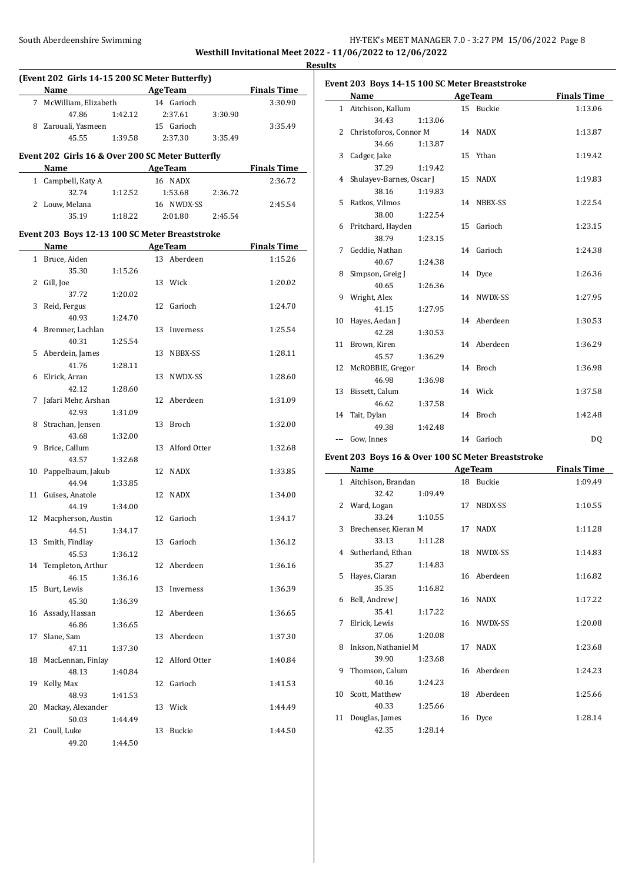**Results**

### (Event 202 Girls 14-15 200 SC Meter Butterfly)

| | Name | Age | Team | | Finals Time |
|---|---|---|---|---|---|
| 7 | McWilliam, Elizabeth | 14 | Garioch | | 3:30.90 |
| | 47.86 | 1:42.12 | 2:37.61 | 3:30.90 | |
| 8 | Zarouali, Yasmeen | 15 | Garioch | | 3:35.49 |
| | 45.55 | 1:39.58 | 2:37.30 | 3:35.49 | |

### Event 202 Girls 16 & Over 200 SC Meter Butterfly

| | Name | Age | Team | | Finals Time |
|---|---|---|---|---|---|
| 1 | Campbell, Katy A | 16 | NADX | | 2:36.72 |
| | 32.74 | 1:12.52 | 1:53.68 | 2:36.72 | |
| 2 | Louw, Melana | 16 | NWDX-SS | | 2:45.54 |
| | 35.19 | 1:18.22 | 2:01.80 | 2:45.54 | |

### Event 203 Boys 12-13 100 SC Meter Breaststroke

| | Name | | Age | Team | Finals Time |
|---|---|---|---|---|---|
| 1 | Bruce, Aiden | | 13 | Aberdeen | 1:15.26 |
| | 35.30 | 1:15.26 | | | |
| 2 | Gill, Joe | | 13 | Wick | 1:20.02 |
| | 37.72 | 1:20.02 | | | |
| 3 | Reid, Fergus | | 12 | Garioch | 1:24.70 |
| | 40.93 | 1:24.70 | | | |
| 4 | Bremner, Lachlan | | 13 | Inverness | 1:25.54 |
| | 40.31 | 1:25.54 | | | |
| 5 | Aberdein, James | | 13 | NBBX-SS | 1:28.11 |
| | 41.76 | 1:28.11 | | | |
| 6 | Elrick, Arran | | 13 | NWDX-SS | 1:28.60 |
| | 42.12 | 1:28.60 | | | |
| 7 | Jafari Mehr, Arshan | | 12 | Aberdeen | 1:31.09 |
| | 42.93 | 1:31.09 | | | |
| 8 | Strachan, Jensen | | 13 | Broch | 1:32.00 |
| | 43.68 | 1:32.00 | | | |
| 9 | Brice, Callum | | 13 | Alford Otter | 1:32.68 |
| | 43.57 | 1:32.68 | | | |
| 10 | Pappelbaum, Jakub | | 12 | NADX | 1:33.85 |
| | 44.94 | 1:33.85 | | | |
| 11 | Guises, Anatole | | 12 | NADX | 1:34.00 |
| | 44.19 | 1:34.00 | | | |
| 12 | Macpherson, Austin | | 12 | Garioch | 1:34.17 |
| | 44.51 | 1:34.17 | | | |
| 13 | Smith, Findlay | | 13 | Garioch | 1:36.12 |
| | 45.53 | 1:36.12 | | | |
| 14 | Templeton, Arthur | | 12 | Aberdeen | 1:36.16 |
| | 46.15 | 1:36.16 | | | |
| 15 | Burt, Lewis | | 13 | Inverness | 1:36.39 |
| | 45.30 | 1:36.39 | | | |
| 16 | Assady, Hassan | | 12 | Aberdeen | 1:36.65 |
| | 46.86 | 1:36.65 | | | |
| 17 | Slane, Sam | | 13 | Aberdeen | 1:37.30 |
| | 47.11 | 1:37.30 | | | |
| 18 | MacLennan, Finlay | | 12 | Alford Otter | 1:40.84 |
| | 48.13 | 1:40.84 | | | |
| 19 | Kelly, Max | | 12 | Garioch | 1:41.53 |
| | 48.93 | 1:41.53 | | | |
| 20 | Mackay, Alexander | | 13 | Wick | 1:44.49 |
| | 50.03 | 1:44.49 | | | |
| 21 | Coull, Luke | | 13 | Buckie | 1:44.50 |
| | 49.20 | 1:44.50 | | | |

### Event 203 Boys 14-15 100 SC Meter Breaststroke

| | Name | | Age | Team | Finals Time |
|---|---|---|---|---|---|
| 1 | Aitchison, Kallum | | 15 | Buckie | 1:13.06 |
| | 34.43 | 1:13.06 | | | |
| 2 | Christoforos, Connor M | | 14 | NADX | 1:13.87 |
| | 34.66 | 1:13.87 | | | |
| 3 | Cadger, Jake | | 15 | Ythan | 1:19.42 |
| | 37.29 | 1:19.42 | | | |
| 4 | Shulayev-Barnes, Oscar J | | 15 | NADX | 1:19.83 |
| | 38.16 | 1:19.83 | | | |
| 5 | Ratkos, Vilmos | | 14 | NBBX-SS | 1:22.54 |
| | 38.00 | 1:22.54 | | | |
| 6 | Pritchard, Hayden | | 15 | Garioch | 1:23.15 |
| | 38.79 | 1:23.15 | | | |
| 7 | Geddie, Nathan | | 14 | Garioch | 1:24.38 |
| | 40.67 | 1:24.38 | | | |
| 8 | Simpson, Greig J | | 14 | Dyce | 1:26.36 |
| | 40.65 | 1:26.36 | | | |
| 9 | Wright, Alex | | 14 | NWDX-SS | 1:27.95 |
| | 41.15 | 1:27.95 | | | |
| 10 | Hayes, Aedan J | | 14 | Aberdeen | 1:30.53 |
| | 42.28 | 1:30.53 | | | |
| 11 | Brown, Kiren | | 14 | Aberdeen | 1:36.29 |
| | 45.57 | 1:36.29 | | | |
| 12 | McROBBIE, Gregor | | 14 | Broch | 1:36.98 |
| | 46.98 | 1:36.98 | | | |
| 13 | Bissett, Calum | | 14 | Wick | 1:37.58 |
| | 46.62 | 1:37.58 | | | |
| 14 | Tait, Dylan | | 14 | Broch | 1:42.48 |
| | 49.38 | 1:42.48 | | | |
| --- | Gow, Innes | | 14 | Garioch | DQ |

### Event 203 Boys 16 & Over 100 SC Meter Breaststroke

| | Name | | Age | Team | Finals Time |
|---|---|---|---|---|---|
| 1 | Aitchison, Brandan | | 18 | Buckie | 1:09.49 |
| | 32.42 | 1:09.49 | | | |
| 2 | Ward, Logan | | 17 | NBDX-SS | 1:10.55 |
| | 33.24 | 1:10.55 | | | |
| 3 | Brechenser, Kieran M | | 17 | NADX | 1:11.28 |
| | 33.13 | 1:11.28 | | | |
| 4 | Sutherland, Ethan | | 18 | NWDX-SS | 1:14.83 |
| | 35.27 | 1:14.83 | | | |
| 5 | Hayes, Ciaran | | 16 | Aberdeen | 1:16.82 |
| | 35.35 | 1:16.82 | | | |
| 6 | Bell, Andrew J | | 16 | NADX | 1:17.22 |
| | 35.41 | 1:17.22 | | | |
| 7 | Elrick, Lewis | | 16 | NWDX-SS | 1:20.08 |
| | 37.06 | 1:20.08 | | | |
| 8 | Inkson, Nathaniel M | | 17 | NADX | 1:23.68 |
| | 39.90 | 1:23.68 | | | |
| 9 | Thomson, Calum | | 16 | Aberdeen | 1:24.23 |
| | 40.16 | 1:24.23 | | | |
| 10 | Scott, Matthew | | 18 | Aberdeen | 1:25.66 |
| | 40.33 | 1:25.66 | | | |
| 11 | Douglas, James | | 16 | Dyce | 1:28.14 |
| | 42.35 | 1:28.14 | | | |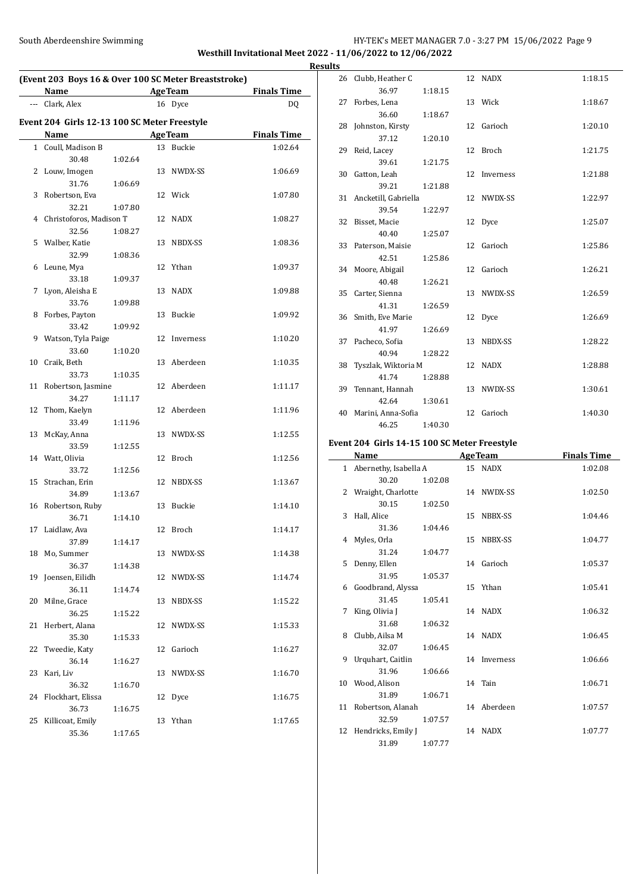**Westhill Invitational Meet 2022 - 11/06/2022 to 12/06/2022**

**Results**

### (Event 203 Boys 16 & Over 100 SC Meter Breaststroke)

| | Name | Age | Team | Finals Time |
|---|---|---|---|---|
| --- | Clark, Alex | 16 | Dyce | DQ |

### Event 204 Girls 12-13 100 SC Meter Freestyle

| | Name | Age | Team | Finals Time |
|---|---|---|---|---|
| 1 | Coull, Madison B | 13 | Buckie | 1:02.64 |
| | 30.48 1:02.64 | | | |
| 2 | Louw, Imogen | 13 | NWDX-SS | 1:06.69 |
| | 31.76 1:06.69 | | | |
| 3 | Robertson, Eva | 12 | Wick | 1:07.80 |
| | 32.21 1:07.80 | | | |
| 4 | Christoforos, Madison T | 12 | NADX | 1:08.27 |
| | 32.56 1:08.27 | | | |
| 5 | Walber, Katie | 13 | NBDX-SS | 1:08.36 |
| | 32.99 1:08.36 | | | |
| 6 | Leune, Mya | 12 | Ythan | 1:09.37 |
| | 33.18 1:09.37 | | | |
| 7 | Lyon, Aleisha E | 13 | NADX | 1:09.88 |
| | 33.76 1:09.88 | | | |
| 8 | Forbes, Payton | 13 | Buckie | 1:09.92 |
| | 33.42 1:09.92 | | | |
| 9 | Watson, Tyla Paige | 12 | Inverness | 1:10.20 |
| | 33.60 1:10.20 | | | |
| 10 | Craik, Beth | 13 | Aberdeen | 1:10.35 |
| | 33.73 1:10.35 | | | |
| 11 | Robertson, Jasmine | 12 | Aberdeen | 1:11.17 |
| | 34.27 1:11.17 | | | |
| 12 | Thom, Kaelyn | 12 | Aberdeen | 1:11.96 |
| | 33.49 1:11.96 | | | |
| 13 | McKay, Anna | 13 | NWDX-SS | 1:12.55 |
| | 33.59 1:12.55 | | | |
| 14 | Watt, Olivia | 12 | Broch | 1:12.56 |
| | 33.72 1:12.56 | | | |
| 15 | Strachan, Erin | 12 | NBDX-SS | 1:13.67 |
| | 34.89 1:13.67 | | | |
| 16 | Robertson, Ruby | 13 | Buckie | 1:14.10 |
| | 36.71 1:14.10 | | | |
| 17 | Laidlaw, Ava | 12 | Broch | 1:14.17 |
| | 37.89 1:14.17 | | | |
| 18 | Mo, Summer | 13 | NWDX-SS | 1:14.38 |
| | 36.37 1:14.38 | | | |
| 19 | Joensen, Eilidh | 12 | NWDX-SS | 1:14.74 |
| | 36.11 1:14.74 | | | |
| 20 | Milne, Grace | 13 | NBDX-SS | 1:15.22 |
| | 36.25 1:15.22 | | | |
| 21 | Herbert, Alana | 12 | NWDX-SS | 1:15.33 |
| | 35.30 1:15.33 | | | |
| 22 | Tweedie, Katy | 12 | Garioch | 1:16.27 |
| | 36.14 1:16.27 | | | |
| 23 | Kari, Liv | 13 | NWDX-SS | 1:16.70 |
| | 36.32 1:16.70 | | | |
| 24 | Flockhart, Elissa | 12 | Dyce | 1:16.75 |
| | 36.73 1:16.75 | | | |
| 25 | Killicoat, Emily | 13 | Ythan | 1:17.65 |
| | 35.36 1:17.65 | | | |
| 26 | Clubb, Heather C | 12 | NADX | 1:18.15 |
| | 36.97 1:18.15 | | | |
| 27 | Forbes, Lena | 13 | Wick | 1:18.67 |
| | 36.60 1:18.67 | | | |
| 28 | Johnston, Kirsty | 12 | Garioch | 1:20.10 |
| | 37.12 1:20.10 | | | |
| 29 | Reid, Lacey | 12 | Broch | 1:21.75 |
| | 39.61 1:21.75 | | | |
| 30 | Gatton, Leah | 12 | Inverness | 1:21.88 |
| | 39.21 1:21.88 | | | |
| 31 | Ancketill, Gabriella | 12 | NWDX-SS | 1:22.97 |
| | 39.54 1:22.97 | | | |
| 32 | Bisset, Macie | 12 | Dyce | 1:25.07 |
| | 40.40 1:25.07 | | | |
| 33 | Paterson, Maisie | 12 | Garioch | 1:25.86 |
| | 42.51 1:25.86 | | | |
| 34 | Moore, Abigail | 12 | Garioch | 1:26.21 |
| | 40.48 1:26.21 | | | |
| 35 | Carter, Sienna | 13 | NWDX-SS | 1:26.59 |
| | 41.31 1:26.59 | | | |
| 36 | Smith, Eve Marie | 12 | Dyce | 1:26.69 |
| | 41.97 1:26.69 | | | |
| 37 | Pacheco, Sofia | 13 | NBDX-SS | 1:28.22 |
| | 40.94 1:28.22 | | | |
| 38 | Tyszlak, Wiktoria M | 12 | NADX | 1:28.88 |
| | 41.74 1:28.88 | | | |
| 39 | Tennant, Hannah | 13 | NWDX-SS | 1:30.61 |
| | 42.64 1:30.61 | | | |
| 40 | Marini, Anna-Sofia | 12 | Garioch | 1:40.30 |
| | 46.25 1:40.30 | | | |

### Event 204 Girls 14-15 100 SC Meter Freestyle

| | Name | Age | Team | Finals Time |
|---|---|---|---|---|
| 1 | Abernethy, Isabella A | 15 | NADX | 1:02.08 |
| | 30.20 1:02.08 | | | |
| 2 | Wraight, Charlotte | 14 | NWDX-SS | 1:02.50 |
| | 30.15 1:02.50 | | | |
| 3 | Hall, Alice | 15 | NBBX-SS | 1:04.46 |
| | 31.36 1:04.46 | | | |
| 4 | Myles, Orla | 15 | NBBX-SS | 1:04.77 |
| | 31.24 1:04.77 | | | |
| 5 | Denny, Ellen | 14 | Garioch | 1:05.37 |
| | 31.95 1:05.37 | | | |
| 6 | Goodbrand, Alyssa | 15 | Ythan | 1:05.41 |
| | 31.45 1:05.41 | | | |
| 7 | King, Olivia J | 14 | NADX | 1:06.32 |
| | 31.68 1:06.32 | | | |
| 8 | Clubb, Ailsa M | 14 | NADX | 1:06.45 |
| | 32.07 1:06.45 | | | |
| 9 | Urquhart, Caitlin | 14 | Inverness | 1:06.66 |
| | 31.96 1:06.66 | | | |
| 10 | Wood, Alison | 14 | Tain | 1:06.71 |
| | 31.89 1:06.71 | | | |
| 11 | Robertson, Alanah | 14 | Aberdeen | 1:07.57 |
| | 32.59 1:07.57 | | | |
| 12 | Hendricks, Emily J | 14 | NADX | 1:07.77 |
| | 31.89 1:07.77 | | | |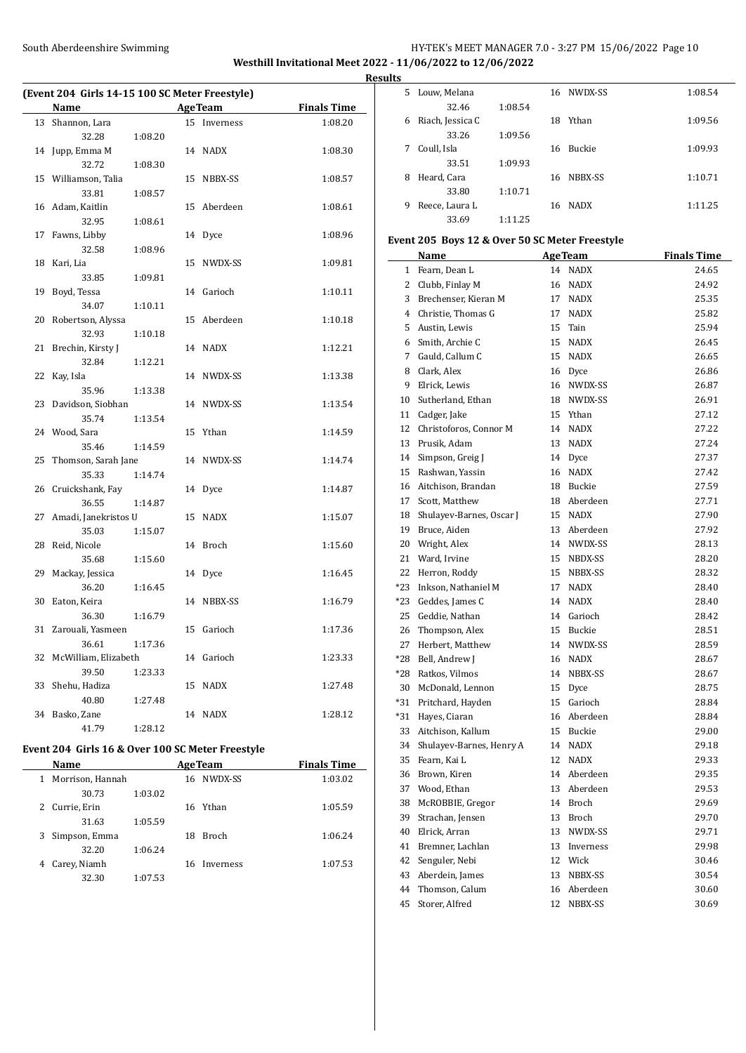**Westhill Invitational Meet 2022 - 11/06/2022 to 12/06/2022**

**Results**

### (Event 204 Girls 14-15 100 SC Meter Freestyle)

| | Name | Age | Team | Finals Time |
|---|---|---|---|---|
| 13 | Shannon, Lara | 15 | Inverness | 1:08.20 |
| | 32.28 1:08.20 | | | |
| 14 | Jupp, Emma M | 14 | NADX | 1:08.30 |
| | 32.72 1:08.30 | | | |
| 15 | Williamson, Talia | 15 | NBBX-SS | 1:08.57 |
| | 33.81 1:08.57 | | | |
| 16 | Adam, Kaitlin | 15 | Aberdeen | 1:08.61 |
| | 32.95 1:08.61 | | | |
| 17 | Fawns, Libby | 14 | Dyce | 1:08.96 |
| | 32.58 1:08.96 | | | |
| 18 | Kari, Lia | 15 | NWDX-SS | 1:09.81 |
| | 33.85 1:09.81 | | | |
| 19 | Boyd, Tessa | 14 | Garioch | 1:10.11 |
| | 34.07 1:10.11 | | | |
| 20 | Robertson, Alyssa | 15 | Aberdeen | 1:10.18 |
| | 32.93 1:10.18 | | | |
| 21 | Brechin, Kirsty J | 14 | NADX | 1:12.21 |
| | 32.84 1:12.21 | | | |
| 22 | Kay, Isla | 14 | NWDX-SS | 1:13.38 |
| | 35.96 1:13.38 | | | |
| 23 | Davidson, Siobhan | 14 | NWDX-SS | 1:13.54 |
| | 35.74 1:13.54 | | | |
| 24 | Wood, Sara | 15 | Ythan | 1:14.59 |
| | 35.46 1:14.59 | | | |
| 25 | Thomson, Sarah Jane | 14 | NWDX-SS | 1:14.74 |
| | 35.33 1:14.74 | | | |
| 26 | Cruickshank, Fay | 14 | Dyce | 1:14.87 |
| | 36.55 1:14.87 | | | |
| 27 | Amadi, Janekristos U | 15 | NADX | 1:15.07 |
| | 35.03 1:15.07 | | | |
| 28 | Reid, Nicole | 14 | Broch | 1:15.60 |
| | 35.68 1:15.60 | | | |
| 29 | Mackay, Jessica | 14 | Dyce | 1:16.45 |
| | 36.20 1:16.45 | | | |
| 30 | Eaton, Keira | 14 | NBBX-SS | 1:16.79 |
| | 36.30 1:16.79 | | | |
| 31 | Zarouali, Yasmeen | 15 | Garioch | 1:17.36 |
| | 36.61 1:17.36 | | | |
| 32 | McWilliam, Elizabeth | 14 | Garioch | 1:23.33 |
| | 39.50 1:23.33 | | | |
| 33 | Shehu, Hadiza | 15 | NADX | 1:27.48 |
| | 40.80 1:27.48 | | | |
| 34 | Basko, Zane | 14 | NADX | 1:28.12 |
| | 41.79 1:28.12 | | | |

### Event 204 Girls 16 & Over 100 SC Meter Freestyle

| | Name | Age | Team | Finals Time |
|---|---|---|---|---|
| 1 | Morrison, Hannah | 16 | NWDX-SS | 1:03.02 |
| | 30.73 1:03.02 | | | |
| 2 | Currie, Erin | 16 | Ythan | 1:05.59 |
| | 31.63 1:05.59 | | | |
| 3 | Simpson, Emma | 18 | Broch | 1:06.24 |
| | 32.20 1:06.24 | | | |
| 4 | Carey, Niamh | 16 | Inverness | 1:07.53 |
| | 32.30 1:07.53 | | | |
| 5 | Louw, Melana | 16 | NWDX-SS | 1:08.54 |
| | 32.46 1:08.54 | | | |
| 6 | Riach, Jessica C | 18 | Ythan | 1:09.56 |
| | 33.26 1:09.56 | | | |
| 7 | Coull, Isla | 16 | Buckie | 1:09.93 |
| | 33.51 1:09.93 | | | |
| 8 | Heard, Cara | 16 | NBBX-SS | 1:10.71 |
| | 33.80 1:10.71 | | | |
| 9 | Reece, Laura L | 16 | NADX | 1:11.25 |
| | 33.69 1:11.25 | | | |

### Event 205 Boys 12 & Over 50 SC Meter Freestyle

| | Name | Age | Team | Finals Time |
|---|---|---|---|---|
| 1 | Fearn, Dean L | 14 | NADX | 24.65 |
| 2 | Clubb, Finlay M | 16 | NADX | 24.92 |
| 3 | Brechenser, Kieran M | 17 | NADX | 25.35 |
| 4 | Christie, Thomas G | 17 | NADX | 25.82 |
| 5 | Austin, Lewis | 15 | Tain | 25.94 |
| 6 | Smith, Archie C | 15 | NADX | 26.45 |
| 7 | Gauld, Callum C | 15 | NADX | 26.65 |
| 8 | Clark, Alex | 16 | Dyce | 26.86 |
| 9 | Elrick, Lewis | 16 | NWDX-SS | 26.87 |
| 10 | Sutherland, Ethan | 18 | NWDX-SS | 26.91 |
| 11 | Cadger, Jake | 15 | Ythan | 27.12 |
| 12 | Christoforos, Connor M | 14 | NADX | 27.22 |
| 13 | Prusik, Adam | 13 | NADX | 27.24 |
| 14 | Simpson, Greig J | 14 | Dyce | 27.37 |
| 15 | Rashwan, Yassin | 16 | NADX | 27.42 |
| 16 | Aitchison, Brandan | 18 | Buckie | 27.59 |
| 17 | Scott, Matthew | 18 | Aberdeen | 27.71 |
| 18 | Shulayev-Barnes, Oscar J | 15 | NADX | 27.90 |
| 19 | Bruce, Aiden | 13 | Aberdeen | 27.92 |
| 20 | Wright, Alex | 14 | NWDX-SS | 28.13 |
| 21 | Ward, Irvine | 15 | NBDX-SS | 28.20 |
| 22 | Herron, Roddy | 15 | NBBX-SS | 28.32 |
| *23 | Inkson, Nathaniel M | 17 | NADX | 28.40 |
| *23 | Geddes, James C | 14 | NADX | 28.40 |
| 25 | Geddie, Nathan | 14 | Garioch | 28.42 |
| 26 | Thompson, Alex | 15 | Buckie | 28.51 |
| 27 | Herbert, Matthew | 14 | NWDX-SS | 28.59 |
| *28 | Bell, Andrew J | 16 | NADX | 28.67 |
| *28 | Ratkos, Vilmos | 14 | NBBX-SS | 28.67 |
| 30 | McDonald, Lennon | 15 | Dyce | 28.75 |
| *31 | Pritchard, Hayden | 15 | Garioch | 28.84 |
| *31 | Hayes, Ciaran | 16 | Aberdeen | 28.84 |
| 33 | Aitchison, Kallum | 15 | Buckie | 29.00 |
| 34 | Shulayev-Barnes, Henry A | 14 | NADX | 29.18 |
| 35 | Fearn, Kai L | 12 | NADX | 29.33 |
| 36 | Brown, Kiren | 14 | Aberdeen | 29.35 |
| 37 | Wood, Ethan | 13 | Aberdeen | 29.53 |
| 38 | McROBBIE, Gregor | 14 | Broch | 29.69 |
| 39 | Strachan, Jensen | 13 | Broch | 29.70 |
| 40 | Elrick, Arran | 13 | NWDX-SS | 29.71 |
| 41 | Bremner, Lachlan | 13 | Inverness | 29.98 |
| 42 | Senguler, Nebi | 12 | Wick | 30.46 |
| 43 | Aberdein, James | 13 | NBBX-SS | 30.54 |
| 44 | Thomson, Calum | 16 | Aberdeen | 30.60 |
| 45 | Storer, Alfred | 12 | NBBX-SS | 30.69 |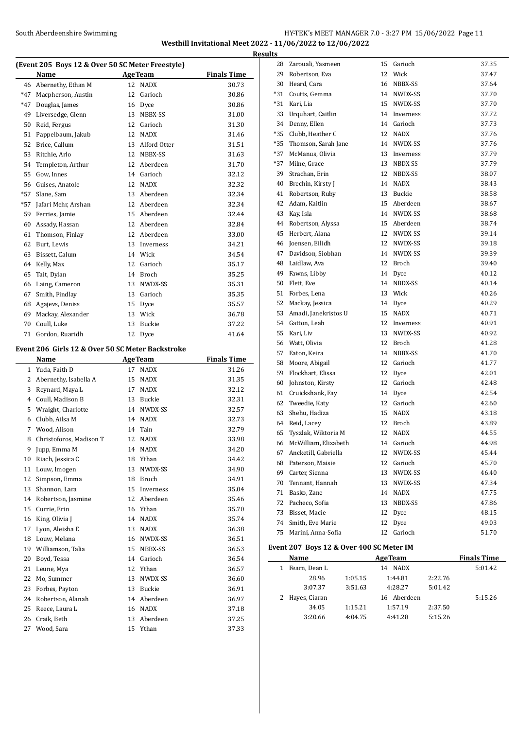Westhill Invitational Meet 2022 - 11/06/2022 to 12/06/2022

## Results

### (Event 205 Boys 12 & Over 50 SC Meter Freestyle)

| | Name | Age | Team | Finals Time |
|---|---|---|---|---|
| 46 | Abernethy, Ethan M | 12 | NADX | 30.73 |
| *47 | Macpherson, Austin | 12 | Garioch | 30.86 |
| *47 | Douglas, James | 16 | Dyce | 30.86 |
| 49 | Liversedge, Glenn | 13 | NBBX-SS | 31.00 |
| 50 | Reid, Fergus | 12 | Garioch | 31.30 |
| 51 | Pappelbaum, Jakub | 12 | NADX | 31.46 |
| 52 | Brice, Callum | 13 | Alford Otter | 31.51 |
| 53 | Ritchie, Arlo | 12 | NBBX-SS | 31.63 |
| 54 | Templeton, Arthur | 12 | Aberdeen | 31.70 |
| 55 | Gow, Innes | 14 | Garioch | 32.12 |
| 56 | Guises, Anatole | 12 | NADX | 32.32 |
| *57 | Slane, Sam | 13 | Aberdeen | 32.34 |
| *57 | Jafari Mehr, Arshan | 12 | Aberdeen | 32.34 |
| 59 | Ferries, Jamie | 15 | Aberdeen | 32.44 |
| 60 | Assady, Hassan | 12 | Aberdeen | 32.84 |
| 61 | Thomson, Finlay | 12 | Aberdeen | 33.00 |
| 62 | Burt, Lewis | 13 | Inverness | 34.21 |
| 63 | Bissett, Calum | 14 | Wick | 34.54 |
| 64 | Kelly, Max | 12 | Garioch | 35.17 |
| 65 | Tait, Dylan | 14 | Broch | 35.25 |
| 66 | Laing, Cameron | 13 | NWDX-SS | 35.31 |
| 67 | Smith, Findlay | 13 | Garioch | 35.35 |
| 68 | Agajevs, Deniss | 15 | Dyce | 35.57 |
| 69 | Mackay, Alexander | 13 | Wick | 36.78 |
| 70 | Coull, Luke | 13 | Buckie | 37.22 |
| 71 | Gordon, Ruaridh | 12 | Dyce | 41.64 |

### Event 206 Girls 12 & Over 50 SC Meter Backstroke

| | Name | Age | Team | Finals Time |
|---|---|---|---|---|
| 1 | Yuda, Faith D | 17 | NADX | 31.26 |
| 2 | Abernethy, Isabella A | 15 | NADX | 31.35 |
| 3 | Reynard, Maya L | 17 | NADX | 32.12 |
| 4 | Coull, Madison B | 13 | Buckie | 32.31 |
| 5 | Wraight, Charlotte | 14 | NWDX-SS | 32.57 |
| 6 | Clubb, Ailsa M | 14 | NADX | 32.73 |
| 7 | Wood, Alison | 14 | Tain | 32.79 |
| 8 | Christoforos, Madison T | 12 | NADX | 33.98 |
| 9 | Jupp, Emma M | 14 | NADX | 34.20 |
| 10 | Riach, Jessica C | 18 | Ythan | 34.42 |
| 11 | Louw, Imogen | 13 | NWDX-SS | 34.90 |
| 12 | Simpson, Emma | 18 | Broch | 34.91 |
| 13 | Shannon, Lara | 15 | Inverness | 35.04 |
| 14 | Robertson, Jasmine | 12 | Aberdeen | 35.46 |
| 15 | Currie, Erin | 16 | Ythan | 35.70 |
| 16 | King, Olivia J | 14 | NADX | 35.74 |
| 17 | Lyon, Aleisha E | 13 | NADX | 36.38 |
| 18 | Louw, Melana | 16 | NWDX-SS | 36.51 |
| 19 | Williamson, Talia | 15 | NBBX-SS | 36.53 |
| 20 | Boyd, Tessa | 14 | Garioch | 36.54 |
| 21 | Leune, Mya | 12 | Ythan | 36.57 |
| 22 | Mo, Summer | 13 | NWDX-SS | 36.60 |
| 23 | Forbes, Payton | 13 | Buckie | 36.91 |
| 24 | Robertson, Alanah | 14 | Aberdeen | 36.97 |
| 25 | Reece, Laura L | 16 | NADX | 37.18 |
| 26 | Craik, Beth | 13 | Aberdeen | 37.25 |
| 27 | Wood, Sara | 15 | Ythan | 37.33 |
| 28 | Zarouali, Yasmeen | 15 | Garioch | 37.35 |
| 29 | Robertson, Eva | 12 | Wick | 37.47 |
| 30 | Heard, Cara | 16 | NBBX-SS | 37.64 |
| *31 | Coutts, Gemma | 14 | NWDX-SS | 37.70 |
| *31 | Kari, Lia | 15 | NWDX-SS | 37.70 |
| 33 | Urquhart, Caitlin | 14 | Inverness | 37.72 |
| 34 | Denny, Ellen | 14 | Garioch | 37.73 |
| *35 | Clubb, Heather C | 12 | NADX | 37.76 |
| *35 | Thomson, Sarah Jane | 14 | NWDX-SS | 37.76 |
| *37 | McManus, Olivia | 13 | Inverness | 37.79 |
| *37 | Milne, Grace | 13 | NBDX-SS | 37.79 |
| 39 | Strachan, Erin | 12 | NBDX-SS | 38.07 |
| 40 | Brechin, Kirsty J | 14 | NADX | 38.43 |
| 41 | Robertson, Ruby | 13 | Buckie | 38.58 |
| 42 | Adam, Kaitlin | 15 | Aberdeen | 38.67 |
| 43 | Kay, Isla | 14 | NWDX-SS | 38.68 |
| 44 | Robertson, Alyssa | 15 | Aberdeen | 38.74 |
| 45 | Herbert, Alana | 12 | NWDX-SS | 39.14 |
| 46 | Joensen, Eilidh | 12 | NWDX-SS | 39.18 |
| 47 | Davidson, Siobhan | 14 | NWDX-SS | 39.39 |
| 48 | Laidlaw, Ava | 12 | Broch | 39.40 |
| 49 | Fawns, Libby | 14 | Dyce | 40.12 |
| 50 | Flett, Eve | 14 | NBDX-SS | 40.14 |
| 51 | Forbes, Lena | 13 | Wick | 40.26 |
| 52 | Mackay, Jessica | 14 | Dyce | 40.29 |
| 53 | Amadi, Janekristos U | 15 | NADX | 40.71 |
| 54 | Gatton, Leah | 12 | Inverness | 40.91 |
| 55 | Kari, Liv | 13 | NWDX-SS | 40.92 |
| 56 | Watt, Olivia | 12 | Broch | 41.28 |
| 57 | Eaton, Keira | 14 | NBBX-SS | 41.70 |
| 58 | Moore, Abigail | 12 | Garioch | 41.77 |
| 59 | Flockhart, Elissa | 12 | Dyce | 42.01 |
| 60 | Johnston, Kirsty | 12 | Garioch | 42.48 |
| 61 | Cruickshank, Fay | 14 | Dyce | 42.54 |
| 62 | Tweedie, Katy | 12 | Garioch | 42.60 |
| 63 | Shehu, Hadiza | 15 | NADX | 43.18 |
| 64 | Reid, Lacey | 12 | Broch | 43.89 |
| 65 | Tyszlak, Wiktoria M | 12 | NADX | 44.55 |
| 66 | McWilliam, Elizabeth | 14 | Garioch | 44.98 |
| 67 | Ancketill, Gabriella | 12 | NWDX-SS | 45.44 |
| 68 | Paterson, Maisie | 12 | Garioch | 45.70 |
| 69 | Carter, Sienna | 13 | NWDX-SS | 46.40 |
| 70 | Tennant, Hannah | 13 | NWDX-SS | 47.34 |
| 71 | Basko, Zane | 14 | NADX | 47.75 |
| 72 | Pacheco, Sofia | 13 | NBDX-SS | 47.86 |
| 73 | Bisset, Macie | 12 | Dyce | 48.15 |
| 74 | Smith, Eve Marie | 12 | Dyce | 49.03 |
| 75 | Marini, Anna-Sofia | 12 | Garioch | 51.70 |

### Event 207 Boys 12 & Over 400 SC Meter IM

| | Name | | Age | Team | | Finals Time |
|---|---|---|---|---|---|---|
| 1 | Fearn, Dean L | | 14 | NADX | | 5:01.42 |
| | 28.96 | 1:05.15 | 1:44.81 | | 2:22.76 | |
| | 3:07.37 | 3:51.63 | 4:28.27 | | 5:01.42 | |
| 2 | Hayes, Ciaran | | 16 | Aberdeen | | 5:15.26 |
| | 34.05 | 1:15.21 | 1:57.19 | | 2:37.50 | |
| | 3:20.66 | 4:04.75 | 4:41.28 | | 5:15.26 | |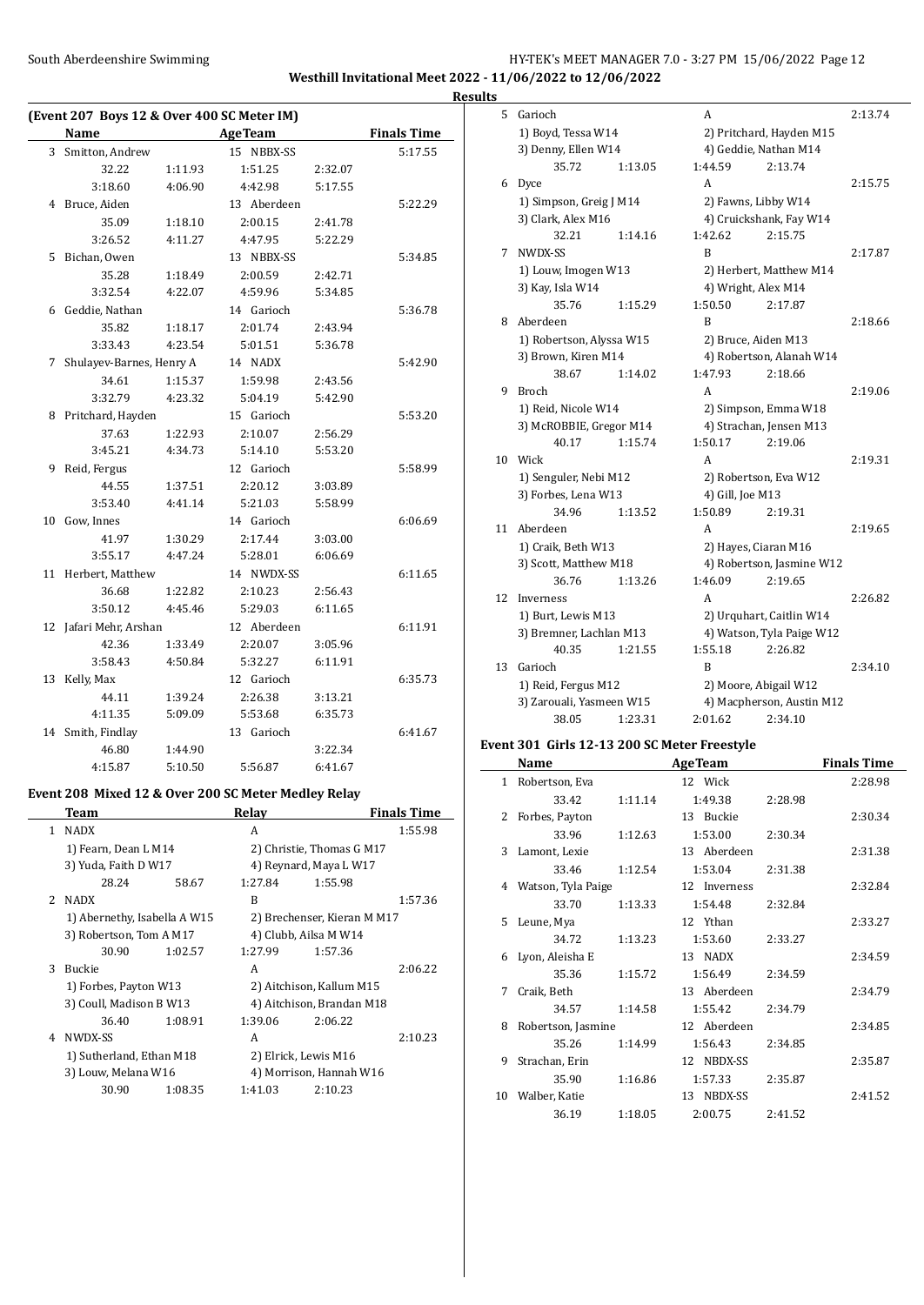**Westhill Invitational Meet 2022 - 11/06/2022 to 12/06/2022**

**Results**

### (Event 207 Boys 12 & Over 400 SC Meter IM)

| | Name | Age | Team | Finals Time |
|---|---|---|---|---|
| 3 | Smitton, Andrew | 15 | NBBX-SS | 5:17.55 |
| | 32.22 1:11.93 1:51.25 2:32.07 | | | |
| | 3:18.60 4:06.90 4:42.98 5:17.55 | | | |
| 4 | Bruce, Aiden | 13 | Aberdeen | 5:22.29 |
| | 35.09 1:18.10 2:00.15 2:41.78 | | | |
| | 3:26.52 4:11.27 4:47.95 5:22.29 | | | |
| 5 | Bichan, Owen | 13 | NBBX-SS | 5:34.85 |
| | 35.28 1:18.49 2:00.59 2:42.71 | | | |
| | 3:32.54 4:22.07 4:59.96 5:34.85 | | | |
| 6 | Geddie, Nathan | 14 | Garioch | 5:36.78 |
| | 35.82 1:18.17 2:01.74 2:43.94 | | | |
| | 3:33.43 4:23.54 5:01.51 5:36.78 | | | |
| 7 | Shulayev-Barnes, Henry A | 14 | NADX | 5:42.90 |
| | 34.61 1:15.37 1:59.98 2:43.56 | | | |
| | 3:32.79 4:23.32 5:04.19 5:42.90 | | | |
| 8 | Pritchard, Hayden | 15 | Garioch | 5:53.20 |
| | 37.63 1:22.93 2:10.07 2:56.29 | | | |
| | 3:45.21 4:34.73 5:14.10 5:53.20 | | | |
| 9 | Reid, Fergus | 12 | Garioch | 5:58.99 |
| | 44.55 1:37.51 2:20.12 3:03.89 | | | |
| | 3:53.40 4:41.14 5:21.03 5:58.99 | | | |
| 10 | Gow, Innes | 14 | Garioch | 6:06.69 |
| | 41.97 1:30.29 2:17.44 3:03.00 | | | |
| | 3:55.17 4:47.24 5:28.01 6:06.69 | | | |
| 11 | Herbert, Matthew | 14 | NWDX-SS | 6:11.65 |
| | 36.68 1:22.82 2:10.23 2:56.43 | | | |
| | 3:50.12 4:45.46 5:29.03 6:11.65 | | | |
| 12 | Jafari Mehr, Arshan | 12 | Aberdeen | 6:11.91 |
| | 42.36 1:33.49 2:20.07 3:05.96 | | | |
| | 3:58.43 4:50.84 5:32.27 6:11.91 | | | |
| 13 | Kelly, Max | 12 | Garioch | 6:35.73 |
| | 44.11 1:39.24 2:26.38 3:13.21 | | | |
| | 4:11.35 5:09.09 5:53.68 6:35.73 | | | |
| 14 | Smith, Findlay | 13 | Garioch | 6:41.67 |
| | 46.80 1:44.90 3:22.34 | | | |
| | 4:15.87 5:10.50 5:56.87 6:41.67 | | | |

### Event 208 Mixed 12 & Over 200 SC Meter Medley Relay

| | Team | Relay | Finals Time |
|---|---|---|---|
| 1 | NADX | A | 1:55.98 |
| | 1) Fearn, Dean L M14; 2) Christie, Thomas G M17; 3) Yuda, Faith D W17; 4) Reynard, Maya L W17 | | |
| | 28.24 58.67 1:27.84 1:55.98 | | |
| 2 | NADX | B | 1:57.36 |
| | 1) Abernethy, Isabella A W15; 2) Brechenser, Kieran M M17; 3) Robertson, Tom A M17; 4) Clubb, Ailsa M W14 | | |
| | 30.90 1:02.57 1:27.99 1:57.36 | | |
| 3 | Buckie | A | 2:06.22 |
| | 1) Forbes, Payton W13; 2) Aitchison, Kallum M15; 3) Coull, Madison B W13; 4) Aitchison, Brandan M18 | | |
| | 36.40 1:08.91 1:39.06 2:06.22 | | |
| 4 | NWDX-SS | A | 2:10.23 |
| | 1) Sutherland, Ethan M18; 2) Elrick, Lewis M16; 3) Louw, Melana W16; 4) Morrison, Hannah W16 | | |
| | 30.90 1:08.35 1:41.03 2:10.23 | | |
| 5 | Garioch | A | 2:13.74 |
| | 1) Boyd, Tessa W14; 2) Pritchard, Hayden M15; 3) Denny, Ellen W14; 4) Geddie, Nathan M14 | | |
| | 35.72 1:13.05 1:44.59 2:13.74 | | |
| 6 | Dyce | A | 2:15.75 |
| | 1) Simpson, Greig J M14; 2) Fawns, Libby W14; 3) Clark, Alex M16; 4) Cruickshank, Fay W14 | | |
| | 32.21 1:14.16 1:42.62 2:15.75 | | |
| 7 | NWDX-SS | B | 2:17.87 |
| | 1) Louw, Imogen W13; 2) Herbert, Matthew M14; 3) Kay, Isla W14; 4) Wright, Alex M14 | | |
| | 35.76 1:15.29 1:50.50 2:17.87 | | |
| 8 | Aberdeen | B | 2:18.66 |
| | 1) Robertson, Alyssa W15; 2) Bruce, Aiden M13; 3) Brown, Kiren M14; 4) Robertson, Alanah W14 | | |
| | 38.67 1:14.02 1:47.93 2:18.66 | | |
| 9 | Broch | A | 2:19.06 |
| | 1) Reid, Nicole W14; 2) Simpson, Emma W18; 3) McROBBIE, Gregor M14; 4) Strachan, Jensen M13 | | |
| | 40.17 1:15.74 1:50.17 2:19.06 | | |
| 10 | Wick | A | 2:19.31 |
| | 1) Senguler, Nebi M12; 2) Robertson, Eva W12; 3) Forbes, Lena W13; 4) Gill, Joe M13 | | |
| | 34.96 1:13.52 1:50.89 2:19.31 | | |
| 11 | Aberdeen | A | 2:19.65 |
| | 1) Craik, Beth W13; 2) Hayes, Ciaran M16; 3) Scott, Matthew M18; 4) Robertson, Jasmine W12 | | |
| | 36.76 1:13.26 1:46.09 2:19.65 | | |
| 12 | Inverness | A | 2:26.82 |
| | 1) Burt, Lewis M13; 2) Urquhart, Caitlin W14; 3) Bremner, Lachlan M13; 4) Watson, Tyla Paige W12 | | |
| | 40.35 1:21.55 1:55.18 2:26.82 | | |
| 13 | Garioch | B | 2:34.10 |
| | 1) Reid, Fergus M12; 2) Moore, Abigail W12; 3) Zarouali, Yasmeen W15; 4) Macpherson, Austin M12 | | |
| | 38.05 1:23.31 2:01.62 2:34.10 | | |

### Event 301 Girls 12-13 200 SC Meter Freestyle

| | Name | Age | Team | Finals Time |
|---|---|---|---|---|
| 1 | Robertson, Eva | 12 | Wick | 2:28.98 |
| | 33.42 1:11.14 1:49.38 2:28.98 | | | |
| 2 | Forbes, Payton | 13 | Buckie | 2:30.34 |
| | 33.96 1:12.63 1:53.00 2:30.34 | | | |
| 3 | Lamont, Lexie | 13 | Aberdeen | 2:31.38 |
| | 33.46 1:12.54 1:53.04 2:31.38 | | | |
| 4 | Watson, Tyla Paige | 12 | Inverness | 2:32.84 |
| | 33.70 1:13.33 1:54.48 2:32.84 | | | |
| 5 | Leune, Mya | 12 | Ythan | 2:33.27 |
| | 34.72 1:13.23 1:53.60 2:33.27 | | | |
| 6 | Lyon, Aleisha E | 13 | NADX | 2:34.59 |
| | 35.36 1:15.72 1:56.49 2:34.59 | | | |
| 7 | Craik, Beth | 13 | Aberdeen | 2:34.79 |
| | 34.57 1:14.58 1:55.42 2:34.79 | | | |
| 8 | Robertson, Jasmine | 12 | Aberdeen | 2:34.85 |
| | 35.26 1:14.99 1:56.43 2:34.85 | | | |
| 9 | Strachan, Erin | 12 | NBDX-SS | 2:35.87 |
| | 35.90 1:16.86 1:57.33 2:35.87 | | | |
| 10 | Walber, Katie | 13 | NBDX-SS | 2:41.52 |
| | 36.19 1:18.05 2:00.75 2:41.52 | | | |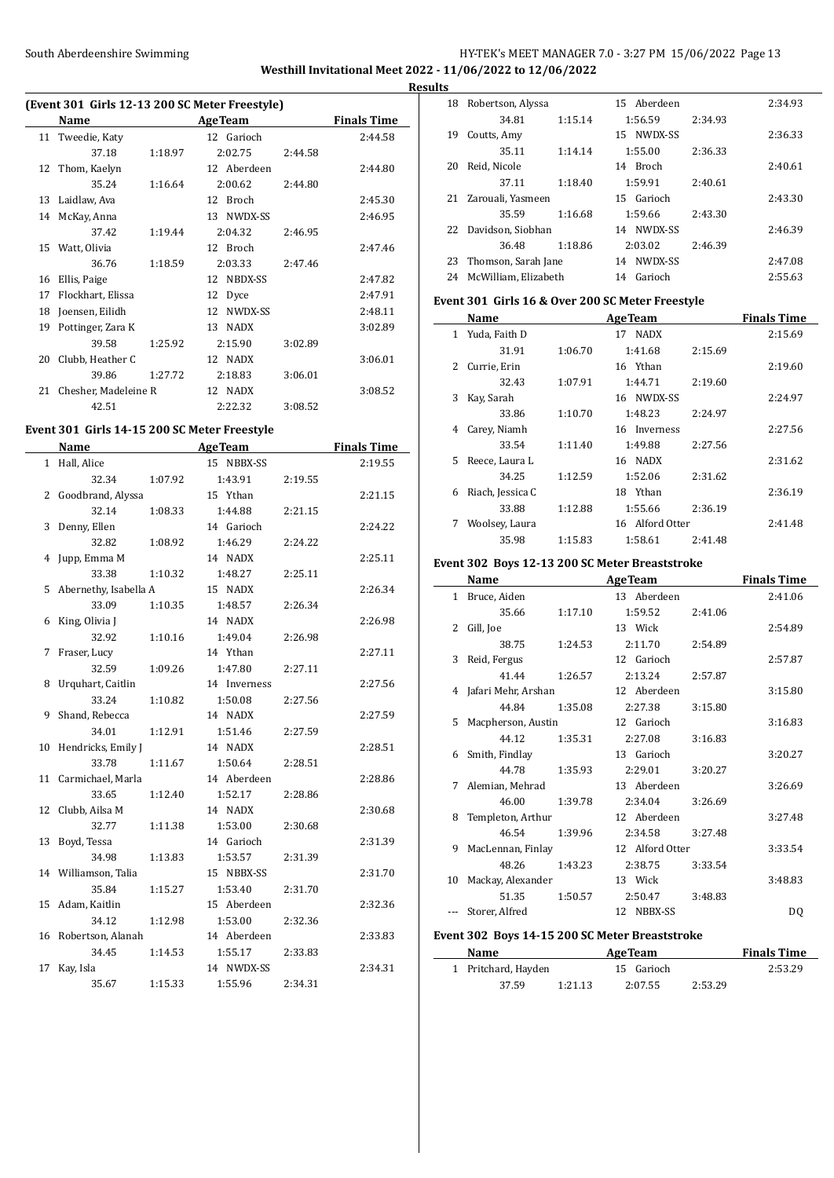## Results

### (Event 301 Girls 12-13 200 SC Meter Freestyle)

| | Name | Age | Team | Finals Time |
|---|---|---|---|---|
| 11 | Tweedie, Katy | 12 | Garioch | 2:44.58 |
| | 37.18 / 1:18.97 / 2:02.75 / 2:44.58 | | | |
| 12 | Thom, Kaelyn | 12 | Aberdeen | 2:44.80 |
| | 35.24 / 1:16.64 / 2:00.62 / 2:44.80 | | | |
| 13 | Laidlaw, Ava | 12 | Broch | 2:45.30 |
| 14 | McKay, Anna | 13 | NWDX-SS | 2:46.95 |
| | 37.42 / 1:19.44 / 2:04.32 / 2:46.95 | | | |
| 15 | Watt, Olivia | 12 | Broch | 2:47.46 |
| | 36.76 / 1:18.59 / 2:03.33 / 2:47.46 | | | |
| 16 | Ellis, Paige | 12 | NBDX-SS | 2:47.82 |
| 17 | Flockhart, Elissa | 12 | Dyce | 2:47.91 |
| 18 | Joensen, Eilidh | 12 | NWDX-SS | 2:48.11 |
| 19 | Pottinger, Zara K | 13 | NADX | 3:02.89 |
| | 39.58 / 1:25.92 / 2:15.90 / 3:02.89 | | | |
| 20 | Clubb, Heather C | 12 | NADX | 3:06.01 |
| | 39.86 / 1:27.72 / 2:18.83 / 3:06.01 | | | |
| 21 | Chesher, Madeleine R | 12 | NADX | 3:08.52 |
| | 42.51 / 2:22.32 / 3:08.52 | | | |

### Event 301 Girls 14-15 200 SC Meter Freestyle

| | Name | Age | Team | Finals Time |
|---|---|---|---|---|
| 1 | Hall, Alice | 15 | NBBX-SS | 2:19.55 |
| | 32.34 / 1:07.92 / 1:43.91 / 2:19.55 | | | |
| 2 | Goodbrand, Alyssa | 15 | Ythan | 2:21.15 |
| | 32.14 / 1:08.33 / 1:44.88 / 2:21.15 | | | |
| 3 | Denny, Ellen | 14 | Garioch | 2:24.22 |
| | 32.82 / 1:08.92 / 1:46.29 / 2:24.22 | | | |
| 4 | Jupp, Emma M | 14 | NADX | 2:25.11 |
| | 33.38 / 1:10.32 / 1:48.27 / 2:25.11 | | | |
| 5 | Abernethy, Isabella A | 15 | NADX | 2:26.34 |
| | 33.09 / 1:10.35 / 1:48.57 / 2:26.34 | | | |
| 6 | King, Olivia J | 14 | NADX | 2:26.98 |
| | 32.92 / 1:10.16 / 1:49.04 / 2:26.98 | | | |
| 7 | Fraser, Lucy | 14 | Ythan | 2:27.11 |
| | 32.59 / 1:09.26 / 1:47.80 / 2:27.11 | | | |
| 8 | Urquhart, Caitlin | 14 | Inverness | 2:27.56 |
| | 33.24 / 1:10.82 / 1:50.08 / 2:27.56 | | | |
| 9 | Shand, Rebecca | 14 | NADX | 2:27.59 |
| | 34.01 / 1:12.91 / 1:51.46 / 2:27.59 | | | |
| 10 | Hendricks, Emily J | 14 | NADX | 2:28.51 |
| | 33.78 / 1:11.67 / 1:50.64 / 2:28.51 | | | |
| 11 | Carmichael, Marla | 14 | Aberdeen | 2:28.86 |
| | 33.65 / 1:12.40 / 1:52.17 / 2:28.86 | | | |
| 12 | Clubb, Ailsa M | 14 | NADX | 2:30.68 |
| | 32.77 / 1:11.38 / 1:53.00 / 2:30.68 | | | |
| 13 | Boyd, Tessa | 14 | Garioch | 2:31.39 |
| | 34.98 / 1:13.83 / 1:53.57 / 2:31.39 | | | |
| 14 | Williamson, Talia | 15 | NBBX-SS | 2:31.70 |
| | 35.84 / 1:15.27 / 1:53.40 / 2:31.70 | | | |
| 15 | Adam, Kaitlin | 15 | Aberdeen | 2:32.36 |
| | 34.12 / 1:12.98 / 1:53.00 / 2:32.36 | | | |
| 16 | Robertson, Alanah | 14 | Aberdeen | 2:33.83 |
| | 34.45 / 1:14.53 / 1:55.17 / 2:33.83 | | | |
| 17 | Kay, Isla | 14 | NWDX-SS | 2:34.31 |
| | 35.67 / 1:15.33 / 1:55.96 / 2:34.31 | | | |
| 18 | Robertson, Alyssa | 15 | Aberdeen | 2:34.93 |
| | 34.81 / 1:15.14 / 1:56.59 / 2:34.93 | | | |
| 19 | Coutts, Amy | 15 | NWDX-SS | 2:36.33 |
| | 35.11 / 1:14.14 / 1:55.00 / 2:36.33 | | | |
| 20 | Reid, Nicole | 14 | Broch | 2:40.61 |
| | 37.11 / 1:18.40 / 1:59.91 / 2:40.61 | | | |
| 21 | Zarouali, Yasmeen | 15 | Garioch | 2:43.30 |
| | 35.59 / 1:16.68 / 1:59.66 / 2:43.30 | | | |
| 22 | Davidson, Siobhan | 14 | NWDX-SS | 2:46.39 |
| | 36.48 / 1:18.86 / 2:03.02 / 2:46.39 | | | |
| 23 | Thomson, Sarah Jane | 14 | NWDX-SS | 2:47.08 |
| 24 | McWilliam, Elizabeth | 14 | Garioch | 2:55.63 |

### Event 301 Girls 16 & Over 200 SC Meter Freestyle

| | Name | Age | Team | Finals Time |
|---|---|---|---|---|
| 1 | Yuda, Faith D | 17 | NADX | 2:15.69 |
| | 31.91 / 1:06.70 / 1:41.68 / 2:15.69 | | | |
| 2 | Currie, Erin | 16 | Ythan | 2:19.60 |
| | 32.43 / 1:07.91 / 1:44.71 / 2:19.60 | | | |
| 3 | Kay, Sarah | 16 | NWDX-SS | 2:24.97 |
| | 33.86 / 1:10.70 / 1:48.23 / 2:24.97 | | | |
| 4 | Carey, Niamh | 16 | Inverness | 2:27.56 |
| | 33.54 / 1:11.40 / 1:49.88 / 2:27.56 | | | |
| 5 | Reece, Laura L | 16 | NADX | 2:31.62 |
| | 34.25 / 1:12.59 / 1:52.06 / 2:31.62 | | | |
| 6 | Riach, Jessica C | 18 | Ythan | 2:36.19 |
| | 33.88 / 1:12.88 / 1:55.66 / 2:36.19 | | | |
| 7 | Woolsey, Laura | 16 | Alford Otter | 2:41.48 |
| | 35.98 / 1:15.83 / 1:58.61 / 2:41.48 | | | |

### Event 302 Boys 12-13 200 SC Meter Breaststroke

| | Name | Age | Team | Finals Time |
|---|---|---|---|---|
| 1 | Bruce, Aiden | 13 | Aberdeen | 2:41.06 |
| | 35.66 / 1:17.10 / 1:59.52 / 2:41.06 | | | |
| 2 | Gill, Joe | 13 | Wick | 2:54.89 |
| | 38.75 / 1:24.53 / 2:11.70 / 2:54.89 | | | |
| 3 | Reid, Fergus | 12 | Garioch | 2:57.87 |
| | 41.44 / 1:26.57 / 2:13.24 / 2:57.87 | | | |
| 4 | Jafari Mehr, Arshan | 12 | Aberdeen | 3:15.80 |
| | 44.84 / 1:35.08 / 2:27.38 / 3:15.80 | | | |
| 5 | Macpherson, Austin | 12 | Garioch | 3:16.83 |
| | 44.12 / 1:35.31 / 2:27.08 / 3:16.83 | | | |
| 6 | Smith, Findlay | 13 | Garioch | 3:20.27 |
| | 44.78 / 1:35.93 / 2:29.01 / 3:20.27 | | | |
| 7 | Alemian, Mehrad | 13 | Aberdeen | 3:26.69 |
| | 46.00 / 1:39.78 / 2:34.04 / 3:26.69 | | | |
| 8 | Templeton, Arthur | 12 | Aberdeen | 3:27.48 |
| | 46.54 / 1:39.96 / 2:34.58 / 3:27.48 | | | |
| 9 | MacLennan, Finlay | 12 | Alford Otter | 3:33.54 |
| | 48.26 / 1:43.23 / 2:38.75 / 3:33.54 | | | |
| 10 | Mackay, Alexander | 13 | Wick | 3:48.83 |
| | 51.35 / 1:50.57 / 2:50.47 / 3:48.83 | | | |
| --- | Storer, Alfred | 12 | NBBX-SS | DQ |

### Event 302 Boys 14-15 200 SC Meter Breaststroke

| | Name | Age | Team | Finals Time |
|---|---|---|---|---|
| 1 | Pritchard, Hayden | 15 | Garioch | 2:53.29 |
| | 37.59 / 1:21.13 / 2:07.55 / 2:53.29 | | | |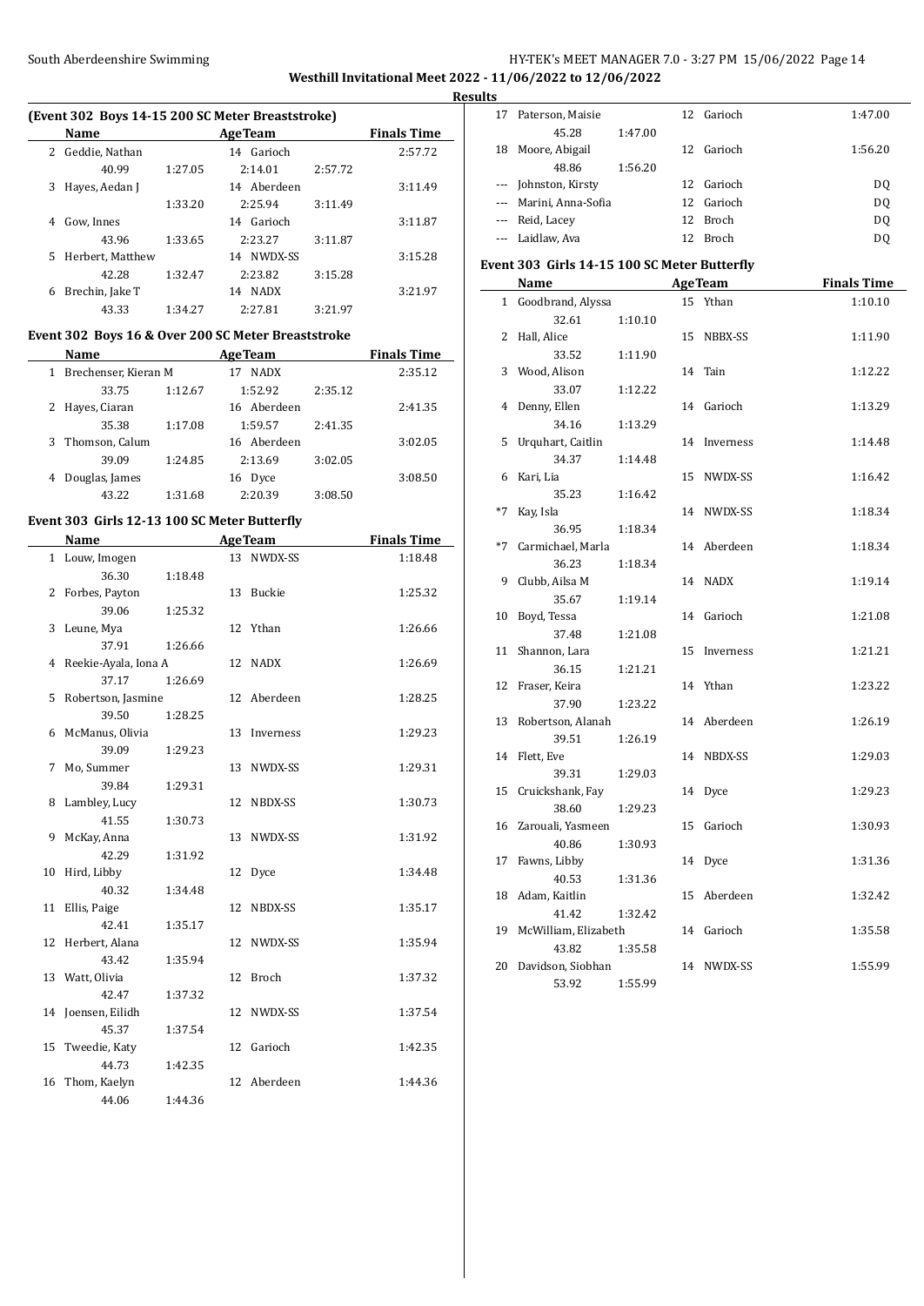## Results

### (Event 302 Boys 14-15 200 SC Meter Breaststroke)

| | Name | Age | Team | | | Finals Time |
|---|---|---|---|---|---|---|
| 2 | Geddie, Nathan | 14 | Garioch | | | 2:57.72 |
| | 40.99 | 1:27.05 | 2:14.01 | 2:57.72 | | |
| 3 | Hayes, Aedan J | 14 | Aberdeen | | | 3:11.49 |
| | | 1:33.20 | 2:25.94 | 3:11.49 | | |
| 4 | Gow, Innes | 14 | Garioch | | | 3:11.87 |
| | 43.96 | 1:33.65 | 2:23.27 | 3:11.87 | | |
| 5 | Herbert, Matthew | 14 | NWDX-SS | | | 3:15.28 |
| | 42.28 | 1:32.47 | 2:23.82 | 3:15.28 | | |
| 6 | Brechin, Jake T | 14 | NADX | | | 3:21.97 |
| | 43.33 | 1:34.27 | 2:27.81 | 3:21.97 | | |

### Event 302 Boys 16 & Over 200 SC Meter Breaststroke

| | Name | Age | Team | | | Finals Time |
|---|---|---|---|---|---|---|
| 1 | Brechenser, Kieran M | 17 | NADX | | | 2:35.12 |
| | 33.75 | 1:12.67 | 1:52.92 | 2:35.12 | | |
| 2 | Hayes, Ciaran | 16 | Aberdeen | | | 2:41.35 |
| | 35.38 | 1:17.08 | 1:59.57 | 2:41.35 | | |
| 3 | Thomson, Calum | 16 | Aberdeen | | | 3:02.05 |
| | 39.09 | 1:24.85 | 2:13.69 | 3:02.05 | | |
| 4 | Douglas, James | 16 | Dyce | | | 3:08.50 |
| | 43.22 | 1:31.68 | 2:20.39 | 3:08.50 | | |

### Event 303 Girls 12-13 100 SC Meter Butterfly

| | Name | Age | Team | Finals Time |
|---|---|---|---|---|
| 1 | Louw, Imogen | 13 | NWDX-SS | 1:18.48 |
| | 36.30 | 1:18.48 | | |
| 2 | Forbes, Payton | 13 | Buckie | 1:25.32 |
| | 39.06 | 1:25.32 | | |
| 3 | Leune, Mya | 12 | Ythan | 1:26.66 |
| | 37.91 | 1:26.66 | | |
| 4 | Reekie-Ayala, Iona A | 12 | NADX | 1:26.69 |
| | 37.17 | 1:26.69 | | |
| 5 | Robertson, Jasmine | 12 | Aberdeen | 1:28.25 |
| | 39.50 | 1:28.25 | | |
| 6 | McManus, Olivia | 13 | Inverness | 1:29.23 |
| | 39.09 | 1:29.23 | | |
| 7 | Mo, Summer | 13 | NWDX-SS | 1:29.31 |
| | 39.84 | 1:29.31 | | |
| 8 | Lambley, Lucy | 12 | NBDX-SS | 1:30.73 |
| | 41.55 | 1:30.73 | | |
| 9 | McKay, Anna | 13 | NWDX-SS | 1:31.92 |
| | 42.29 | 1:31.92 | | |
| 10 | Hird, Libby | 12 | Dyce | 1:34.48 |
| | 40.32 | 1:34.48 | | |
| 11 | Ellis, Paige | 12 | NBDX-SS | 1:35.17 |
| | 42.41 | 1:35.17 | | |
| 12 | Herbert, Alana | 12 | NWDX-SS | 1:35.94 |
| | 43.42 | 1:35.94 | | |
| 13 | Watt, Olivia | 12 | Broch | 1:37.32 |
| | 42.47 | 1:37.32 | | |
| 14 | Joensen, Eilidh | 12 | NWDX-SS | 1:37.54 |
| | 45.37 | 1:37.54 | | |
| 15 | Tweedie, Katy | 12 | Garioch | 1:42.35 |
| | 44.73 | 1:42.35 | | |
| 16 | Thom, Kaelyn | 12 | Aberdeen | 1:44.36 |
| | 44.06 | 1:44.36 | | |
| 17 | Paterson, Maisie | 12 | Garioch | 1:47.00 |
| | 45.28 | 1:47.00 | | |
| 18 | Moore, Abigail | 12 | Garioch | 1:56.20 |
| | 48.86 | 1:56.20 | | |
| --- | Johnston, Kirsty | 12 | Garioch | DQ |
| --- | Marini, Anna-Sofia | 12 | Garioch | DQ |
| --- | Reid, Lacey | 12 | Broch | DQ |
| --- | Laidlaw, Ava | 12 | Broch | DQ |

### Event 303 Girls 14-15 100 SC Meter Butterfly

| | Name | Age | Team | Finals Time |
|---|---|---|---|---|
| 1 | Goodbrand, Alyssa | 15 | Ythan | 1:10.10 |
| | 32.61 | 1:10.10 | | |
| 2 | Hall, Alice | 15 | NBBX-SS | 1:11.90 |
| | 33.52 | 1:11.90 | | |
| 3 | Wood, Alison | 14 | Tain | 1:12.22 |
| | 33.07 | 1:12.22 | | |
| 4 | Denny, Ellen | 14 | Garioch | 1:13.29 |
| | 34.16 | 1:13.29 | | |
| 5 | Urquhart, Caitlin | 14 | Inverness | 1:14.48 |
| | 34.37 | 1:14.48 | | |
| 6 | Kari, Lia | 15 | NWDX-SS | 1:16.42 |
| | 35.23 | 1:16.42 | | |
| *7 | Kay, Isla | 14 | NWDX-SS | 1:18.34 |
| | 36.95 | 1:18.34 | | |
| *7 | Carmichael, Marla | 14 | Aberdeen | 1:18.34 |
| | 36.23 | 1:18.34 | | |
| 9 | Clubb, Ailsa M | 14 | NADX | 1:19.14 |
| | 35.67 | 1:19.14 | | |
| 10 | Boyd, Tessa | 14 | Garioch | 1:21.08 |
| | 37.48 | 1:21.08 | | |
| 11 | Shannon, Lara | 15 | Inverness | 1:21.21 |
| | 36.15 | 1:21.21 | | |
| 12 | Fraser, Keira | 14 | Ythan | 1:23.22 |
| | 37.90 | 1:23.22 | | |
| 13 | Robertson, Alanah | 14 | Aberdeen | 1:26.19 |
| | 39.51 | 1:26.19 | | |
| 14 | Flett, Eve | 14 | NBDX-SS | 1:29.03 |
| | 39.31 | 1:29.03 | | |
| 15 | Cruickshank, Fay | 14 | Dyce | 1:29.23 |
| | 38.60 | 1:29.23 | | |
| 16 | Zarouali, Yasmeen | 15 | Garioch | 1:30.93 |
| | 40.86 | 1:30.93 | | |
| 17 | Fawns, Libby | 14 | Dyce | 1:31.36 |
| | 40.53 | 1:31.36 | | |
| 18 | Adam, Kaitlin | 15 | Aberdeen | 1:32.42 |
| | 41.42 | 1:32.42 | | |
| 19 | McWilliam, Elizabeth | 14 | Garioch | 1:35.58 |
| | 43.82 | 1:35.58 | | |
| 20 | Davidson, Siobhan | 14 | NWDX-SS | 1:55.99 |
| | 53.92 | 1:55.99 | | |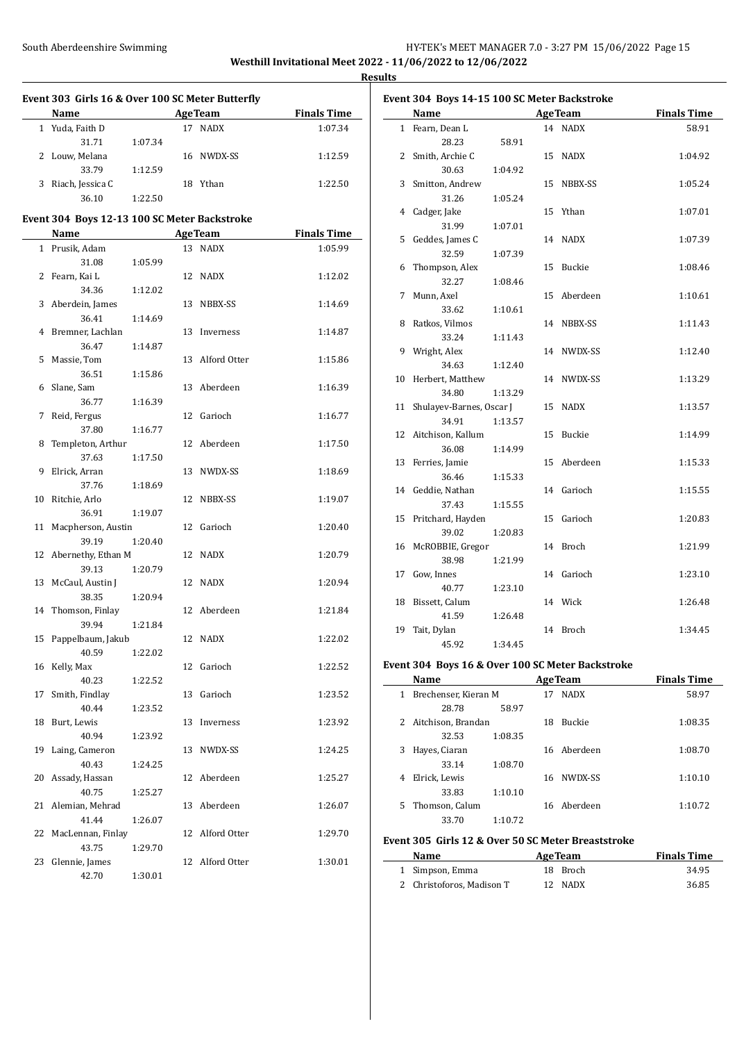**Results**

### Event 303 Girls 16 & Over 100 SC Meter Butterfly

| | Name | Age | Team | Finals Time |
|---|---|---|---|---|
| 1 | Yuda, Faith D | 17 | NADX | 1:07.34 |
| | 31.71 1:07.34 | | | |
| 2 | Louw, Melana | 16 | NWDX-SS | 1:12.59 |
| | 33.79 1:12.59 | | | |
| 3 | Riach, Jessica C | 18 | Ythan | 1:22.50 |
| | 36.10 1:22.50 | | | |

### Event 304 Boys 12-13 100 SC Meter Backstroke

| | Name | Age | Team | Finals Time |
|---|---|---|---|---|
| 1 | Prusik, Adam | 13 | NADX | 1:05.99 |
| | 31.08 1:05.99 | | | |
| 2 | Fearn, Kai L | 12 | NADX | 1:12.02 |
| | 34.36 1:12.02 | | | |
| 3 | Aberdein, James | 13 | NBBX-SS | 1:14.69 |
| | 36.41 1:14.69 | | | |
| 4 | Bremner, Lachlan | 13 | Inverness | 1:14.87 |
| | 36.47 1:14.87 | | | |
| 5 | Massie, Tom | 13 | Alford Otter | 1:15.86 |
| | 36.51 1:15.86 | | | |
| 6 | Slane, Sam | 13 | Aberdeen | 1:16.39 |
| | 36.77 1:16.39 | | | |
| 7 | Reid, Fergus | 12 | Garioch | 1:16.77 |
| | 37.80 1:16.77 | | | |
| 8 | Templeton, Arthur | 12 | Aberdeen | 1:17.50 |
| | 37.63 1:17.50 | | | |
| 9 | Elrick, Arran | 13 | NWDX-SS | 1:18.69 |
| | 37.76 1:18.69 | | | |
| 10 | Ritchie, Arlo | 12 | NBBX-SS | 1:19.07 |
| | 36.91 1:19.07 | | | |
| 11 | Macpherson, Austin | 12 | Garioch | 1:20.40 |
| | 39.19 1:20.40 | | | |
| 12 | Abernethy, Ethan M | 12 | NADX | 1:20.79 |
| | 39.13 1:20.79 | | | |
| 13 | McCaul, Austin J | 12 | NADX | 1:20.94 |
| | 38.35 1:20.94 | | | |
| 14 | Thomson, Finlay | 12 | Aberdeen | 1:21.84 |
| | 39.94 1:21.84 | | | |
| 15 | Pappelbaum, Jakub | 12 | NADX | 1:22.02 |
| | 40.59 1:22.02 | | | |
| 16 | Kelly, Max | 12 | Garioch | 1:22.52 |
| | 40.23 1:22.52 | | | |
| 17 | Smith, Findlay | 13 | Garioch | 1:23.52 |
| | 40.44 1:23.52 | | | |
| 18 | Burt, Lewis | 13 | Inverness | 1:23.92 |
| | 40.94 1:23.92 | | | |
| 19 | Laing, Cameron | 13 | NWDX-SS | 1:24.25 |
| | 40.43 1:24.25 | | | |
| 20 | Assady, Hassan | 12 | Aberdeen | 1:25.27 |
| | 40.75 1:25.27 | | | |
| 21 | Alemian, Mehrad | 13 | Aberdeen | 1:26.07 |
| | 41.44 1:26.07 | | | |
| 22 | MacLennan, Finlay | 12 | Alford Otter | 1:29.70 |
| | 43.75 1:29.70 | | | |
| 23 | Glennie, James | 12 | Alford Otter | 1:30.01 |
| | 42.70 1:30.01 | | | |

### Event 304 Boys 14-15 100 SC Meter Backstroke

| | Name | Age | Team | Finals Time |
|---|---|---|---|---|
| 1 | Fearn, Dean L | 14 | NADX | 58.91 |
| | 28.23 58.91 | | | |
| 2 | Smith, Archie C | 15 | NADX | 1:04.92 |
| | 30.63 1:04.92 | | | |
| 3 | Smitton, Andrew | 15 | NBBX-SS | 1:05.24 |
| | 31.26 1:05.24 | | | |
| 4 | Cadger, Jake | 15 | Ythan | 1:07.01 |
| | 31.99 1:07.01 | | | |
| 5 | Geddes, James C | 14 | NADX | 1:07.39 |
| | 32.59 1:07.39 | | | |
| 6 | Thompson, Alex | 15 | Buckie | 1:08.46 |
| | 32.27 1:08.46 | | | |
| 7 | Munn, Axel | 15 | Aberdeen | 1:10.61 |
| | 33.62 1:10.61 | | | |
| 8 | Ratkos, Vilmos | 14 | NBBX-SS | 1:11.43 |
| | 33.24 1:11.43 | | | |
| 9 | Wright, Alex | 14 | NWDX-SS | 1:12.40 |
| | 34.63 1:12.40 | | | |
| 10 | Herbert, Matthew | 14 | NWDX-SS | 1:13.29 |
| | 34.80 1:13.29 | | | |
| 11 | Shulayev-Barnes, Oscar J | 15 | NADX | 1:13.57 |
| | 34.91 1:13.57 | | | |
| 12 | Aitchison, Kallum | 15 | Buckie | 1:14.99 |
| | 36.08 1:14.99 | | | |
| 13 | Ferries, Jamie | 15 | Aberdeen | 1:15.33 |
| | 36.46 1:15.33 | | | |
| 14 | Geddie, Nathan | 14 | Garioch | 1:15.55 |
| | 37.43 1:15.55 | | | |
| 15 | Pritchard, Hayden | 15 | Garioch | 1:20.83 |
| | 39.02 1:20.83 | | | |
| 16 | McROBBIE, Gregor | 14 | Broch | 1:21.99 |
| | 38.98 1:21.99 | | | |
| 17 | Gow, Innes | 14 | Garioch | 1:23.10 |
| | 40.77 1:23.10 | | | |
| 18 | Bissett, Calum | 14 | Wick | 1:26.48 |
| | 41.59 1:26.48 | | | |
| 19 | Tait, Dylan | 14 | Broch | 1:34.45 |
| | 45.92 1:34.45 | | | |

### Event 304 Boys 16 & Over 100 SC Meter Backstroke

| | Name | Age | Team | Finals Time |
|---|---|---|---|---|
| 1 | Brechenser, Kieran M | 17 | NADX | 58.97 |
| | 28.78 58.97 | | | |
| 2 | Aitchison, Brandan | 18 | Buckie | 1:08.35 |
| | 32.53 1:08.35 | | | |
| 3 | Hayes, Ciaran | 16 | Aberdeen | 1:08.70 |
| | 33.14 1:08.70 | | | |
| 4 | Elrick, Lewis | 16 | NWDX-SS | 1:10.10 |
| | 33.83 1:10.10 | | | |
| 5 | Thomson, Calum | 16 | Aberdeen | 1:10.72 |
| | 33.70 1:10.72 | | | |

### Event 305 Girls 12 & Over 50 SC Meter Breaststroke

| | Name | Age | Team | Finals Time |
|---|---|---|---|---|
| 1 | Simpson, Emma | 18 | Broch | 34.95 |
| 2 | Christoforos, Madison T | 12 | NADX | 36.85 |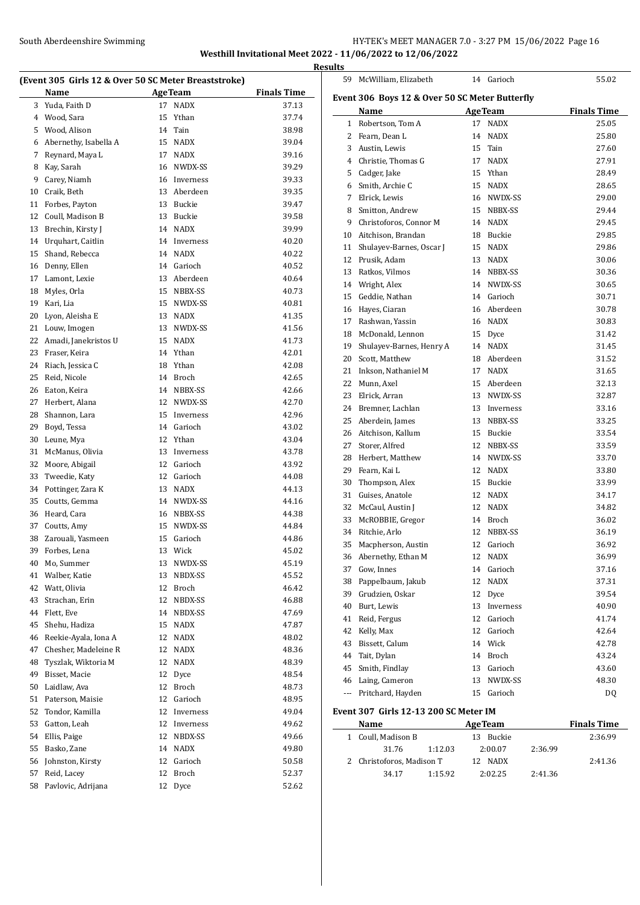## Westhill Invitational Meet 2022 - 11/06/2022 to 12/06/2022

### Results

**(Event 305 Girls 12 & Over 50 SC Meter Breaststroke)**

| | Name | Age | Team | Finals Time |
|---|---|---|---|---|
| 3 | Yuda, Faith D | 17 | NADX | 37.13 |
| 4 | Wood, Sara | 15 | Ythan | 37.74 |
| 5 | Wood, Alison | 14 | Tain | 38.98 |
| 6 | Abernethy, Isabella A | 15 | NADX | 39.04 |
| 7 | Reynard, Maya L | 17 | NADX | 39.16 |
| 8 | Kay, Sarah | 16 | NWDX-SS | 39.29 |
| 9 | Carey, Niamh | 16 | Inverness | 39.33 |
| 10 | Craik, Beth | 13 | Aberdeen | 39.35 |
| 11 | Forbes, Payton | 13 | Buckie | 39.47 |
| 12 | Coull, Madison B | 13 | Buckie | 39.58 |
| 13 | Brechin, Kirsty J | 14 | NADX | 39.99 |
| 14 | Urquhart, Caitlin | 14 | Inverness | 40.20 |
| 15 | Shand, Rebecca | 14 | NADX | 40.22 |
| 16 | Denny, Ellen | 14 | Garioch | 40.52 |
| 17 | Lamont, Lexie | 13 | Aberdeen | 40.64 |
| 18 | Myles, Orla | 15 | NBBX-SS | 40.73 |
| 19 | Kari, Lia | 15 | NWDX-SS | 40.81 |
| 20 | Lyon, Aleisha E | 13 | NADX | 41.35 |
| 21 | Louw, Imogen | 13 | NWDX-SS | 41.56 |
| 22 | Amadi, Janekristos U | 15 | NADX | 41.73 |
| 23 | Fraser, Keira | 14 | Ythan | 42.01 |
| 24 | Riach, Jessica C | 18 | Ythan | 42.08 |
| 25 | Reid, Nicole | 14 | Broch | 42.65 |
| 26 | Eaton, Keira | 14 | NBBX-SS | 42.66 |
| 27 | Herbert, Alana | 12 | NWDX-SS | 42.70 |
| 28 | Shannon, Lara | 15 | Inverness | 42.96 |
| 29 | Boyd, Tessa | 14 | Garioch | 43.02 |
| 30 | Leune, Mya | 12 | Ythan | 43.04 |
| 31 | McManus, Olivia | 13 | Inverness | 43.78 |
| 32 | Moore, Abigail | 12 | Garioch | 43.92 |
| 33 | Tweedie, Katy | 12 | Garioch | 44.08 |
| 34 | Pottinger, Zara K | 13 | NADX | 44.13 |
| 35 | Coutts, Gemma | 14 | NWDX-SS | 44.16 |
| 36 | Heard, Cara | 16 | NBBX-SS | 44.38 |
| 37 | Coutts, Amy | 15 | NWDX-SS | 44.84 |
| 38 | Zarouali, Yasmeen | 15 | Garioch | 44.86 |
| 39 | Forbes, Lena | 13 | Wick | 45.02 |
| 40 | Mo, Summer | 13 | NWDX-SS | 45.19 |
| 41 | Walber, Katie | 13 | NBDX-SS | 45.52 |
| 42 | Watt, Olivia | 12 | Broch | 46.42 |
| 43 | Strachan, Erin | 12 | NBDX-SS | 46.88 |
| 44 | Flett, Eve | 14 | NBBX-SS | 47.69 |
| 45 | Shehu, Hadiza | 15 | NADX | 47.87 |
| 46 | Reekie-Ayala, Iona A | 12 | NADX | 48.02 |
| 47 | Chesher, Madeleine R | 12 | NADX | 48.36 |
| 48 | Tyszlak, Wiktoria M | 12 | NADX | 48.39 |
| 49 | Bisset, Macie | 12 | Dyce | 48.54 |
| 50 | Laidlaw, Ava | 12 | Broch | 48.73 |
| 51 | Paterson, Maisie | 12 | Garioch | 48.95 |
| 52 | Tondor, Kamilla | 12 | Inverness | 49.04 |
| 53 | Gatton, Leah | 12 | Inverness | 49.62 |
| 54 | Ellis, Paige | 12 | NBDX-SS | 49.66 |
| 55 | Basko, Zane | 14 | NADX | 49.80 |
| 56 | Johnston, Kirsty | 12 | Garioch | 50.58 |
| 57 | Reid, Lacey | 12 | Broch | 52.37 |
| 58 | Pavlovic, Adrijana | 12 | Dyce | 52.62 |
| 59 | McWilliam, Elizabeth | 14 | Garioch | 55.02 |

**Event 306 Boys 12 & Over 50 SC Meter Butterfly**

| | Name | Age | Team | Finals Time |
|---|---|---|---|---|
| 1 | Robertson, Tom A | 17 | NADX | 25.05 |
| 2 | Fearn, Dean L | 14 | NADX | 25.80 |
| 3 | Austin, Lewis | 15 | Tain | 27.60 |
| 4 | Christie, Thomas G | 17 | NADX | 27.91 |
| 5 | Cadger, Jake | 15 | Ythan | 28.49 |
| 6 | Smith, Archie C | 15 | NADX | 28.65 |
| 7 | Elrick, Lewis | 16 | NWDX-SS | 29.00 |
| 8 | Smitton, Andrew | 15 | NBBX-SS | 29.44 |
| 9 | Christoforos, Connor M | 14 | NADX | 29.45 |
| 10 | Aitchison, Brandan | 18 | Buckie | 29.85 |
| 11 | Shulayev-Barnes, Oscar J | 15 | NADX | 29.86 |
| 12 | Prusik, Adam | 13 | NADX | 30.06 |
| 13 | Ratkos, Vilmos | 14 | NBBX-SS | 30.36 |
| 14 | Wright, Alex | 14 | NWDX-SS | 30.65 |
| 15 | Geddie, Nathan | 14 | Garioch | 30.71 |
| 16 | Hayes, Ciaran | 16 | Aberdeen | 30.78 |
| 17 | Rashwan, Yassin | 16 | NADX | 30.83 |
| 18 | McDonald, Lennon | 15 | Dyce | 31.42 |
| 19 | Shulayev-Barnes, Henry A | 14 | NADX | 31.45 |
| 20 | Scott, Matthew | 18 | Aberdeen | 31.52 |
| 21 | Inkson, Nathaniel M | 17 | NADX | 31.65 |
| 22 | Munn, Axel | 15 | Aberdeen | 32.13 |
| 23 | Elrick, Arran | 13 | NWDX-SS | 32.87 |
| 24 | Bremner, Lachlan | 13 | Inverness | 33.16 |
| 25 | Aberdein, James | 13 | NBBX-SS | 33.25 |
| 26 | Aitchison, Kallum | 15 | Buckie | 33.54 |
| 27 | Storer, Alfred | 12 | NBBX-SS | 33.59 |
| 28 | Herbert, Matthew | 14 | NWDX-SS | 33.70 |
| 29 | Fearn, Kai L | 12 | NADX | 33.80 |
| 30 | Thompson, Alex | 15 | Buckie | 33.99 |
| 31 | Guises, Anatole | 12 | NADX | 34.17 |
| 32 | McCaul, Austin J | 12 | NADX | 34.82 |
| 33 | McROBBIE, Gregor | 14 | Broch | 36.02 |
| 34 | Ritchie, Arlo | 12 | NBBX-SS | 36.19 |
| 35 | Macpherson, Austin | 12 | Garioch | 36.92 |
| 36 | Abernethy, Ethan M | 12 | NADX | 36.99 |
| 37 | Gow, Innes | 14 | Garioch | 37.16 |
| 38 | Pappelbaum, Jakub | 12 | NADX | 37.31 |
| 39 | Grudzien, Oskar | 12 | Dyce | 39.54 |
| 40 | Burt, Lewis | 13 | Inverness | 40.90 |
| 41 | Reid, Fergus | 12 | Garioch | 41.74 |
| 42 | Kelly, Max | 12 | Garioch | 42.64 |
| 43 | Bissett, Calum | 14 | Wick | 42.78 |
| 44 | Tait, Dylan | 14 | Broch | 43.24 |
| 45 | Smith, Findlay | 13 | Garioch | 43.60 |
| 46 | Laing, Cameron | 13 | NWDX-SS | 48.30 |
| --- | Pritchard, Hayden | 15 | Garioch | DQ |

**Event 307 Girls 12-13 200 SC Meter IM**

| | Name | Age | Team | Finals Time |
|---|---|---|---|---|
| 1 | Coull, Madison B | 13 | Buckie | 2:36.99 |
| | 31.76 / 1:12.03 / 2:00.07 / 2:36.99 | | | |
| 2 | Christoforos, Madison T | 12 | NADX | 2:41.36 |
| | 34.17 / 1:15.92 / 2:02.25 / 2:41.36 | | | |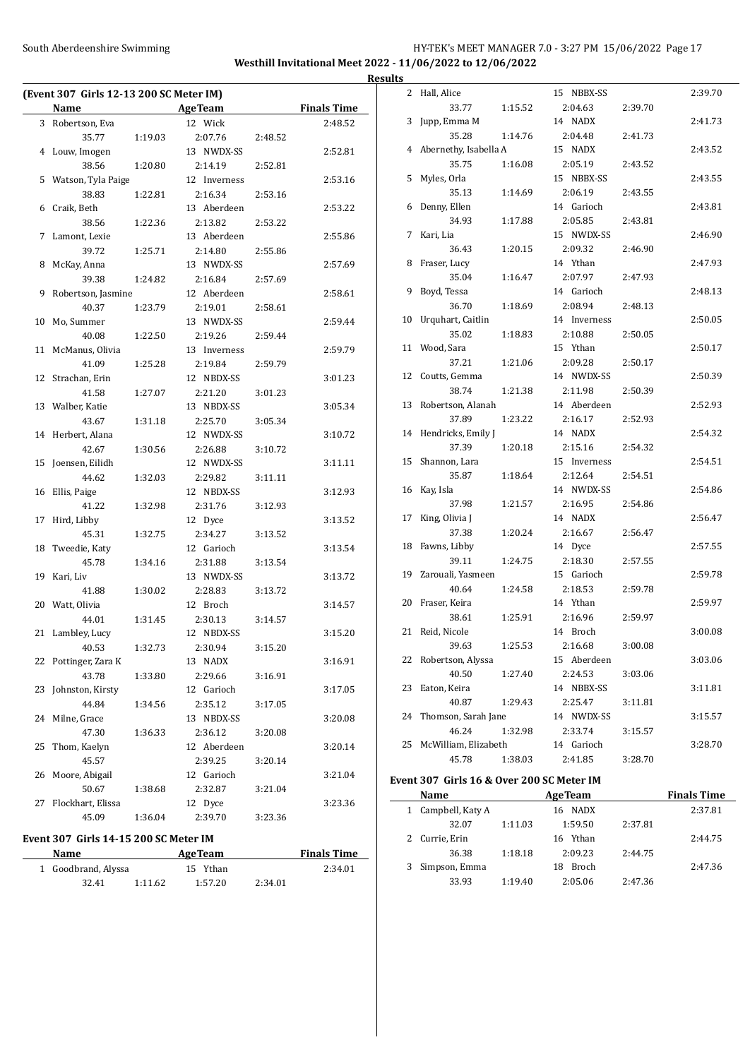**Westhill Invitational Meet 2022 - 11/06/2022 to 12/06/2022**

**Results**

### (Event 307 Girls 12-13 200 SC Meter IM)

| | Name | Age | Team | | | Finals Time |
|---|---|---|---|---|---|---|
| 3 | Robertson, Eva | 12 | Wick | | | 2:48.52 |
| | 35.77 | 1:19.03 | 2:07.76 | 2:48.52 | | |
| 4 | Louw, Imogen | 13 | NWDX-SS | | | 2:52.81 |
| | 38.56 | 1:20.80 | 2:14.19 | 2:52.81 | | |
| 5 | Watson, Tyla Paige | 12 | Inverness | | | 2:53.16 |
| | 38.83 | 1:22.81 | 2:16.34 | 2:53.16 | | |
| 6 | Craik, Beth | 13 | Aberdeen | | | 2:53.22 |
| | 38.56 | 1:22.36 | 2:13.82 | 2:53.22 | | |
| 7 | Lamont, Lexie | 13 | Aberdeen | | | 2:55.86 |
| | 39.72 | 1:25.71 | 2:14.80 | 2:55.86 | | |
| 8 | McKay, Anna | 13 | NWDX-SS | | | 2:57.69 |
| | 39.38 | 1:24.82 | 2:16.84 | 2:57.69 | | |
| 9 | Robertson, Jasmine | 12 | Aberdeen | | | 2:58.61 |
| | 40.37 | 1:23.79 | 2:19.01 | 2:58.61 | | |
| 10 | Mo, Summer | 13 | NWDX-SS | | | 2:59.44 |
| | 40.08 | 1:22.50 | 2:19.26 | 2:59.44 | | |
| 11 | McManus, Olivia | 13 | Inverness | | | 2:59.79 |
| | 41.09 | 1:25.28 | 2:19.84 | 2:59.79 | | |
| 12 | Strachan, Erin | 12 | NBDX-SS | | | 3:01.23 |
| | 41.58 | 1:27.07 | 2:21.20 | 3:01.23 | | |
| 13 | Walber, Katie | 13 | NBDX-SS | | | 3:05.34 |
| | 43.67 | 1:31.18 | 2:25.70 | 3:05.34 | | |
| 14 | Herbert, Alana | 12 | NWDX-SS | | | 3:10.72 |
| | 42.67 | 1:30.56 | 2:26.88 | 3:10.72 | | |
| 15 | Joensen, Eilidh | 12 | NWDX-SS | | | 3:11.11 |
| | 44.62 | 1:32.03 | 2:29.82 | 3:11.11 | | |
| 16 | Ellis, Paige | 12 | NBDX-SS | | | 3:12.93 |
| | 41.22 | 1:32.98 | 2:31.76 | 3:12.93 | | |
| 17 | Hird, Libby | 12 | Dyce | | | 3:13.52 |
| | 45.31 | 1:32.75 | 2:34.27 | 3:13.52 | | |
| 18 | Tweedie, Katy | 12 | Garioch | | | 3:13.54 |
| | 45.78 | 1:34.16 | 2:31.88 | 3:13.54 | | |
| 19 | Kari, Liv | 13 | NWDX-SS | | | 3:13.72 |
| | 41.88 | 1:30.02 | 2:28.83 | 3:13.72 | | |
| 20 | Watt, Olivia | 12 | Broch | | | 3:14.57 |
| | 44.01 | 1:31.45 | 2:30.13 | 3:14.57 | | |
| 21 | Lambley, Lucy | 12 | NBDX-SS | | | 3:15.20 |
| | 40.53 | 1:32.73 | 2:30.94 | 3:15.20 | | |
| 22 | Pottinger, Zara K | 13 | NADX | | | 3:16.91 |
| | 43.78 | 1:33.80 | 2:29.66 | 3:16.91 | | |
| 23 | Johnston, Kirsty | 12 | Garioch | | | 3:17.05 |
| | 44.84 | 1:34.56 | 2:35.12 | 3:17.05 | | |
| 24 | Milne, Grace | 13 | NBDX-SS | | | 3:20.08 |
| | 47.30 | 1:36.33 | 2:36.12 | 3:20.08 | | |
| 25 | Thom, Kaelyn | 12 | Aberdeen | | | 3:20.14 |
| | 45.57 | | 2:39.25 | 3:20.14 | | |
| 26 | Moore, Abigail | 12 | Garioch | | | 3:21.04 |
| | 50.67 | 1:38.68 | 2:32.87 | 3:21.04 | | |
| 27 | Flockhart, Elissa | 12 | Dyce | | | 3:23.36 |
| | 45.09 | 1:36.04 | 2:39.70 | 3:23.36 | | |

### Event 307 Girls 14-15 200 SC Meter IM

| | Name | Age | Team | | | Finals Time |
|---|---|---|---|---|---|---|
| 1 | Goodbrand, Alyssa | 15 | Ythan | | | 2:34.01 |
| | 32.41 | 1:11.62 | 1:57.20 | 2:34.01 | | |
| 2 | Hall, Alice | 15 | NBBX-SS | | | 2:39.70 |
| | 33.77 | 1:15.52 | 2:04.63 | 2:39.70 | | |
| 3 | Jupp, Emma M | 14 | NADX | | | 2:41.73 |
| | 35.28 | 1:14.76 | 2:04.48 | 2:41.73 | | |
| 4 | Abernethy, Isabella A | 15 | NADX | | | 2:43.52 |
| | 35.75 | 1:16.08 | 2:05.19 | 2:43.52 | | |
| 5 | Myles, Orla | 15 | NBBX-SS | | | 2:43.55 |
| | 35.13 | 1:14.69 | 2:06.19 | 2:43.55 | | |
| 6 | Denny, Ellen | 14 | Garioch | | | 2:43.81 |
| | 34.93 | 1:17.88 | 2:05.85 | 2:43.81 | | |
| 7 | Kari, Lia | 15 | NWDX-SS | | | 2:46.90 |
| | 36.43 | 1:20.15 | 2:09.32 | 2:46.90 | | |
| 8 | Fraser, Lucy | 14 | Ythan | | | 2:47.93 |
| | 35.04 | 1:16.47 | 2:07.97 | 2:47.93 | | |
| 9 | Boyd, Tessa | 14 | Garioch | | | 2:48.13 |
| | 36.70 | 1:18.69 | 2:08.94 | 2:48.13 | | |
| 10 | Urquhart, Caitlin | 14 | Inverness | | | 2:50.05 |
| | 35.02 | 1:18.83 | 2:10.88 | 2:50.05 | | |
| 11 | Wood, Sara | 15 | Ythan | | | 2:50.17 |
| | 37.21 | 1:21.06 | 2:09.28 | 2:50.17 | | |
| 12 | Coutts, Gemma | 14 | NWDX-SS | | | 2:50.39 |
| | 38.74 | 1:21.38 | 2:11.98 | 2:50.39 | | |
| 13 | Robertson, Alanah | 14 | Aberdeen | | | 2:52.93 |
| | 37.89 | 1:23.22 | 2:16.17 | 2:52.93 | | |
| 14 | Hendricks, Emily J | 14 | NADX | | | 2:54.32 |
| | 37.39 | 1:20.18 | 2:15.16 | 2:54.32 | | |
| 15 | Shannon, Lara | 15 | Inverness | | | 2:54.51 |
| | 35.87 | 1:18.64 | 2:12.64 | 2:54.51 | | |
| 16 | Kay, Isla | 14 | NWDX-SS | | | 2:54.86 |
| | 37.98 | 1:21.57 | 2:16.95 | 2:54.86 | | |
| 17 | King, Olivia J | 14 | NADX | | | 2:56.47 |
| | 37.38 | 1:20.24 | 2:16.67 | 2:56.47 | | |
| 18 | Fawns, Libby | 14 | Dyce | | | 2:57.55 |
| | 39.11 | 1:24.75 | 2:18.30 | 2:57.55 | | |
| 19 | Zarouali, Yasmeen | 15 | Garioch | | | 2:59.78 |
| | 40.64 | 1:24.58 | 2:18.53 | 2:59.78 | | |
| 20 | Fraser, Keira | 14 | Ythan | | | 2:59.97 |
| | 38.61 | 1:25.91 | 2:16.96 | 2:59.97 | | |
| 21 | Reid, Nicole | 14 | Broch | | | 3:00.08 |
| | 39.63 | 1:25.53 | 2:16.68 | 3:00.08 | | |
| 22 | Robertson, Alyssa | 15 | Aberdeen | | | 3:03.06 |
| | 40.50 | 1:27.40 | 2:24.53 | 3:03.06 | | |
| 23 | Eaton, Keira | 14 | NBBX-SS | | | 3:11.81 |
| | 40.87 | 1:29.43 | 2:25.47 | 3:11.81 | | |
| 24 | Thomson, Sarah Jane | 14 | NWDX-SS | | | 3:15.57 |
| | 46.24 | 1:32.98 | 2:33.74 | 3:15.57 | | |
| 25 | McWilliam, Elizabeth | 14 | Garioch | | | 3:28.70 |
| | 45.78 | 1:38.03 | 2:41.85 | 3:28.70 | | |

### Event 307 Girls 16 & Over 200 SC Meter IM

| | Name | Age | Team | | | Finals Time |
|---|---|---|---|---|---|---|
| 1 | Campbell, Katy A | 16 | NADX | | | 2:37.81 |
| | 32.07 | 1:11.03 | 1:59.50 | 2:37.81 | | |
| 2 | Currie, Erin | 16 | Ythan | | | 2:44.75 |
| | 36.38 | 1:18.18 | 2:09.23 | 2:44.75 | | |
| 3 | Simpson, Emma | 18 | Broch | | | 2:47.36 |
| | 33.93 | 1:19.40 | 2:05.06 | 2:47.36 | | |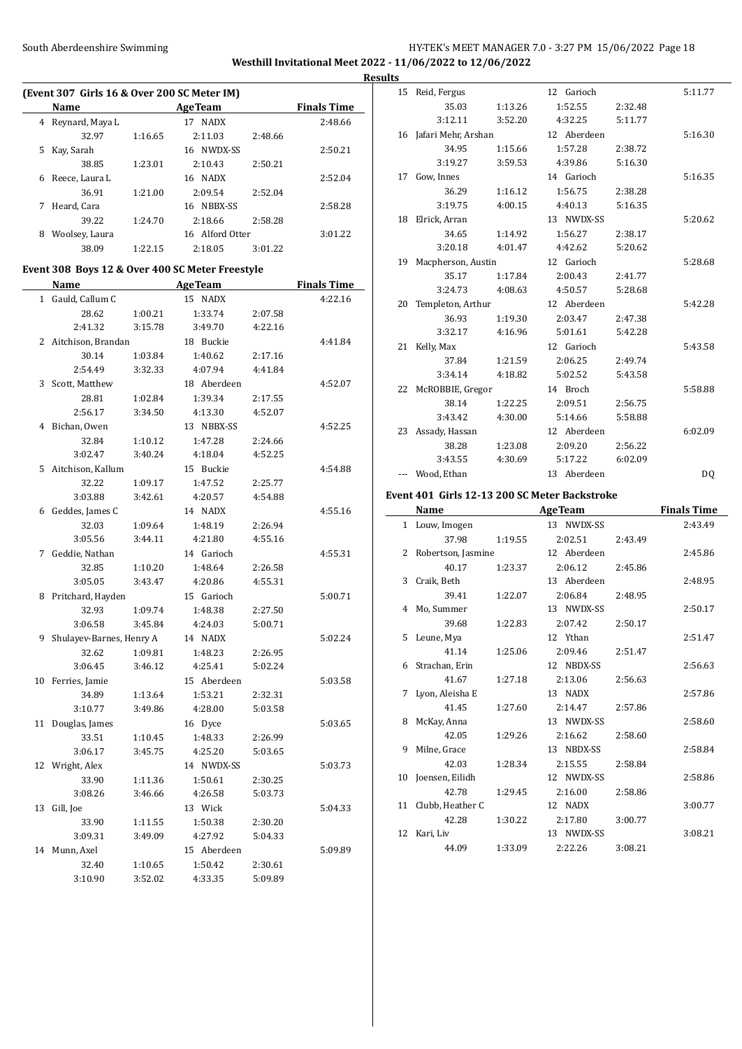**Westhill Invitational Meet 2022 - 11/06/2022 to 12/06/2022**

**Results**

### (Event 307 Girls 16 & Over 200 SC Meter IM)

| | Name | Age | Team | | Finals Time |
|---|---|---|---|---|---|
| 4 | Reynard, Maya L | 17 | NADX | | 2:48.66 |
| | 32.97 | 1:16.65 | 2:11.03 | 2:48.66 | |
| 5 | Kay, Sarah | 16 | NWDX-SS | | 2:50.21 |
| | 38.85 | 1:23.01 | 2:10.43 | 2:50.21 | |
| 6 | Reece, Laura L | 16 | NADX | | 2:52.04 |
| | 36.91 | 1:21.00 | 2:09.54 | 2:52.04 | |
| 7 | Heard, Cara | 16 | NBBX-SS | | 2:58.28 |
| | 39.22 | 1:24.70 | 2:18.66 | 2:58.28 | |
| 8 | Woolsey, Laura | 16 | Alford Otter | | 3:01.22 |
| | 38.09 | 1:22.15 | 2:18.05 | 3:01.22 | |

### Event 308 Boys 12 & Over 400 SC Meter Freestyle

| | Name | Age | Team | | Finals Time |
|---|---|---|---|---|---|
| 1 | Gauld, Callum C | 15 | NADX | | 4:22.16 |
| | 28.62 | 1:00.21 | 1:33.74 | 2:07.58 | |
| | 2:41.32 | 3:15.78 | 3:49.70 | 4:22.16 | |
| 2 | Aitchison, Brandan | 18 | Buckie | | 4:41.84 |
| | 30.14 | 1:03.84 | 1:40.62 | 2:17.16 | |
| | 2:54.49 | 3:32.33 | 4:07.94 | 4:41.84 | |
| 3 | Scott, Matthew | 18 | Aberdeen | | 4:52.07 |
| | 28.81 | 1:02.84 | 1:39.34 | 2:17.55 | |
| | 2:56.17 | 3:34.50 | 4:13.30 | 4:52.07 | |
| 4 | Bichan, Owen | 13 | NBBX-SS | | 4:52.25 |
| | 32.84 | 1:10.12 | 1:47.28 | 2:24.66 | |
| | 3:02.47 | 3:40.24 | 4:18.04 | 4:52.25 | |
| 5 | Aitchison, Kallum | 15 | Buckie | | 4:54.88 |
| | 32.22 | 1:09.17 | 1:47.52 | 2:25.77 | |
| | 3:03.88 | 3:42.61 | 4:20.57 | 4:54.88 | |
| 6 | Geddes, James C | 14 | NADX | | 4:55.16 |
| | 32.03 | 1:09.64 | 1:48.19 | 2:26.94 | |
| | 3:05.56 | 3:44.11 | 4:21.80 | 4:55.16 | |
| 7 | Geddie, Nathan | 14 | Garioch | | 4:55.31 |
| | 32.85 | 1:10.20 | 1:48.64 | 2:26.58 | |
| | 3:05.05 | 3:43.47 | 4:20.86 | 4:55.31 | |
| 8 | Pritchard, Hayden | 15 | Garioch | | 5:00.71 |
| | 32.93 | 1:09.74 | 1:48.38 | 2:27.50 | |
| | 3:06.58 | 3:45.84 | 4:24.03 | 5:00.71 | |
| 9 | Shulayev-Barnes, Henry A | 14 | NADX | | 5:02.24 |
| | 32.62 | 1:09.81 | 1:48.23 | 2:26.95 | |
| | 3:06.45 | 3:46.12 | 4:25.41 | 5:02.24 | |
| 10 | Ferries, Jamie | 15 | Aberdeen | | 5:03.58 |
| | 34.89 | 1:13.64 | 1:53.21 | 2:32.31 | |
| | 3:10.77 | 3:49.86 | 4:28.00 | 5:03.58 | |
| 11 | Douglas, James | 16 | Dyce | | 5:03.65 |
| | 33.51 | 1:10.45 | 1:48.33 | 2:26.99 | |
| | 3:06.17 | 3:45.75 | 4:25.20 | 5:03.65 | |
| 12 | Wright, Alex | 14 | NWDX-SS | | 5:03.73 |
| | 33.90 | 1:11.36 | 1:50.61 | 2:30.25 | |
| | 3:08.26 | 3:46.66 | 4:26.58 | 5:03.73 | |
| 13 | Gill, Joe | 13 | Wick | | 5:04.33 |
| | 33.90 | 1:11.55 | 1:50.38 | 2:30.20 | |
| | 3:09.31 | 3:49.09 | 4:27.92 | 5:04.33 | |
| 14 | Munn, Axel | 15 | Aberdeen | | 5:09.89 |
| | 32.40 | 1:10.65 | 1:50.42 | 2:30.61 | |
| | 3:10.90 | 3:52.02 | 4:33.35 | 5:09.89 | |
| 15 | Reid, Fergus | 12 | Garioch | | 5:11.77 |
| | 35.03 | 1:13.26 | 1:52.55 | 2:32.48 | |
| | 3:12.11 | 3:52.20 | 4:32.25 | 5:11.77 | |
| 16 | Jafari Mehr, Arshan | 12 | Aberdeen | | 5:16.30 |
| | 34.95 | 1:15.66 | 1:57.28 | 2:38.72 | |
| | 3:19.27 | 3:59.53 | 4:39.86 | 5:16.30 | |
| 17 | Gow, Innes | 14 | Garioch | | 5:16.35 |
| | 36.29 | 1:16.12 | 1:56.75 | 2:38.28 | |
| | 3:19.75 | 4:00.15 | 4:40.13 | 5:16.35 | |
| 18 | Elrick, Arran | 13 | NWDX-SS | | 5:20.62 |
| | 34.65 | 1:14.92 | 1:56.27 | 2:38.17 | |
| | 3:20.18 | 4:01.47 | 4:42.62 | 5:20.62 | |
| 19 | Macpherson, Austin | 12 | Garioch | | 5:28.68 |
| | 35.17 | 1:17.84 | 2:00.43 | 2:41.77 | |
| | 3:24.73 | 4:08.63 | 4:50.57 | 5:28.68 | |
| 20 | Templeton, Arthur | 12 | Aberdeen | | 5:42.28 |
| | 36.93 | 1:19.30 | 2:03.47 | 2:47.38 | |
| | 3:32.17 | 4:16.96 | 5:01.61 | 5:42.28 | |
| 21 | Kelly, Max | 12 | Garioch | | 5:43.58 |
| | 37.84 | 1:21.59 | 2:06.25 | 2:49.74 | |
| | 3:34.14 | 4:18.82 | 5:02.52 | 5:43.58 | |
| 22 | McROBBIE, Gregor | 14 | Broch | | 5:58.88 |
| | 38.14 | 1:22.25 | 2:09.51 | 2:56.75 | |
| | 3:43.42 | 4:30.00 | 5:14.66 | 5:58.88 | |
| 23 | Assady, Hassan | 12 | Aberdeen | | 6:02.09 |
| | 38.28 | 1:23.08 | 2:09.20 | 2:56.22 | |
| | 3:43.55 | 4:30.69 | 5:17.22 | 6:02.09 | |
| --- | Wood, Ethan | 13 | Aberdeen | | DQ |

### Event 401 Girls 12-13 200 SC Meter Backstroke

| | Name | Age | Team | | Finals Time |
|---|---|---|---|---|---|
| 1 | Louw, Imogen | 13 | NWDX-SS | | 2:43.49 |
| | 37.98 | 1:19.55 | 2:02.51 | 2:43.49 | |
| 2 | Robertson, Jasmine | 12 | Aberdeen | | 2:45.86 |
| | 40.17 | 1:23.37 | 2:06.12 | 2:45.86 | |
| 3 | Craik, Beth | 13 | Aberdeen | | 2:48.95 |
| | 39.41 | 1:22.07 | 2:06.84 | 2:48.95 | |
| 4 | Mo, Summer | 13 | NWDX-SS | | 2:50.17 |
| | 39.68 | 1:22.83 | 2:07.42 | 2:50.17 | |
| 5 | Leune, Mya | 12 | Ythan | | 2:51.47 |
| | 41.14 | 1:25.06 | 2:09.46 | 2:51.47 | |
| 6 | Strachan, Erin | 12 | NBDX-SS | | 2:56.63 |
| | 41.67 | 1:27.18 | 2:13.06 | 2:56.63 | |
| 7 | Lyon, Aleisha E | 13 | NADX | | 2:57.86 |
| | 41.45 | 1:27.60 | 2:14.47 | 2:57.86 | |
| 8 | McKay, Anna | 13 | NWDX-SS | | 2:58.60 |
| | 42.05 | 1:29.26 | 2:16.62 | 2:58.60 | |
| 9 | Milne, Grace | 13 | NBDX-SS | | 2:58.84 |
| | 42.03 | 1:28.34 | 2:15.55 | 2:58.84 | |
| 10 | Joensen, Eilidh | 12 | NWDX-SS | | 2:58.86 |
| | 42.78 | 1:29.45 | 2:16.00 | 2:58.86 | |
| 11 | Clubb, Heather C | 12 | NADX | | 3:00.77 |
| | 42.28 | 1:30.22 | 2:17.80 | 3:00.77 | |
| 12 | Kari, Liv | 13 | NWDX-SS | | 3:08.21 |
| | 44.09 | 1:33.09 | 2:22.26 | 3:08.21 | |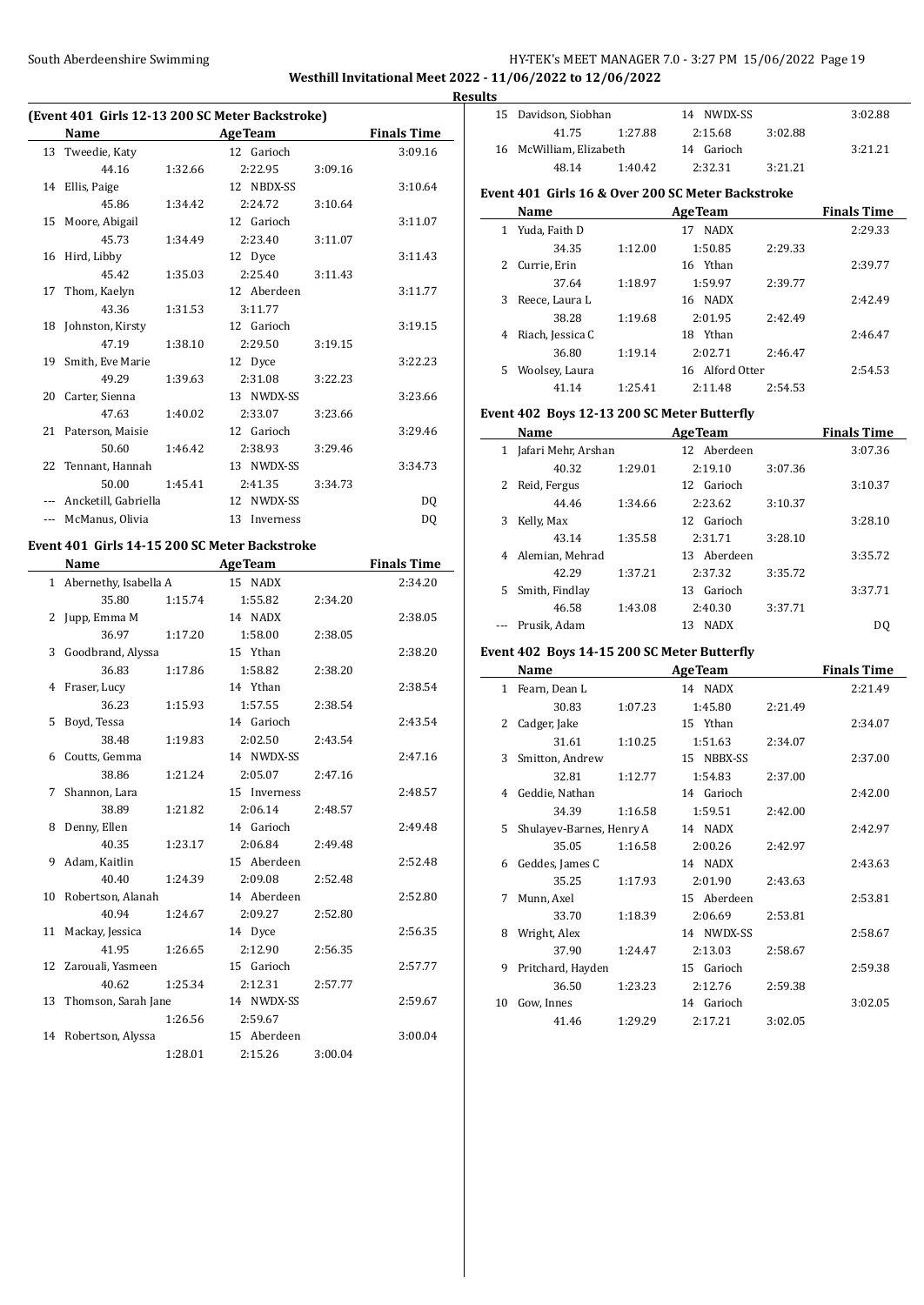**Results**

### (Event 401 Girls 12-13 200 SC Meter Backstroke)

| | Name | Age | Team | | | | Finals Time |
|---|---|---|---|---|---|---|---|
| 13 | Tweedie, Katy | 12 | Garioch | | | | 3:09.16 |
| | | | | 44.16 | 1:32.66 | 2:22.95 | 3:09.16 |
| 14 | Ellis, Paige | 12 | NBDX-SS | | | | 3:10.64 |
| | | | | 45.86 | 1:34.42 | 2:24.72 | 3:10.64 |
| 15 | Moore, Abigail | 12 | Garioch | | | | 3:11.07 |
| | | | | 45.73 | 1:34.49 | 2:23.40 | 3:11.07 |
| 16 | Hird, Libby | 12 | Dyce | | | | 3:11.43 |
| | | | | 45.42 | 1:35.03 | 2:25.40 | 3:11.43 |
| 17 | Thom, Kaelyn | 12 | Aberdeen | | | | 3:11.77 |
| | | | | 43.36 | 1:31.53 | 3:11.77 | |
| 18 | Johnston, Kirsty | 12 | Garioch | | | | 3:19.15 |
| | | | | 47.19 | 1:38.10 | 2:29.50 | 3:19.15 |
| 19 | Smith, Eve Marie | 12 | Dyce | | | | 3:22.23 |
| | | | | 49.29 | 1:39.63 | 2:31.08 | 3:22.23 |
| 20 | Carter, Sienna | 13 | NWDX-SS | | | | 3:23.66 |
| | | | | 47.63 | 1:40.02 | 2:33.07 | 3:23.66 |
| 21 | Paterson, Maisie | 12 | Garioch | | | | 3:29.46 |
| | | | | 50.60 | 1:46.42 | 2:38.93 | 3:29.46 |
| 22 | Tennant, Hannah | 13 | NWDX-SS | | | | 3:34.73 |
| | | | | 50.00 | 1:45.41 | 2:41.35 | 3:34.73 |
| --- | Ancketill, Gabriella | 12 | NWDX-SS | | | | DQ |
| --- | McManus, Olivia | 13 | Inverness | | | | DQ |

### Event 401 Girls 14-15 200 SC Meter Backstroke

| | Name | Age | Team | | | | Finals Time |
|---|---|---|---|---|---|---|---|
| 1 | Abernethy, Isabella A | 15 | NADX | | | | 2:34.20 |
| | | | | 35.80 | 1:15.74 | 1:55.82 | 2:34.20 |
| 2 | Jupp, Emma M | 14 | NADX | | | | 2:38.05 |
| | | | | 36.97 | 1:17.20 | 1:58.00 | 2:38.05 |
| 3 | Goodbrand, Alyssa | 15 | Ythan | | | | 2:38.20 |
| | | | | 36.83 | 1:17.86 | 1:58.82 | 2:38.20 |
| 4 | Fraser, Lucy | 14 | Ythan | | | | 2:38.54 |
| | | | | 36.23 | 1:15.93 | 1:57.55 | 2:38.54 |
| 5 | Boyd, Tessa | 14 | Garioch | | | | 2:43.54 |
| | | | | 38.48 | 1:19.83 | 2:02.50 | 2:43.54 |
| 6 | Coutts, Gemma | 14 | NWDX-SS | | | | 2:47.16 |
| | | | | 38.86 | 1:21.24 | 2:05.07 | 2:47.16 |
| 7 | Shannon, Lara | 15 | Inverness | | | | 2:48.57 |
| | | | | 38.89 | 1:21.82 | 2:06.14 | 2:48.57 |
| 8 | Denny, Ellen | 14 | Garioch | | | | 2:49.48 |
| | | | | 40.35 | 1:23.17 | 2:06.84 | 2:49.48 |
| 9 | Adam, Kaitlin | 15 | Aberdeen | | | | 2:52.48 |
| | | | | 40.40 | 1:24.39 | 2:09.08 | 2:52.48 |
| 10 | Robertson, Alanah | 14 | Aberdeen | | | | 2:52.80 |
| | | | | 40.94 | 1:24.67 | 2:09.27 | 2:52.80 |
| 11 | Mackay, Jessica | 14 | Dyce | | | | 2:56.35 |
| | | | | 41.95 | 1:26.65 | 2:12.90 | 2:56.35 |
| 12 | Zarouali, Yasmeen | 15 | Garioch | | | | 2:57.77 |
| | | | | 40.62 | 1:25.34 | 2:12.31 | 2:57.77 |
| 13 | Thomson, Sarah Jane | 14 | NWDX-SS | | | | 2:59.67 |
| | | | | | 1:26.56 | 2:59.67 | |
| 14 | Robertson, Alyssa | 15 | Aberdeen | | | | 3:00.04 |
| | | | | | 1:28.01 | 2:15.26 | 3:00.04 |
| 15 | Davidson, Siobhan | 14 | NWDX-SS | | | | 3:02.88 |
| | | | | 41.75 | 1:27.88 | 2:15.68 | 3:02.88 |
| 16 | McWilliam, Elizabeth | 14 | Garioch | | | | 3:21.21 |
| | | | | 48.14 | 1:40.42 | 2:32.31 | 3:21.21 |

### Event 401 Girls 16 & Over 200 SC Meter Backstroke

| | Name | Age | Team | | | | Finals Time |
|---|---|---|---|---|---|---|---|
| 1 | Yuda, Faith D | 17 | NADX | | | | 2:29.33 |
| | | | | 34.35 | 1:12.00 | 1:50.85 | 2:29.33 |
| 2 | Currie, Erin | 16 | Ythan | | | | 2:39.77 |
| | | | | 37.64 | 1:18.97 | 1:59.97 | 2:39.77 |
| 3 | Reece, Laura L | 16 | NADX | | | | 2:42.49 |
| | | | | 38.28 | 1:19.68 | 2:01.95 | 2:42.49 |
| 4 | Riach, Jessica C | 18 | Ythan | | | | 2:46.47 |
| | | | | 36.80 | 1:19.14 | 2:02.71 | 2:46.47 |
| 5 | Woolsey, Laura | 16 | Alford Otter | | | | 2:54.53 |
| | | | | 41.14 | 1:25.41 | 2:11.48 | 2:54.53 |

### Event 402 Boys 12-13 200 SC Meter Butterfly

| | Name | Age | Team | | | | Finals Time |
|---|---|---|---|---|---|---|---|
| 1 | Jafari Mehr, Arshan | 12 | Aberdeen | | | | 3:07.36 |
| | | | | 40.32 | 1:29.01 | 2:19.10 | 3:07.36 |
| 2 | Reid, Fergus | 12 | Garioch | | | | 3:10.37 |
| | | | | 44.46 | 1:34.66 | 2:23.62 | 3:10.37 |
| 3 | Kelly, Max | 12 | Garioch | | | | 3:28.10 |
| | | | | 43.14 | 1:35.58 | 2:31.71 | 3:28.10 |
| 4 | Alemian, Mehrad | 13 | Aberdeen | | | | 3:35.72 |
| | | | | 42.29 | 1:37.21 | 2:37.32 | 3:35.72 |
| 5 | Smith, Findlay | 13 | Garioch | | | | 3:37.71 |
| | | | | 46.58 | 1:43.08 | 2:40.30 | 3:37.71 |
| --- | Prusik, Adam | 13 | NADX | | | | DQ |

### Event 402 Boys 14-15 200 SC Meter Butterfly

| | Name | Age | Team | | | | Finals Time |
|---|---|---|---|---|---|---|---|
| 1 | Fearn, Dean L | 14 | NADX | | | | 2:21.49 |
| | | | | 30.83 | 1:07.23 | 1:45.80 | 2:21.49 |
| 2 | Cadger, Jake | 15 | Ythan | | | | 2:34.07 |
| | | | | 31.61 | 1:10.25 | 1:51.63 | 2:34.07 |
| 3 | Smitton, Andrew | 15 | NBBX-SS | | | | 2:37.00 |
| | | | | 32.81 | 1:12.77 | 1:54.83 | 2:37.00 |
| 4 | Geddie, Nathan | 14 | Garioch | | | | 2:42.00 |
| | | | | 34.39 | 1:16.58 | 1:59.51 | 2:42.00 |
| 5 | Shulayev-Barnes, Henry A | 14 | NADX | | | | 2:42.97 |
| | | | | 35.05 | 1:16.58 | 2:00.26 | 2:42.97 |
| 6 | Geddes, James C | 14 | NADX | | | | 2:43.63 |
| | | | | 35.25 | 1:17.93 | 2:01.90 | 2:43.63 |
| 7 | Munn, Axel | 15 | Aberdeen | | | | 2:53.81 |
| | | | | 33.70 | 1:18.39 | 2:06.69 | 2:53.81 |
| 8 | Wright, Alex | 14 | NWDX-SS | | | | 2:58.67 |
| | | | | 37.90 | 1:24.47 | 2:13.03 | 2:58.67 |
| 9 | Pritchard, Hayden | 15 | Garioch | | | | 2:59.38 |
| | | | | 36.50 | 1:23.23 | 2:12.76 | 2:59.38 |
| 10 | Gow, Innes | 14 | Garioch | | | | 3:02.05 |
| | | | | 41.46 | 1:29.29 | 2:17.21 | 3:02.05 |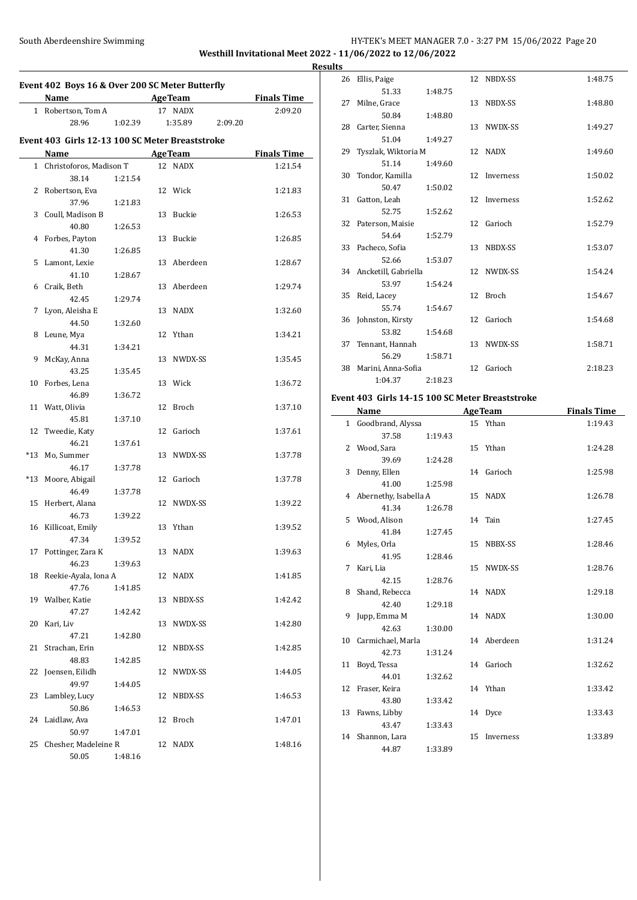## Results

### Event 402 Boys 16 & Over 200 SC Meter Butterfly

| | Name | Age | Team | Finals Time |
|---|---|---|---|---|
| 1 | Robertson, Tom A | 17 | NADX | 2:09.20 |
| | 28.96 1:02.39 1:35.89 2:09.20 | | | |

### Event 403 Girls 12-13 100 SC Meter Breaststroke

| | Name | Age | Team | Finals Time |
|---|---|---|---|---|
| 1 | Christoforos, Madison T | 12 | NADX | 1:21.54 |
| | 38.14 1:21.54 | | | |
| 2 | Robertson, Eva | 12 | Wick | 1:21.83 |
| | 37.96 1:21.83 | | | |
| 3 | Coull, Madison B | 13 | Buckie | 1:26.53 |
| | 40.80 1:26.53 | | | |
| 4 | Forbes, Payton | 13 | Buckie | 1:26.85 |
| | 41.30 1:26.85 | | | |
| 5 | Lamont, Lexie | 13 | Aberdeen | 1:28.67 |
| | 41.10 1:28.67 | | | |
| 6 | Craik, Beth | 13 | Aberdeen | 1:29.74 |
| | 42.45 1:29.74 | | | |
| 7 | Lyon, Aleisha E | 13 | NADX | 1:32.60 |
| | 44.50 1:32.60 | | | |
| 8 | Leune, Mya | 12 | Ythan | 1:34.21 |
| | 44.31 1:34.21 | | | |
| 9 | McKay, Anna | 13 | NWDX-SS | 1:35.45 |
| | 43.25 1:35.45 | | | |
| 10 | Forbes, Lena | 13 | Wick | 1:36.72 |
| | 46.89 1:36.72 | | | |
| 11 | Watt, Olivia | 12 | Broch | 1:37.10 |
| | 45.81 1:37.10 | | | |
| 12 | Tweedie, Katy | 12 | Garioch | 1:37.61 |
| | 46.21 1:37.61 | | | |
| *13 | Mo, Summer | 13 | NWDX-SS | 1:37.78 |
| | 46.17 1:37.78 | | | |
| *13 | Moore, Abigail | 12 | Garioch | 1:37.78 |
| | 46.49 1:37.78 | | | |
| 15 | Herbert, Alana | 12 | NWDX-SS | 1:39.22 |
| | 46.73 1:39.22 | | | |
| 16 | Killicoat, Emily | 13 | Ythan | 1:39.52 |
| | 47.34 1:39.52 | | | |
| 17 | Pottinger, Zara K | 13 | NADX | 1:39.63 |
| | 46.23 1:39.63 | | | |
| 18 | Reekie-Ayala, Iona A | 12 | NADX | 1:41.85 |
| | 47.76 1:41.85 | | | |
| 19 | Walber, Katie | 13 | NBDX-SS | 1:42.42 |
| | 47.27 1:42.42 | | | |
| 20 | Kari, Liv | 13 | NWDX-SS | 1:42.80 |
| | 47.21 1:42.80 | | | |
| 21 | Strachan, Erin | 12 | NBDX-SS | 1:42.85 |
| | 48.83 1:42.85 | | | |
| 22 | Joensen, Eilidh | 12 | NWDX-SS | 1:44.05 |
| | 49.97 1:44.05 | | | |
| 23 | Lambley, Lucy | 12 | NBDX-SS | 1:46.53 |
| | 50.86 1:46.53 | | | |
| 24 | Laidlaw, Ava | 12 | Broch | 1:47.01 |
| | 50.97 1:47.01 | | | |
| 25 | Chesher, Madeleine R | 12 | NADX | 1:48.16 |
| | 50.05 1:48.16 | | | |
| 26 | Ellis, Paige | 12 | NBDX-SS | 1:48.75 |
| | 51.33 1:48.75 | | | |
| 27 | Milne, Grace | 13 | NBDX-SS | 1:48.80 |
| | 50.84 1:48.80 | | | |
| 28 | Carter, Sienna | 13 | NWDX-SS | 1:49.27 |
| | 51.04 1:49.27 | | | |
| 29 | Tyszlak, Wiktoria M | 12 | NADX | 1:49.60 |
| | 51.14 1:49.60 | | | |
| 30 | Tondor, Kamilla | 12 | Inverness | 1:50.02 |
| | 50.47 1:50.02 | | | |
| 31 | Gatton, Leah | 12 | Inverness | 1:52.62 |
| | 52.75 1:52.62 | | | |
| 32 | Paterson, Maisie | 12 | Garioch | 1:52.79 |
| | 54.64 1:52.79 | | | |
| 33 | Pacheco, Sofia | 13 | NBDX-SS | 1:53.07 |
| | 52.66 1:53.07 | | | |
| 34 | Ancketill, Gabriella | 12 | NWDX-SS | 1:54.24 |
| | 53.97 1:54.24 | | | |
| 35 | Reid, Lacey | 12 | Broch | 1:54.67 |
| | 55.74 1:54.67 | | | |
| 36 | Johnston, Kirsty | 12 | Garioch | 1:54.68 |
| | 53.82 1:54.68 | | | |
| 37 | Tennant, Hannah | 13 | NWDX-SS | 1:58.71 |
| | 56.29 1:58.71 | | | |
| 38 | Marini, Anna-Sofia | 12 | Garioch | 2:18.23 |
| | 1:04.37 2:18.23 | | | |

### Event 403 Girls 14-15 100 SC Meter Breaststroke

| | Name | Age | Team | Finals Time |
|---|---|---|---|---|
| 1 | Goodbrand, Alyssa | 15 | Ythan | 1:19.43 |
| | 37.58 1:19.43 | | | |
| 2 | Wood, Sara | 15 | Ythan | 1:24.28 |
| | 39.69 1:24.28 | | | |
| 3 | Denny, Ellen | 14 | Garioch | 1:25.98 |
| | 41.00 1:25.98 | | | |
| 4 | Abernethy, Isabella A | 15 | NADX | 1:26.78 |
| | 41.34 1:26.78 | | | |
| 5 | Wood, Alison | 14 | Tain | 1:27.45 |
| | 41.84 1:27.45 | | | |
| 6 | Myles, Orla | 15 | NBBX-SS | 1:28.46 |
| | 41.95 1:28.46 | | | |
| 7 | Kari, Lia | 15 | NWDX-SS | 1:28.76 |
| | 42.15 1:28.76 | | | |
| 8 | Shand, Rebecca | 14 | NADX | 1:29.18 |
| | 42.40 1:29.18 | | | |
| 9 | Jupp, Emma M | 14 | NADX | 1:30.00 |
| | 42.63 1:30.00 | | | |
| 10 | Carmichael, Marla | 14 | Aberdeen | 1:31.24 |
| | 42.73 1:31.24 | | | |
| 11 | Boyd, Tessa | 14 | Garioch | 1:32.62 |
| | 44.01 1:32.62 | | | |
| 12 | Fraser, Keira | 14 | Ythan | 1:33.42 |
| | 43.80 1:33.42 | | | |
| 13 | Fawns, Libby | 14 | Dyce | 1:33.43 |
| | 43.47 1:33.43 | | | |
| 14 | Shannon, Lara | 15 | Inverness | 1:33.89 |
| | 44.87 1:33.89 | | | |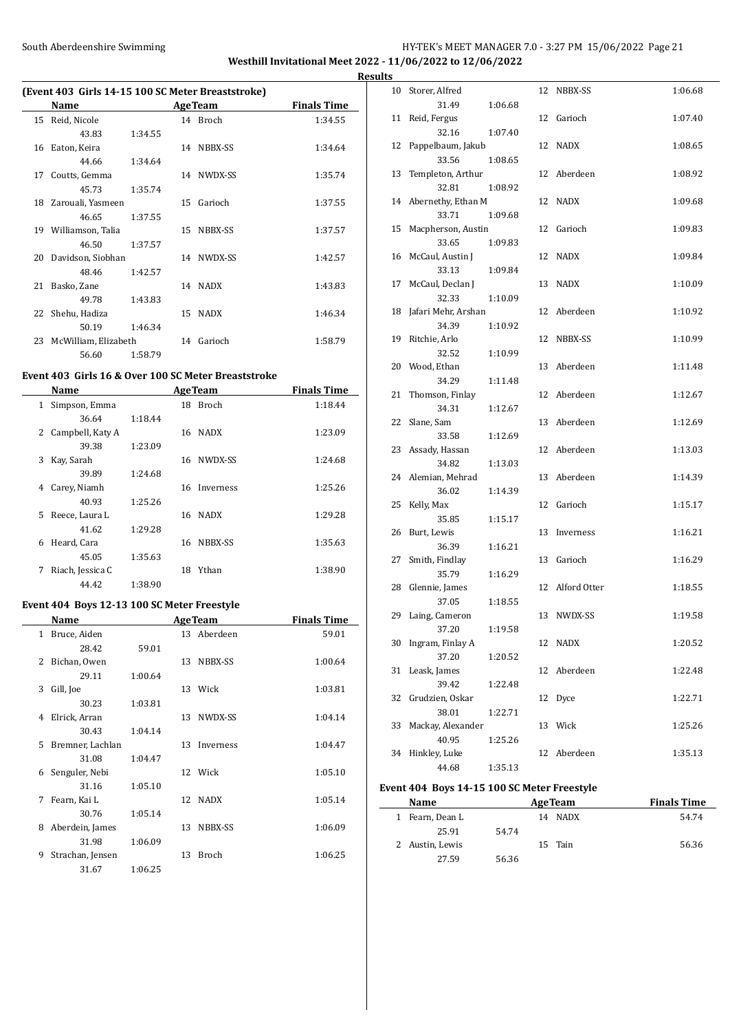**Results**

### (Event 403 Girls 14-15 100 SC Meter Breaststroke)

| | Name | Age | Team | Splits | Finals Time |
|---|---|---|---|---|---|
| 15 | Reid, Nicole | 14 | Broch | 43.83 1:34.55 | 1:34.55 |
| 16 | Eaton, Keira | 14 | NBBX-SS | 44.66 1:34.64 | 1:34.64 |
| 17 | Coutts, Gemma | 14 | NWDX-SS | 45.73 1:35.74 | 1:35.74 |
| 18 | Zarouali, Yasmeen | 15 | Garioch | 46.65 1:37.55 | 1:37.55 |
| 19 | Williamson, Talia | 15 | NBBX-SS | 46.50 1:37.57 | 1:37.57 |
| 20 | Davidson, Siobhan | 14 | NWDX-SS | 48.46 1:42.57 | 1:42.57 |
| 21 | Basko, Zane | 14 | NADX | 49.78 1:43.83 | 1:43.83 |
| 22 | Shehu, Hadiza | 15 | NADX | 50.19 1:46.34 | 1:46.34 |
| 23 | McWilliam, Elizabeth | 14 | Garioch | 56.60 1:58.79 | 1:58.79 |

### Event 403 Girls 16 & Over 100 SC Meter Breaststroke

| | Name | Age | Team | Splits | Finals Time |
|---|---|---|---|---|---|
| 1 | Simpson, Emma | 18 | Broch | 36.64 1:18.44 | 1:18.44 |
| 2 | Campbell, Katy A | 16 | NADX | 39.38 1:23.09 | 1:23.09 |
| 3 | Kay, Sarah | 16 | NWDX-SS | 39.89 1:24.68 | 1:24.68 |
| 4 | Carey, Niamh | 16 | Inverness | 40.93 1:25.26 | 1:25.26 |
| 5 | Reece, Laura L | 16 | NADX | 41.62 1:29.28 | 1:29.28 |
| 6 | Heard, Cara | 16 | NBBX-SS | 45.05 1:35.63 | 1:35.63 |
| 7 | Riach, Jessica C | 18 | Ythan | 44.42 1:38.90 | 1:38.90 |

### Event 404 Boys 12-13 100 SC Meter Freestyle

| | Name | Age | Team | Splits | Finals Time |
|---|---|---|---|---|---|
| 1 | Bruce, Aiden | 13 | Aberdeen | 28.42 59.01 | 59.01 |
| 2 | Bichan, Owen | 13 | NBBX-SS | 29.11 1:00.64 | 1:00.64 |
| 3 | Gill, Joe | 13 | Wick | 30.23 1:03.81 | 1:03.81 |
| 4 | Elrick, Arran | 13 | NWDX-SS | 30.43 1:04.14 | 1:04.14 |
| 5 | Bremner, Lachlan | 13 | Inverness | 31.08 1:04.47 | 1:04.47 |
| 6 | Senguler, Nebi | 12 | Wick | 31.16 1:05.10 | 1:05.10 |
| 7 | Fearn, Kai L | 12 | NADX | 30.76 1:05.14 | 1:05.14 |
| 8 | Aberdein, James | 13 | NBBX-SS | 31.98 1:06.09 | 1:06.09 |
| 9 | Strachan, Jensen | 13 | Broch | 31.67 1:06.25 | 1:06.25 |
| 10 | Storer, Alfred | 12 | NBBX-SS | 31.49 1:06.68 | 1:06.68 |
| 11 | Reid, Fergus | 12 | Garioch | 32.16 1:07.40 | 1:07.40 |
| 12 | Pappelbaum, Jakub | 12 | NADX | 33.56 1:08.65 | 1:08.65 |
| 13 | Templeton, Arthur | 12 | Aberdeen | 32.81 1:08.92 | 1:08.92 |
| 14 | Abernethy, Ethan M | 12 | NADX | 33.71 1:09.68 | 1:09.68 |
| 15 | Macpherson, Austin | 12 | Garioch | 33.65 1:09.83 | 1:09.83 |
| 16 | McCaul, Austin J | 12 | NADX | 33.13 1:09.84 | 1:09.84 |
| 17 | McCaul, Declan J | 13 | NADX | 32.33 1:10.09 | 1:10.09 |
| 18 | Jafari Mehr, Arshan | 12 | Aberdeen | 34.39 1:10.92 | 1:10.92 |
| 19 | Ritchie, Arlo | 12 | NBBX-SS | 32.52 1:10.99 | 1:10.99 |
| 20 | Wood, Ethan | 13 | Aberdeen | 34.29 1:11.48 | 1:11.48 |
| 21 | Thomson, Finlay | 12 | Aberdeen | 34.31 1:12.67 | 1:12.67 |
| 22 | Slane, Sam | 13 | Aberdeen | 33.58 1:12.69 | 1:12.69 |
| 23 | Assady, Hassan | 12 | Aberdeen | 34.82 1:13.03 | 1:13.03 |
| 24 | Alemian, Mehrad | 13 | Aberdeen | 36.02 1:14.39 | 1:14.39 |
| 25 | Kelly, Max | 12 | Garioch | 35.85 1:15.17 | 1:15.17 |
| 26 | Burt, Lewis | 13 | Inverness | 36.39 1:16.21 | 1:16.21 |
| 27 | Smith, Findlay | 13 | Garioch | 35.79 1:16.29 | 1:16.29 |
| 28 | Glennie, James | 12 | Alford Otter | 37.05 1:18.55 | 1:18.55 |
| 29 | Laing, Cameron | 13 | NWDX-SS | 37.20 1:19.58 | 1:19.58 |
| 30 | Ingram, Finlay A | 12 | NADX | 37.20 1:20.52 | 1:20.52 |
| 31 | Leask, James | 12 | Aberdeen | 39.42 1:22.48 | 1:22.48 |
| 32 | Grudzien, Oskar | 12 | Dyce | 38.01 1:22.71 | 1:22.71 |
| 33 | Mackay, Alexander | 13 | Wick | 40.95 1:25.26 | 1:25.26 |
| 34 | Hinkley, Luke | 12 | Aberdeen | 44.68 1:35.13 | 1:35.13 |

### Event 404 Boys 14-15 100 SC Meter Freestyle

| | Name | Age | Team | Splits | Finals Time |
|---|---|---|---|---|---|
| 1 | Fearn, Dean L | 14 | NADX | 25.91 54.74 | 54.74 |
| 2 | Austin, Lewis | 15 | Tain | 27.59 56.36 | 56.36 |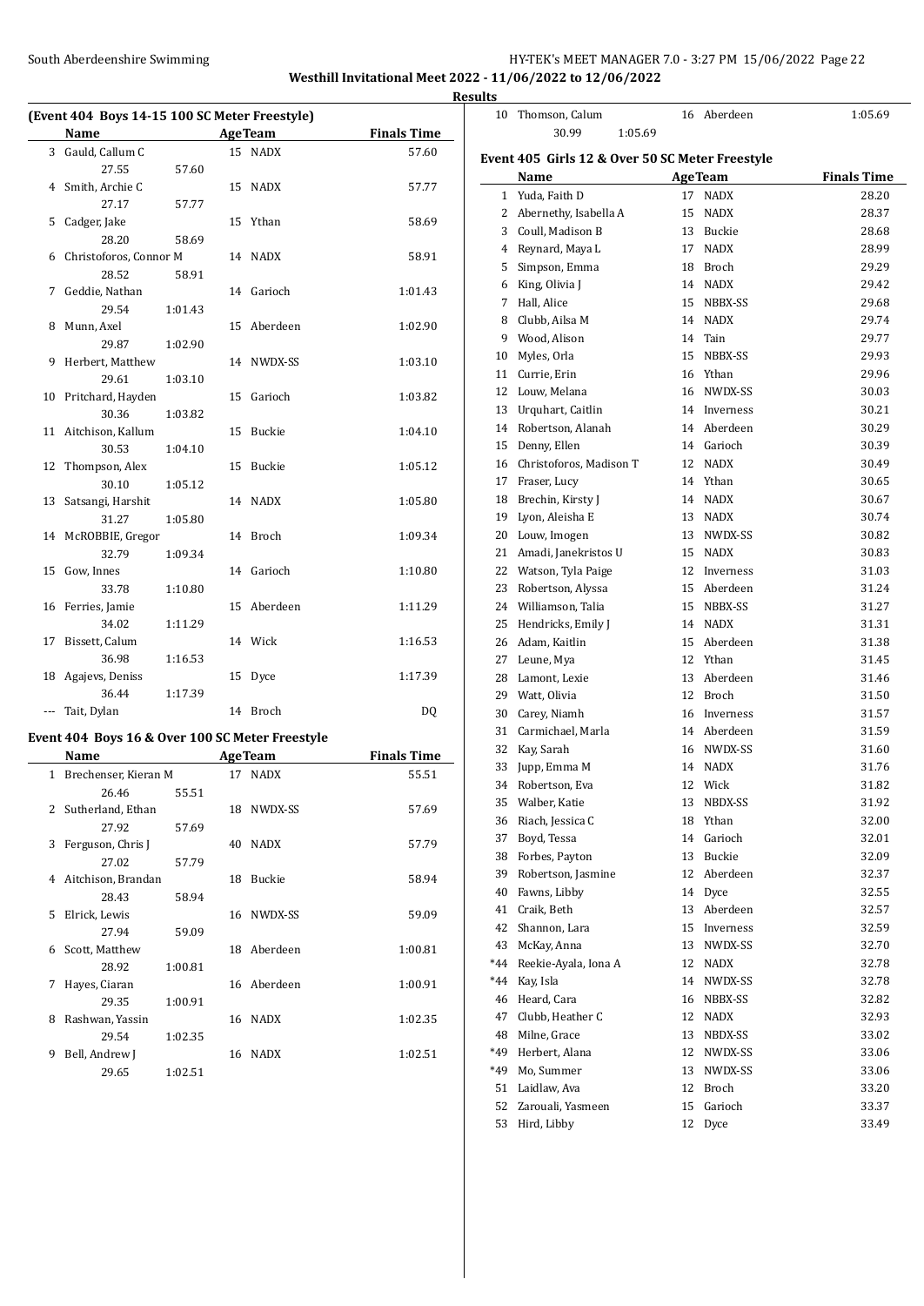**Westhill Invitational Meet 2022 - 11/06/2022 to 12/06/2022**

**Results**

### (Event 404 Boys 14-15 100 SC Meter Freestyle)

| | Name | Age | Team | Finals Time |
|---|---|---|---|---|
| 3 | Gauld, Callum C | 15 | NADX | 57.60 |
| | 27.55 57.60 | | | |
| 4 | Smith, Archie C | 15 | NADX | 57.77 |
| | 27.17 57.77 | | | |
| 5 | Cadger, Jake | 15 | Ythan | 58.69 |
| | 28.20 58.69 | | | |
| 6 | Christoforos, Connor M | 14 | NADX | 58.91 |
| | 28.52 58.91 | | | |
| 7 | Geddie, Nathan | 14 | Garioch | 1:01.43 |
| | 29.54 1:01.43 | | | |
| 8 | Munn, Axel | 15 | Aberdeen | 1:02.90 |
| | 29.87 1:02.90 | | | |
| 9 | Herbert, Matthew | 14 | NWDX-SS | 1:03.10 |
| | 29.61 1:03.10 | | | |
| 10 | Pritchard, Hayden | 15 | Garioch | 1:03.82 |
| | 30.36 1:03.82 | | | |
| 11 | Aitchison, Kallum | 15 | Buckie | 1:04.10 |
| | 30.53 1:04.10 | | | |
| 12 | Thompson, Alex | 15 | Buckie | 1:05.12 |
| | 30.10 1:05.12 | | | |
| 13 | Satsangi, Harshit | 14 | NADX | 1:05.80 |
| | 31.27 1:05.80 | | | |
| 14 | McROBBIE, Gregor | 14 | Broch | 1:09.34 |
| | 32.79 1:09.34 | | | |
| 15 | Gow, Innes | 14 | Garioch | 1:10.80 |
| | 33.78 1:10.80 | | | |
| 16 | Ferries, Jamie | 15 | Aberdeen | 1:11.29 |
| | 34.02 1:11.29 | | | |
| 17 | Bissett, Calum | 14 | Wick | 1:16.53 |
| | 36.98 1:16.53 | | | |
| 18 | Agajevs, Deniss | 15 | Dyce | 1:17.39 |
| | 36.44 1:17.39 | | | |
| --- | Tait, Dylan | 14 | Broch | DQ |

### Event 404 Boys 16 & Over 100 SC Meter Freestyle

| | Name | Age | Team | Finals Time |
|---|---|---|---|---|
| 1 | Brechenser, Kieran M | 17 | NADX | 55.51 |
| | 26.46 55.51 | | | |
| 2 | Sutherland, Ethan | 18 | NWDX-SS | 57.69 |
| | 27.92 57.69 | | | |
| 3 | Ferguson, Chris J | 40 | NADX | 57.79 |
| | 27.02 57.79 | | | |
| 4 | Aitchison, Brandan | 18 | Buckie | 58.94 |
| | 28.43 58.94 | | | |
| 5 | Elrick, Lewis | 16 | NWDX-SS | 59.09 |
| | 27.94 59.09 | | | |
| 6 | Scott, Matthew | 18 | Aberdeen | 1:00.81 |
| | 28.92 1:00.81 | | | |
| 7 | Hayes, Ciaran | 16 | Aberdeen | 1:00.91 |
| | 29.35 1:00.91 | | | |
| 8 | Rashwan, Yassin | 16 | NADX | 1:02.35 |
| | 29.54 1:02.35 | | | |
| 9 | Bell, Andrew J | 16 | NADX | 1:02.51 |
| | 29.65 1:02.51 | | | |
| 10 | Thomson, Calum | 16 | Aberdeen | 1:05.69 |
| | 30.99 1:05.69 | | | |

### Event 405 Girls 12 & Over 50 SC Meter Freestyle

| | Name | Age | Team | Finals Time |
|---|---|---|---|---|
| 1 | Yuda, Faith D | 17 | NADX | 28.20 |
| 2 | Abernethy, Isabella A | 15 | NADX | 28.37 |
| 3 | Coull, Madison B | 13 | Buckie | 28.68 |
| 4 | Reynard, Maya L | 17 | NADX | 28.99 |
| 5 | Simpson, Emma | 18 | Broch | 29.29 |
| 6 | King, Olivia J | 14 | NADX | 29.42 |
| 7 | Hall, Alice | 15 | NBBX-SS | 29.68 |
| 8 | Clubb, Ailsa M | 14 | NADX | 29.74 |
| 9 | Wood, Alison | 14 | Tain | 29.77 |
| 10 | Myles, Orla | 15 | NBBX-SS | 29.93 |
| 11 | Currie, Erin | 16 | Ythan | 29.96 |
| 12 | Louw, Melana | 16 | NWDX-SS | 30.03 |
| 13 | Urquhart, Caitlin | 14 | Inverness | 30.21 |
| 14 | Robertson, Alanah | 14 | Aberdeen | 30.29 |
| 15 | Denny, Ellen | 14 | Garioch | 30.39 |
| 16 | Christoforos, Madison T | 12 | NADX | 30.49 |
| 17 | Fraser, Lucy | 14 | Ythan | 30.65 |
| 18 | Brechin, Kirsty J | 14 | NADX | 30.67 |
| 19 | Lyon, Aleisha E | 13 | NADX | 30.74 |
| 20 | Louw, Imogen | 13 | NWDX-SS | 30.82 |
| 21 | Amadi, Janekristos U | 15 | NADX | 30.83 |
| 22 | Watson, Tyla Paige | 12 | Inverness | 31.03 |
| 23 | Robertson, Alyssa | 15 | Aberdeen | 31.24 |
| 24 | Williamson, Talia | 15 | NBBX-SS | 31.27 |
| 25 | Hendricks, Emily J | 14 | NADX | 31.31 |
| 26 | Adam, Kaitlin | 15 | Aberdeen | 31.38 |
| 27 | Leune, Mya | 12 | Ythan | 31.45 |
| 28 | Lamont, Lexie | 13 | Aberdeen | 31.46 |
| 29 | Watt, Olivia | 12 | Broch | 31.50 |
| 30 | Carey, Niamh | 16 | Inverness | 31.57 |
| 31 | Carmichael, Marla | 14 | Aberdeen | 31.59 |
| 32 | Kay, Sarah | 16 | NWDX-SS | 31.60 |
| 33 | Jupp, Emma M | 14 | NADX | 31.76 |
| 34 | Robertson, Eva | 12 | Wick | 31.82 |
| 35 | Walber, Katie | 13 | NBDX-SS | 31.92 |
| 36 | Riach, Jessica C | 18 | Ythan | 32.00 |
| 37 | Boyd, Tessa | 14 | Garioch | 32.01 |
| 38 | Forbes, Payton | 13 | Buckie | 32.09 |
| 39 | Robertson, Jasmine | 12 | Aberdeen | 32.37 |
| 40 | Fawns, Libby | 14 | Dyce | 32.55 |
| 41 | Craik, Beth | 13 | Aberdeen | 32.57 |
| 42 | Shannon, Lara | 15 | Inverness | 32.59 |
| 43 | McKay, Anna | 13 | NWDX-SS | 32.70 |
| *44 | Reekie-Ayala, Iona A | 12 | NADX | 32.78 |
| *44 | Kay, Isla | 14 | NWDX-SS | 32.78 |
| 46 | Heard, Cara | 16 | NBBX-SS | 32.82 |
| 47 | Clubb, Heather C | 12 | NADX | 32.93 |
| 48 | Milne, Grace | 13 | NBDX-SS | 33.02 |
| *49 | Herbert, Alana | 12 | NWDX-SS | 33.06 |
| *49 | Mo, Summer | 13 | NWDX-SS | 33.06 |
| 51 | Laidlaw, Ava | 12 | Broch | 33.20 |
| 52 | Zarouali, Yasmeen | 15 | Garioch | 33.37 |
| 53 | Hird, Libby | 12 | Dyce | 33.49 |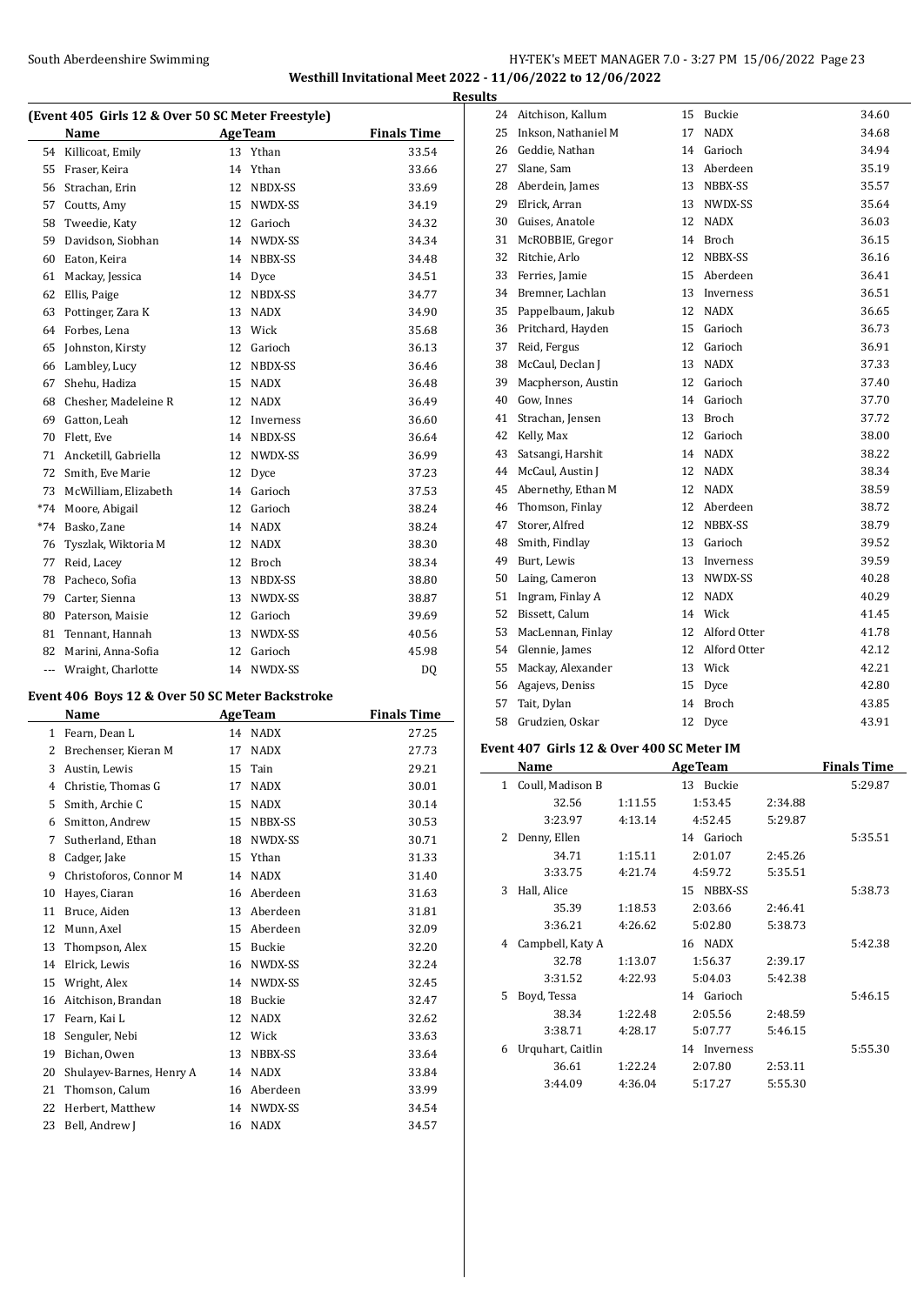## Westhill Invitational Meet 2022 - 11/06/2022 to 12/06/2022

### Results

#### (Event 405 Girls 12 & Over 50 SC Meter Freestyle)

| | Name | Age | Team | Finals Time |
|---|---|---|---|---|
| 54 | Killicoat, Emily | 13 | Ythan | 33.54 |
| 55 | Fraser, Keira | 14 | Ythan | 33.66 |
| 56 | Strachan, Erin | 12 | NBDX-SS | 33.69 |
| 57 | Coutts, Amy | 15 | NWDX-SS | 34.19 |
| 58 | Tweedie, Katy | 12 | Garioch | 34.32 |
| 59 | Davidson, Siobhan | 14 | NWDX-SS | 34.34 |
| 60 | Eaton, Keira | 14 | NBBX-SS | 34.48 |
| 61 | Mackay, Jessica | 14 | Dyce | 34.51 |
| 62 | Ellis, Paige | 12 | NBDX-SS | 34.77 |
| 63 | Pottinger, Zara K | 13 | NADX | 34.90 |
| 64 | Forbes, Lena | 13 | Wick | 35.68 |
| 65 | Johnston, Kirsty | 12 | Garioch | 36.13 |
| 66 | Lambley, Lucy | 12 | NBDX-SS | 36.46 |
| 67 | Shehu, Hadiza | 15 | NADX | 36.48 |
| 68 | Chesher, Madeleine R | 12 | NADX | 36.49 |
| 69 | Gatton, Leah | 12 | Inverness | 36.60 |
| 70 | Flett, Eve | 14 | NBDX-SS | 36.64 |
| 71 | Ancketill, Gabriella | 12 | NWDX-SS | 36.99 |
| 72 | Smith, Eve Marie | 12 | Dyce | 37.23 |
| 73 | McWilliam, Elizabeth | 14 | Garioch | 37.53 |
| *74 | Moore, Abigail | 12 | Garioch | 38.24 |
| *74 | Basko, Zane | 14 | NADX | 38.24 |
| 76 | Tyszlak, Wiktoria M | 12 | NADX | 38.30 |
| 77 | Reid, Lacey | 12 | Broch | 38.34 |
| 78 | Pacheco, Sofia | 13 | NBDX-SS | 38.80 |
| 79 | Carter, Sienna | 13 | NWDX-SS | 38.87 |
| 80 | Paterson, Maisie | 12 | Garioch | 39.69 |
| 81 | Tennant, Hannah | 13 | NWDX-SS | 40.56 |
| 82 | Marini, Anna-Sofia | 12 | Garioch | 45.98 |
| --- | Wraight, Charlotte | 14 | NWDX-SS | DQ |

#### Event 406 Boys 12 & Over 50 SC Meter Backstroke

| | Name | Age | Team | Finals Time |
|---|---|---|---|---|
| 1 | Fearn, Dean L | 14 | NADX | 27.25 |
| 2 | Brechenser, Kieran M | 17 | NADX | 27.73 |
| 3 | Austin, Lewis | 15 | Tain | 29.21 |
| 4 | Christie, Thomas G | 17 | NADX | 30.01 |
| 5 | Smith, Archie C | 15 | NADX | 30.14 |
| 6 | Smitton, Andrew | 15 | NBBX-SS | 30.53 |
| 7 | Sutherland, Ethan | 18 | NWDX-SS | 30.71 |
| 8 | Cadger, Jake | 15 | Ythan | 31.33 |
| 9 | Christoforos, Connor M | 14 | NADX | 31.40 |
| 10 | Hayes, Ciaran | 16 | Aberdeen | 31.63 |
| 11 | Bruce, Aiden | 13 | Aberdeen | 31.81 |
| 12 | Munn, Axel | 15 | Aberdeen | 32.09 |
| 13 | Thompson, Alex | 15 | Buckie | 32.20 |
| 14 | Elrick, Lewis | 16 | NWDX-SS | 32.24 |
| 15 | Wright, Alex | 14 | NWDX-SS | 32.45 |
| 16 | Aitchison, Brandan | 18 | Buckie | 32.47 |
| 17 | Fearn, Kai L | 12 | NADX | 32.62 |
| 18 | Senguler, Nebi | 12 | Wick | 33.63 |
| 19 | Bichan, Owen | 13 | NBBX-SS | 33.64 |
| 20 | Shulayev-Barnes, Henry A | 14 | NADX | 33.84 |
| 21 | Thomson, Calum | 16 | Aberdeen | 33.99 |
| 22 | Herbert, Matthew | 14 | NWDX-SS | 34.54 |
| 23 | Bell, Andrew J | 16 | NADX | 34.57 |
| 24 | Aitchison, Kallum | 15 | Buckie | 34.60 |
| 25 | Inkson, Nathaniel M | 17 | NADX | 34.68 |
| 26 | Geddie, Nathan | 14 | Garioch | 34.94 |
| 27 | Slane, Sam | 13 | Aberdeen | 35.19 |
| 28 | Aberdein, James | 13 | NBBX-SS | 35.57 |
| 29 | Elrick, Arran | 13 | NWDX-SS | 35.64 |
| 30 | Guises, Anatole | 12 | NADX | 36.03 |
| 31 | McROBBIE, Gregor | 14 | Broch | 36.15 |
| 32 | Ritchie, Arlo | 12 | NBBX-SS | 36.16 |
| 33 | Ferries, Jamie | 15 | Aberdeen | 36.41 |
| 34 | Bremner, Lachlan | 13 | Inverness | 36.51 |
| 35 | Pappelbaum, Jakub | 12 | NADX | 36.65 |
| 36 | Pritchard, Hayden | 15 | Garioch | 36.73 |
| 37 | Reid, Fergus | 12 | Garioch | 36.91 |
| 38 | McCaul, Declan J | 13 | NADX | 37.33 |
| 39 | Macpherson, Austin | 12 | Garioch | 37.40 |
| 40 | Gow, Innes | 14 | Garioch | 37.70 |
| 41 | Strachan, Jensen | 13 | Broch | 37.72 |
| 42 | Kelly, Max | 12 | Garioch | 38.00 |
| 43 | Satsangi, Harshit | 14 | NADX | 38.22 |
| 44 | McCaul, Austin J | 12 | NADX | 38.34 |
| 45 | Abernethy, Ethan M | 12 | NADX | 38.59 |
| 46 | Thomson, Finlay | 12 | Aberdeen | 38.72 |
| 47 | Storer, Alfred | 12 | NBBX-SS | 38.79 |
| 48 | Smith, Findlay | 13 | Garioch | 39.52 |
| 49 | Burt, Lewis | 13 | Inverness | 39.59 |
| 50 | Laing, Cameron | 13 | NWDX-SS | 40.28 |
| 51 | Ingram, Finlay A | 12 | NADX | 40.29 |
| 52 | Bissett, Calum | 14 | Wick | 41.45 |
| 53 | MacLennan, Finlay | 12 | Alford Otter | 41.78 |
| 54 | Glennie, James | 12 | Alford Otter | 42.12 |
| 55 | Mackay, Alexander | 13 | Wick | 42.21 |
| 56 | Agajevs, Deniss | 15 | Dyce | 42.80 |
| 57 | Tait, Dylan | 14 | Broch | 43.85 |
| 58 | Grudzien, Oskar | 12 | Dyce | 43.91 |

#### Event 407 Girls 12 & Over 400 SC Meter IM

| | Name | | Age | Team | | Finals Time |
|---|---|---|---|---|---|---|
| 1 | Coull, Madison B | | 13 | Buckie | | 5:29.87 |
| | 32.56 | 1:11.55 | | 1:53.45 | 2:34.88 | |
| | 3:23.97 | 4:13.14 | | 4:52.45 | 5:29.87 | |
| 2 | Denny, Ellen | | 14 | Garioch | | 5:35.51 |
| | 34.71 | 1:15.11 | | 2:01.07 | 2:45.26 | |
| | 3:33.75 | 4:21.74 | | 4:59.72 | 5:35.51 | |
| 3 | Hall, Alice | | 15 | NBBX-SS | | 5:38.73 |
| | 35.39 | 1:18.53 | | 2:03.66 | 2:46.41 | |
| | 3:36.21 | 4:26.62 | | 5:02.80 | 5:38.73 | |
| 4 | Campbell, Katy A | | 16 | NADX | | 5:42.38 |
| | 32.78 | 1:13.07 | | 1:56.37 | 2:39.17 | |
| | 3:31.52 | 4:22.93 | | 5:04.03 | 5:42.38 | |
| 5 | Boyd, Tessa | | 14 | Garioch | | 5:46.15 |
| | 38.34 | 1:22.48 | | 2:05.56 | 2:48.59 | |
| | 3:38.71 | 4:28.17 | | 5:07.77 | 5:46.15 | |
| 6 | Urquhart, Caitlin | | 14 | Inverness | | 5:55.30 |
| | 36.61 | 1:22.24 | | 2:07.80 | 2:53.11 | |
| | 3:44.09 | 4:36.04 | | 5:17.27 | 5:55.30 | |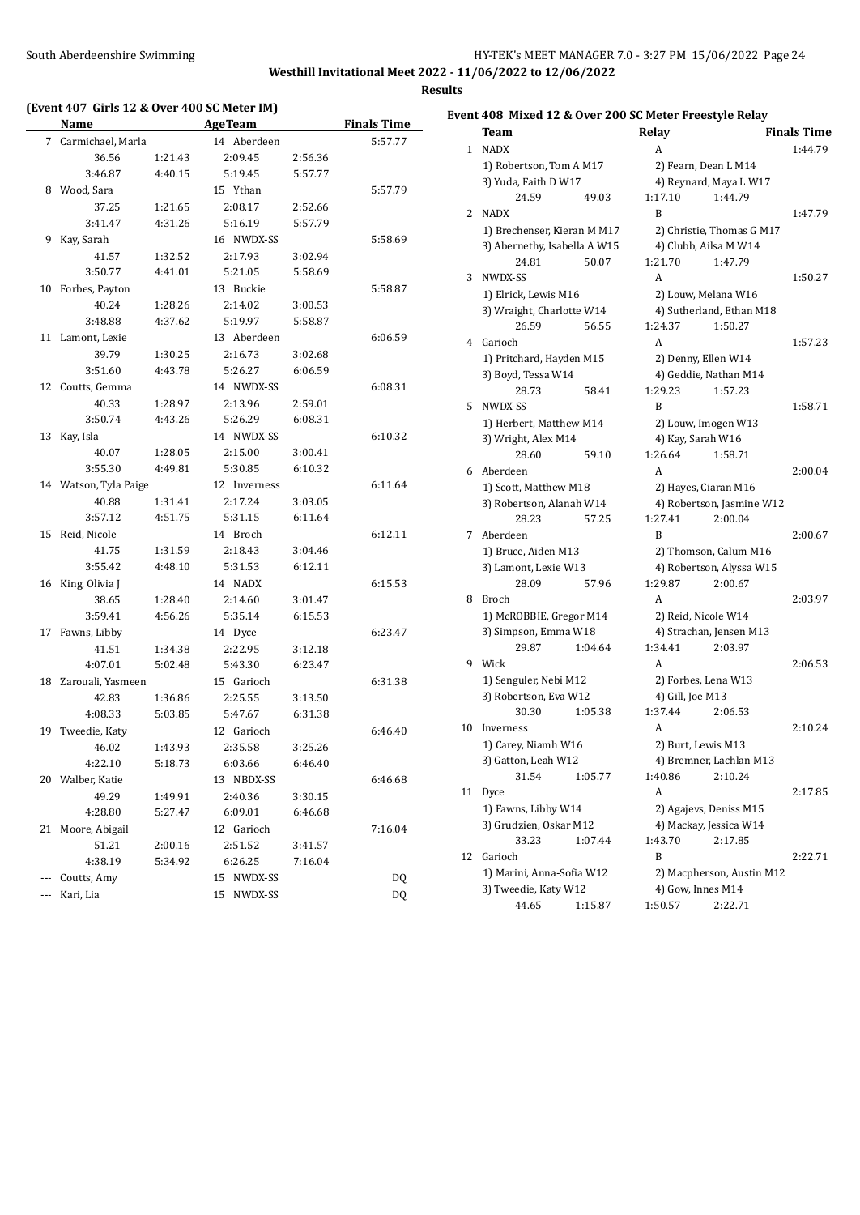**Westhill Invitational Meet 2022 - 11/06/2022 to 12/06/2022**

**Results**

**(Event 407 Girls 12 & Over 400 SC Meter IM)**

| | Name | AgeTeam | | | Finals Time |
|---|---|---|---|---|---|
| 7 | Carmichael, Marla | 14 Aberdeen | | | 5:57.77 |
| | 36.56 | 1:21.43 | 2:09.45 | 2:56.36 | |
| | 3:46.87 | 4:40.15 | 5:19.45 | 5:57.77 | |
| 8 | Wood, Sara | 15 Ythan | | | 5:57.79 |
| | 37.25 | 1:21.65 | 2:08.17 | 2:52.66 | |
| | 3:41.47 | 4:31.26 | 5:16.19 | 5:57.79 | |
| 9 | Kay, Sarah | 16 NWDX-SS | | | 5:58.69 |
| | 41.57 | 1:32.52 | 2:17.93 | 3:02.94 | |
| | 3:50.77 | 4:41.01 | 5:21.05 | 5:58.69 | |
| 10 | Forbes, Payton | 13 Buckie | | | 5:58.87 |
| | 40.24 | 1:28.26 | 2:14.02 | 3:00.53 | |
| | 3:48.88 | 4:37.62 | 5:19.97 | 5:58.87 | |
| 11 | Lamont, Lexie | 13 Aberdeen | | | 6:06.59 |
| | 39.79 | 1:30.25 | 2:16.73 | 3:02.68 | |
| | 3:51.60 | 4:43.78 | 5:26.27 | 6:06.59 | |
| 12 | Coutts, Gemma | 14 NWDX-SS | | | 6:08.31 |
| | 40.33 | 1:28.97 | 2:13.96 | 2:59.01 | |
| | 3:50.74 | 4:43.26 | 5:26.29 | 6:08.31 | |
| 13 | Kay, Isla | 14 NWDX-SS | | | 6:10.32 |
| | 40.07 | 1:28.05 | 2:15.00 | 3:00.41 | |
| | 3:55.30 | 4:49.81 | 5:30.85 | 6:10.32 | |
| 14 | Watson, Tyla Paige | 12 Inverness | | | 6:11.64 |
| | 40.88 | 1:31.41 | 2:17.24 | 3:03.05 | |
| | 3:57.12 | 4:51.75 | 5:31.15 | 6:11.64 | |
| 15 | Reid, Nicole | 14 Broch | | | 6:12.11 |
| | 41.75 | 1:31.59 | 2:18.43 | 3:04.46 | |
| | 3:55.42 | 4:48.10 | 5:31.53 | 6:12.11 | |
| 16 | King, Olivia J | 14 NADX | | | 6:15.53 |
| | 38.65 | 1:28.40 | 2:14.60 | 3:01.47 | |
| | 3:59.41 | 4:56.26 | 5:35.14 | 6:15.53 | |
| 17 | Fawns, Libby | 14 Dyce | | | 6:23.47 |
| | 41.51 | 1:34.38 | 2:22.95 | 3:12.18 | |
| | 4:07.01 | 5:02.48 | 5:43.30 | 6:23.47 | |
| 18 | Zarouali, Yasmeen | 15 Garioch | | | 6:31.38 |
| | 42.83 | 1:36.86 | 2:25.55 | 3:13.50 | |
| | 4:08.33 | 5:03.85 | 5:47.67 | 6:31.38 | |
| 19 | Tweedie, Katy | 12 Garioch | | | 6:46.40 |
| | 46.02 | 1:43.93 | 2:35.58 | 3:25.26 | |
| | 4:22.10 | 5:18.73 | 6:03.66 | 6:46.40 | |
| 20 | Walber, Katie | 13 NBDX-SS | | | 6:46.68 |
| | 49.29 | 1:49.91 | 2:40.36 | 3:30.15 | |
| | 4:28.80 | 5:27.47 | 6:09.01 | 6:46.68 | |
| 21 | Moore, Abigail | 12 Garioch | | | 7:16.04 |
| | 51.21 | 2:00.16 | 2:51.52 | 3:41.57 | |
| | 4:38.19 | 5:34.92 | 6:26.25 | 7:16.04 | |
| --- | Coutts, Amy | 15 NWDX-SS | | | DQ |
| --- | Kari, Lia | 15 NWDX-SS | | | DQ |

**Event 408 Mixed 12 & Over 200 SC Meter Freestyle Relay**

| | Team | | Relay | | Finals Time |
|---|---|---|---|---|---|
| 1 | NADX | | A | | 1:44.79 |
| | 1) Robertson, Tom A M17 | | 2) Fearn, Dean L M14 | | |
| | 3) Yuda, Faith D W17 | | 4) Reynard, Maya L W17 | | |
| | 24.59 | 49.03 | 1:17.10 | 1:44.79 | |
| 2 | NADX | | B | | 1:47.79 |
| | 1) Brechenser, Kieran M M17 | | 2) Christie, Thomas G M17 | | |
| | 3) Abernethy, Isabella A W15 | | 4) Clubb, Ailsa M W14 | | |
| | 24.81 | 50.07 | 1:21.70 | 1:47.79 | |
| 3 | NWDX-SS | | A | | 1:50.27 |
| | 1) Elrick, Lewis M16 | | 2) Louw, Melana W16 | | |
| | 3) Wraight, Charlotte W14 | | 4) Sutherland, Ethan M18 | | |
| | 26.59 | 56.55 | 1:24.37 | 1:50.27 | |
| 4 | Garioch | | A | | 1:57.23 |
| | 1) Pritchard, Hayden M15 | | 2) Denny, Ellen W14 | | |
| | 3) Boyd, Tessa W14 | | 4) Geddie, Nathan M14 | | |
| | 28.73 | 58.41 | 1:29.23 | 1:57.23 | |
| 5 | NWDX-SS | | B | | 1:58.71 |
| | 1) Herbert, Matthew M14 | | 2) Louw, Imogen W13 | | |
| | 3) Wright, Alex M14 | | 4) Kay, Sarah W16 | | |
| | 28.60 | 59.10 | 1:26.64 | 1:58.71 | |
| 6 | Aberdeen | | A | | 2:00.04 |
| | 1) Scott, Matthew M18 | | 2) Hayes, Ciaran M16 | | |
| | 3) Robertson, Alanah W14 | | 4) Robertson, Jasmine W12 | | |
| | 28.23 | 57.25 | 1:27.41 | 2:00.04 | |
| 7 | Aberdeen | | B | | 2:00.67 |
| | 1) Bruce, Aiden M13 | | 2) Thomson, Calum M16 | | |
| | 3) Lamont, Lexie W13 | | 4) Robertson, Alyssa W15 | | |
| | 28.09 | 57.96 | 1:29.87 | 2:00.67 | |
| 8 | Broch | | A | | 2:03.97 |
| | 1) McROBBIE, Gregor M14 | | 2) Reid, Nicole W14 | | |
| | 3) Simpson, Emma W18 | | 4) Strachan, Jensen M13 | | |
| | 29.87 | 1:04.64 | 1:34.41 | 2:03.97 | |
| 9 | Wick | | A | | 2:06.53 |
| | 1) Senguler, Nebi M12 | | 2) Forbes, Lena W13 | | |
| | 3) Robertson, Eva W12 | | 4) Gill, Joe M13 | | |
| | 30.30 | 1:05.38 | 1:37.44 | 2:06.53 | |
| 10 | Inverness | | A | | 2:10.24 |
| | 1) Carey, Niamh W16 | | 2) Burt, Lewis M13 | | |
| | 3) Gatton, Leah W12 | | 4) Bremner, Lachlan M13 | | |
| | 31.54 | 1:05.77 | 1:40.86 | 2:10.24 | |
| 11 | Dyce | | A | | 2:17.85 |
| | 1) Fawns, Libby W14 | | 2) Agajevs, Deniss M15 | | |
| | 3) Grudzien, Oskar M12 | | 4) Mackay, Jessica W14 | | |
| | 33.23 | 1:07.44 | 1:43.70 | 2:17.85 | |
| 12 | Garioch | | B | | 2:22.71 |
| | 1) Marini, Anna-Sofia W12 | | 2) Macpherson, Austin M12 | | |
| | 3) Tweedie, Katy W12 | | 4) Gow, Innes M14 | | |
| | 44.65 | 1:15.87 | 1:50.57 | 2:22.71 | |